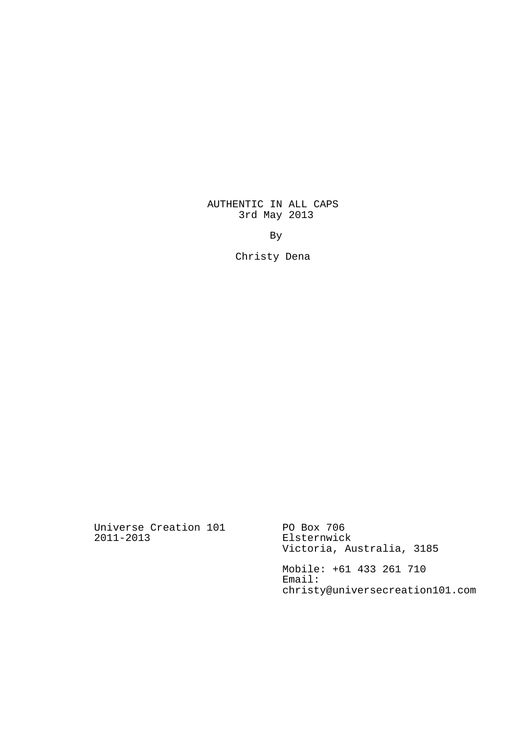# AUTHENTIC IN ALL CAPS

3rd May 2013

By

Christy Dena

Universe Creation 101
2011-2013

PO Box 706
Elsternwick
Victoria, Australia, 3185

Mobile: +61 433 261 710
Email:
christy@universecreation101.com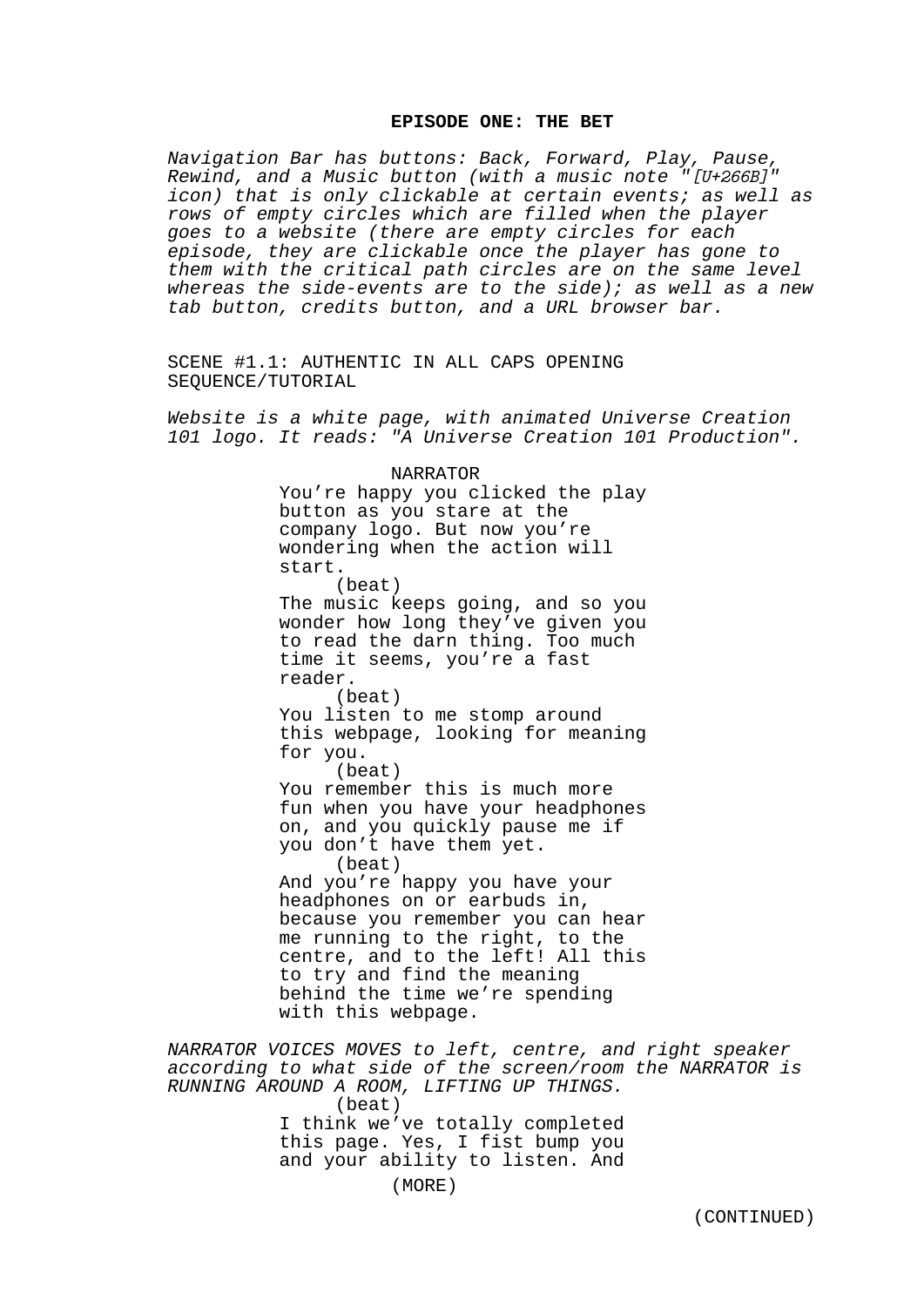**EPISODE ONE: THE BET**

*Navigation Bar has buttons: Back, Forward, Play, Pause, Rewind, and a Music button (with a music note "[U+266B]" icon) that is only clickable at certain events; as well as rows of empty circles which are filled when the player goes to a website (there are empty circles for each episode, they are clickable once the player has gone to them with the critical path circles are on the same level whereas the side-events are to the side); as well as a new tab button, credits button, and a URL browser bar.*

SCENE #1.1: AUTHENTIC IN ALL CAPS OPENING SEQUENCE/TUTORIAL

*Website is a white page, with animated Universe Creation 101 logo. It reads: "A Universe Creation 101 Production".*

NARRATOR

You're happy you clicked the play button as you stare at the company logo. But now you're wondering when the action will start.

(beat)

The music keeps going, and so you wonder how long they've given you to read the darn thing. Too much time it seems, you're a fast reader.

(beat)

You listen to me stomp around this webpage, looking for meaning for you.

(beat)

You remember this is much more fun when you have your headphones on, and you quickly pause me if you don't have them yet.

(beat)

And you're happy you have your headphones on or earbuds in, because you remember you can hear me running to the right, to the centre, and to the left! All this to try and find the meaning behind the time we're spending with this webpage.

*NARRATOR VOICES MOVES to left, centre, and right speaker according to what side of the screen/room the NARRATOR is RUNNING AROUND A ROOM, LIFTING UP THINGS.*

(beat)

I think we've totally completed this page. Yes, I fist bump you and your ability to listen. And

(MORE)

(CONTINUED)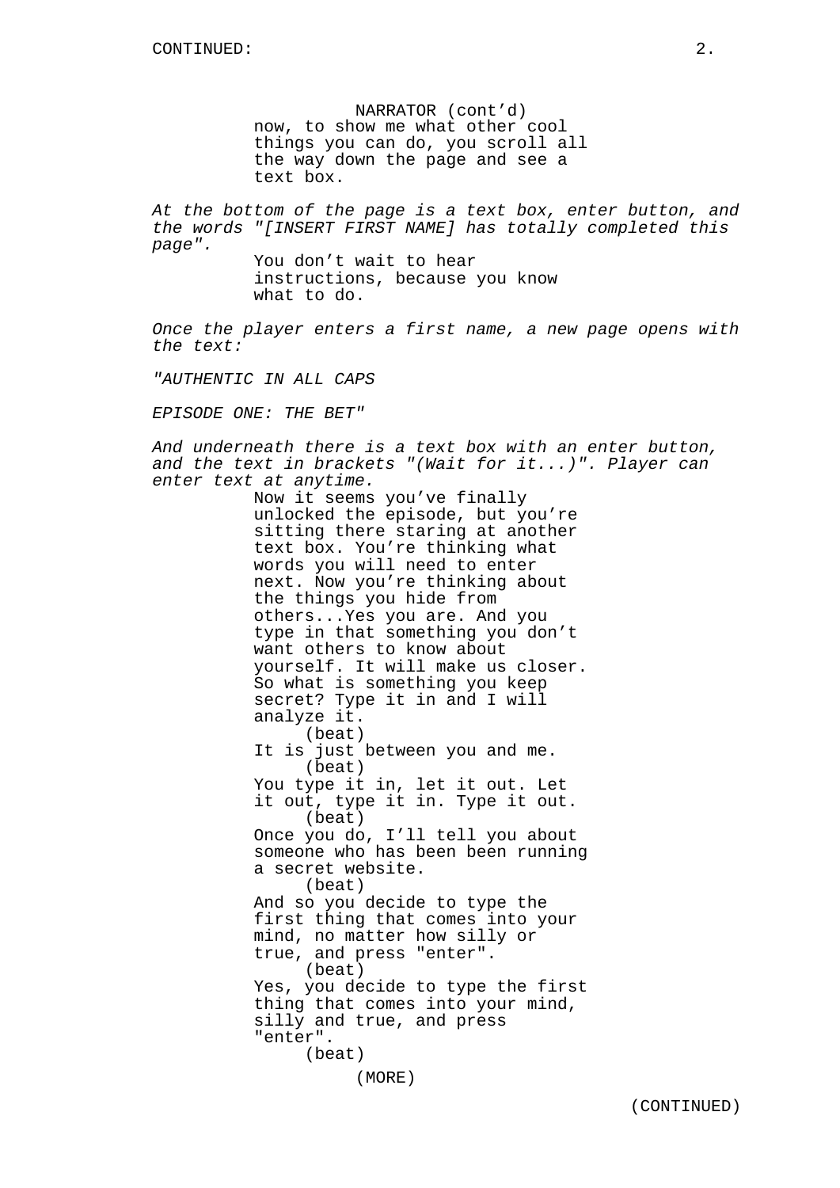NARRATOR (cont'd)

now, to show me what other cool things you can do, you scroll all the way down the page and see a text box.

*At the bottom of the page is a text box, enter button, and the words "[INSERT FIRST NAME] has totally completed this page".*

You don't wait to hear instructions, because you know what to do.

*Once the player enters a first name, a new page opens with the text:*

*"AUTHENTIC IN ALL CAPS*

*EPISODE ONE: THE BET"*

*And underneath there is a text box with an enter button, and the text in brackets "(Wait for it...)". Player can enter text at anytime.*

Now it seems you've finally unlocked the episode, but you're sitting there staring at another text box. You're thinking what words you will need to enter next. Now you're thinking about the things you hide from others...Yes you are. And you type in that something you don't want others to know about yourself. It will make us closer. So what is something you keep secret? Type it in and I will analyze it.

(beat)

It is just between you and me.

(beat)

You type it in, let it out. Let it out, type it in. Type it out.

(beat)

Once you do, I'll tell you about someone who has been been running a secret website.

(beat)

And so you decide to type the first thing that comes into your mind, no matter how silly or true, and press "enter".

(beat)

Yes, you decide to type the first thing that comes into your mind, silly and true, and press "enter".

(beat)

(MORE)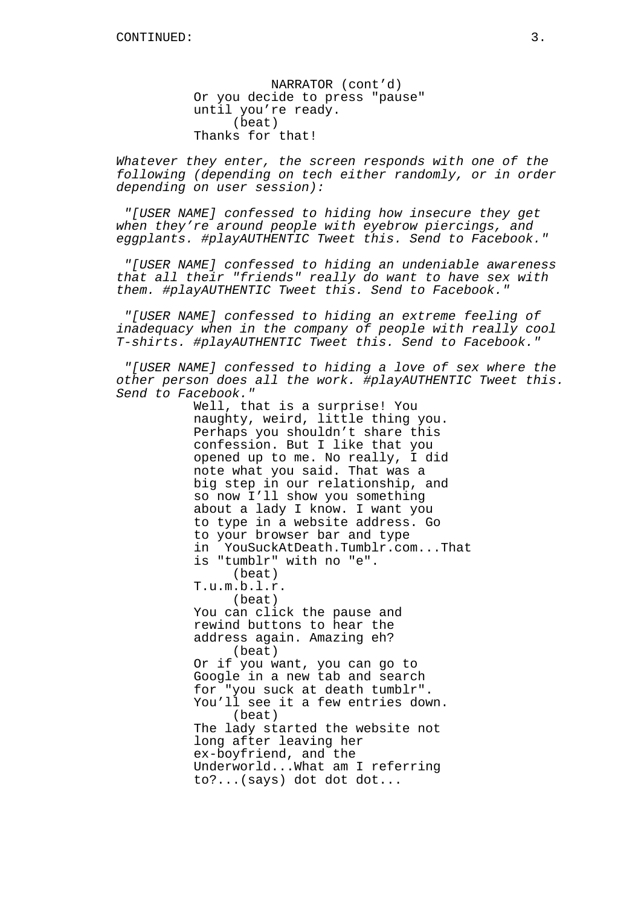NARRATOR (cont'd)
Or you decide to press "pause" until you're ready.
(beat)
Thanks for that!

*Whatever they enter, the screen responds with one of the following (depending on tech either randomly, or in order depending on user session):*

*"[USER NAME] confessed to hiding how insecure they get when they're around people with eyebrow piercings, and eggplants. #playAUTHENTIC Tweet this. Send to Facebook."*

*"[USER NAME] confessed to hiding an undeniable awareness that all their "friends" really do want to have sex with them. #playAUTHENTIC Tweet this. Send to Facebook."*

*"[USER NAME] confessed to hiding an extreme feeling of inadequacy when in the company of people with really cool T-shirts. #playAUTHENTIC Tweet this. Send to Facebook."*

*"[USER NAME] confessed to hiding a love of sex where the other person does all the work. #playAUTHENTIC Tweet this. Send to Facebook."*

Well, that is a surprise! You naughty, weird, little thing you. Perhaps you shouldn't share this confession. But I like that you opened up to me. No really, I did note what you said. That was a big step in our relationship, and so now I'll show you something about a lady I know. I want you to type in a website address. Go to your browser bar and type in YouSuckAtDeath.Tumblr.com...That is "tumblr" with no "e".
(beat)
T.u.m.b.l.r.
(beat)
You can click the pause and rewind buttons to hear the address again. Amazing eh?
(beat)
Or if you want, you can go to Google in a new tab and search for "you suck at death tumblr". You'll see it a few entries down.
(beat)
The lady started the website not long after leaving her ex-boyfriend, and the Underworld...What am I referring to?...(says) dot dot dot...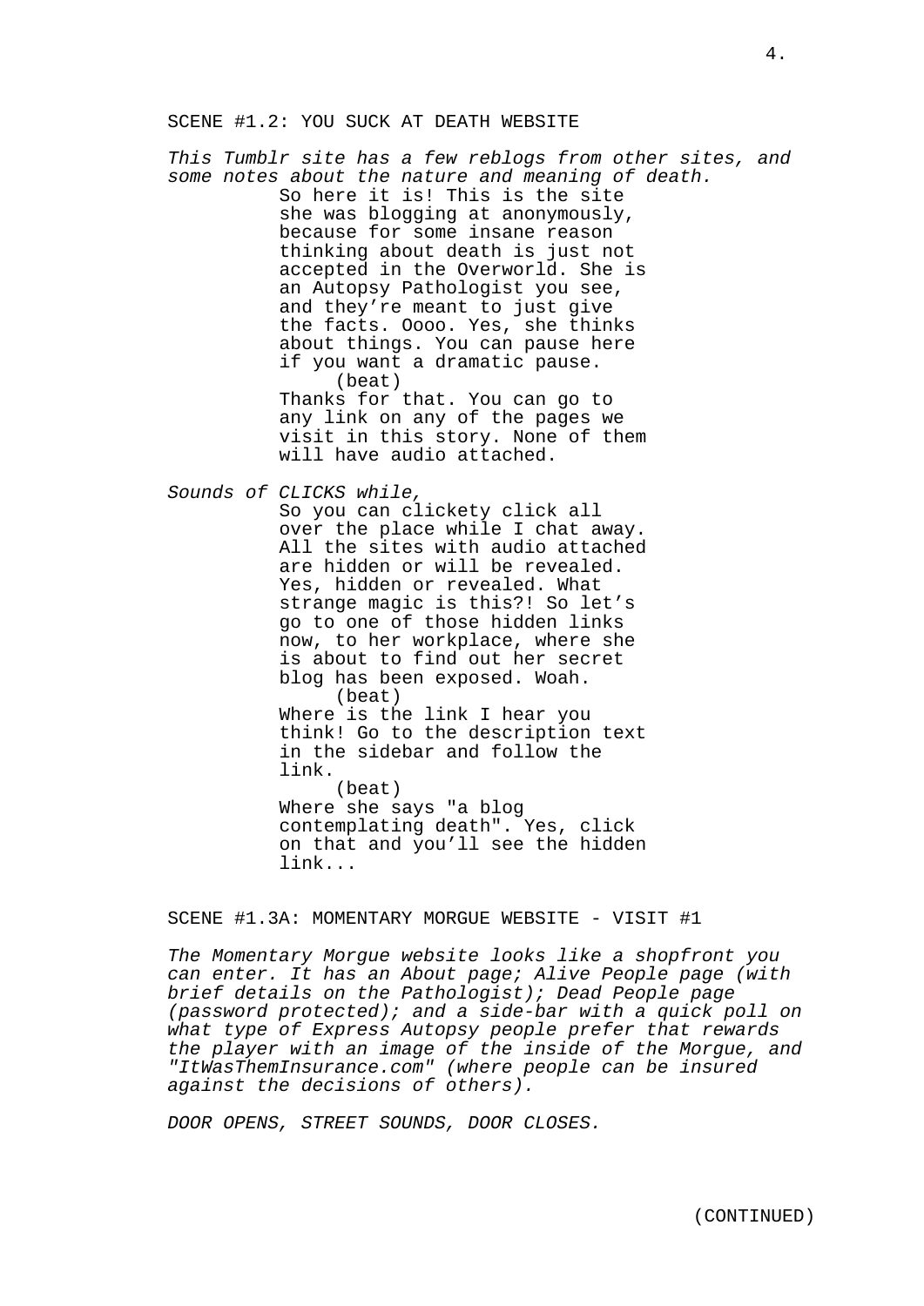SCENE #1.2: YOU SUCK AT DEATH WEBSITE

*This Tumblr site has a few reblogs from other sites, and some notes about the nature and meaning of death.*

So here it is! This is the site she was blogging at anonymously, because for some insane reason thinking about death is just not accepted in the Overworld. She is an Autopsy Pathologist you see, and they're meant to just give the facts. Oooo. Yes, she thinks about things. You can pause here if you want a dramatic pause.

(beat)

Thanks for that. You can go to any link on any of the pages we visit in this story. None of them will have audio attached.

*Sounds of CLICKS while,*

So you can clickety click all over the place while I chat away. All the sites with audio attached are hidden or will be revealed. Yes, hidden or revealed. What strange magic is this?! So let's go to one of those hidden links now, to her workplace, where she is about to find out her secret blog has been exposed. Woah.

(beat)

Where is the link I hear you think! Go to the description text in the sidebar and follow the link.

(beat)

Where she says "a blog contemplating death". Yes, click on that and you'll see the hidden link...

SCENE #1.3A: MOMENTARY MORGUE WEBSITE - VISIT #1

*The Momentary Morgue website looks like a shopfront you can enter. It has an About page; Alive People page (with brief details on the Pathologist); Dead People page (password protected); and a side-bar with a quick poll on what type of Express Autopsy people prefer that rewards the player with an image of the inside of the Morgue, and "ItWasThemInsurance.com" (where people can be insured against the decisions of others).*

*DOOR OPENS, STREET SOUNDS, DOOR CLOSES.*

(CONTINUED)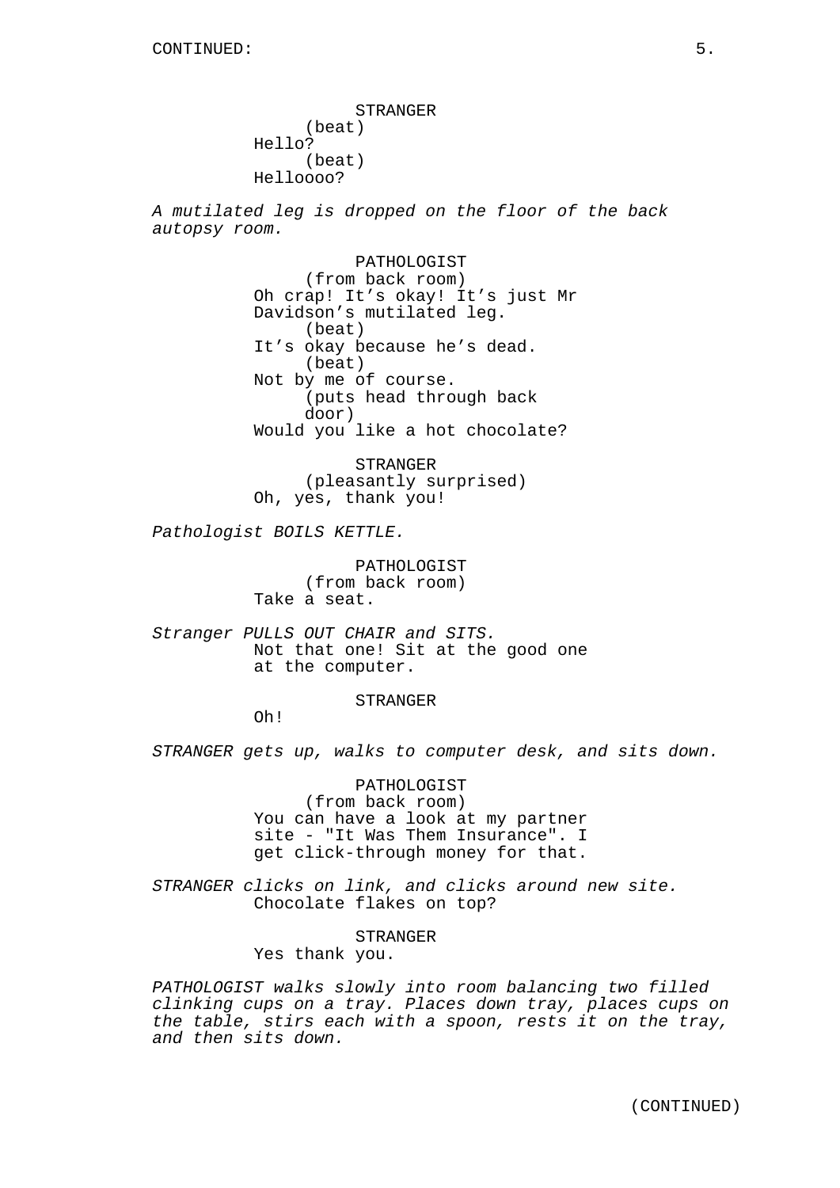STRANGER
(beat)
Hello?
(beat)
Helloooo?

*A mutilated leg is dropped on the floor of the back autopsy room.*

PATHOLOGIST
(from back room)
Oh crap! It's okay! It's just Mr Davidson's mutilated leg.
(beat)
It's okay because he's dead.
(beat)
Not by me of course.
(puts head through back door)
Would you like a hot chocolate?

STRANGER
(pleasantly surprised)
Oh, yes, thank you!

*Pathologist BOILS KETTLE.*

PATHOLOGIST
(from back room)
Take a seat.

*Stranger PULLS OUT CHAIR and SITS.*

Not that one! Sit at the good one at the computer.

STRANGER
Oh!

*STRANGER gets up, walks to computer desk, and sits down.*

PATHOLOGIST
(from back room)
You can have a look at my partner site - "It Was Them Insurance". I get click-through money for that.

*STRANGER clicks on link, and clicks around new site.*

Chocolate flakes on top?

STRANGER
Yes thank you.

*PATHOLOGIST walks slowly into room balancing two filled clinking cups on a tray. Places down tray, places cups on the table, stirs each with a spoon, rests it on the tray, and then sits down.*

(CONTINUED)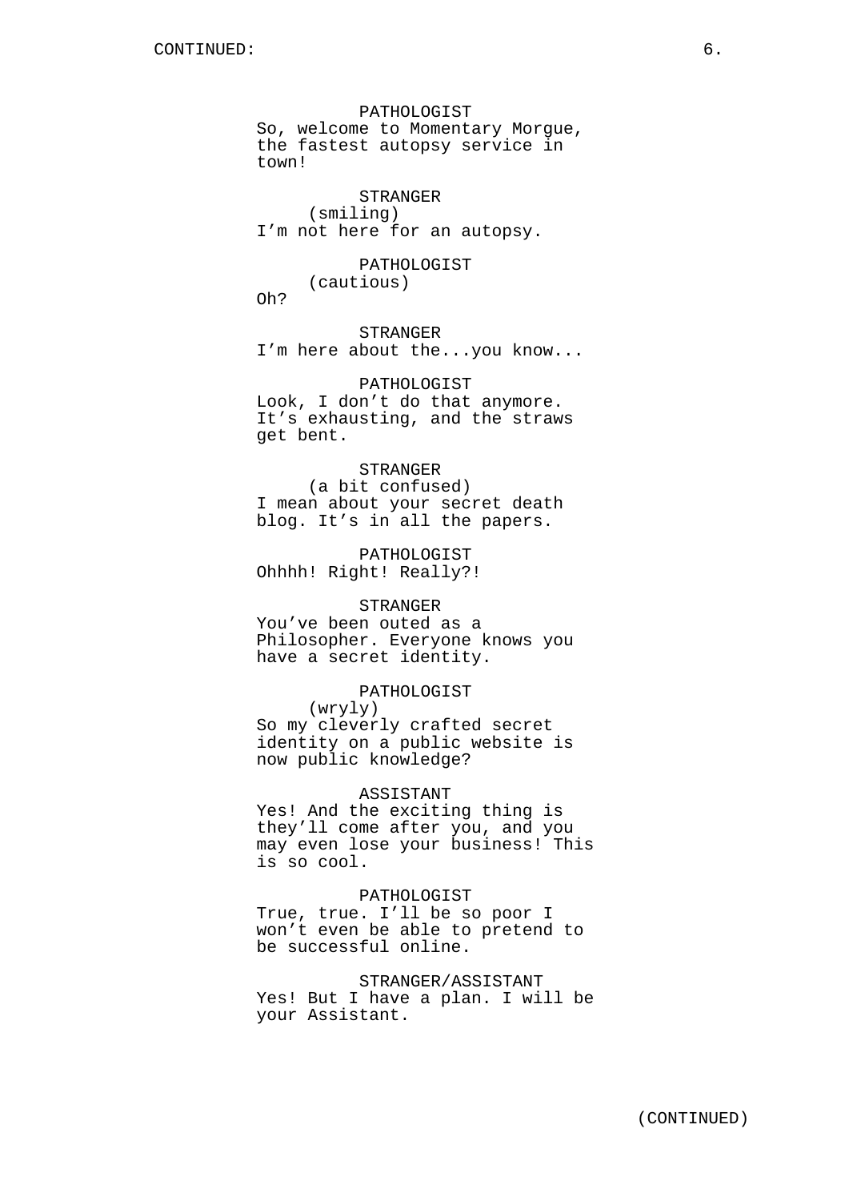PATHOLOGIST
So, welcome to Momentary Morgue, the fastest autopsy service in town!

STRANGER
(smiling)
I'm not here for an autopsy.

PATHOLOGIST
(cautious)
Oh?

STRANGER
I'm here about the...you know...

PATHOLOGIST
Look, I don't do that anymore. It's exhausting, and the straws get bent.

STRANGER
(a bit confused)
I mean about your secret death blog. It's in all the papers.

PATHOLOGIST
Ohhhh! Right! Really?!

STRANGER
You've been outed as a Philosopher. Everyone knows you have a secret identity.

PATHOLOGIST
(wryly)
So my cleverly crafted secret identity on a public website is now public knowledge?

ASSISTANT
Yes! And the exciting thing is they'll come after you, and you may even lose your business! This is so cool.

PATHOLOGIST
True, true. I'll be so poor I won't even be able to pretend to be successful online.

STRANGER/ASSISTANT
Yes! But I have a plan. I will be your Assistant.

(CONTINUED)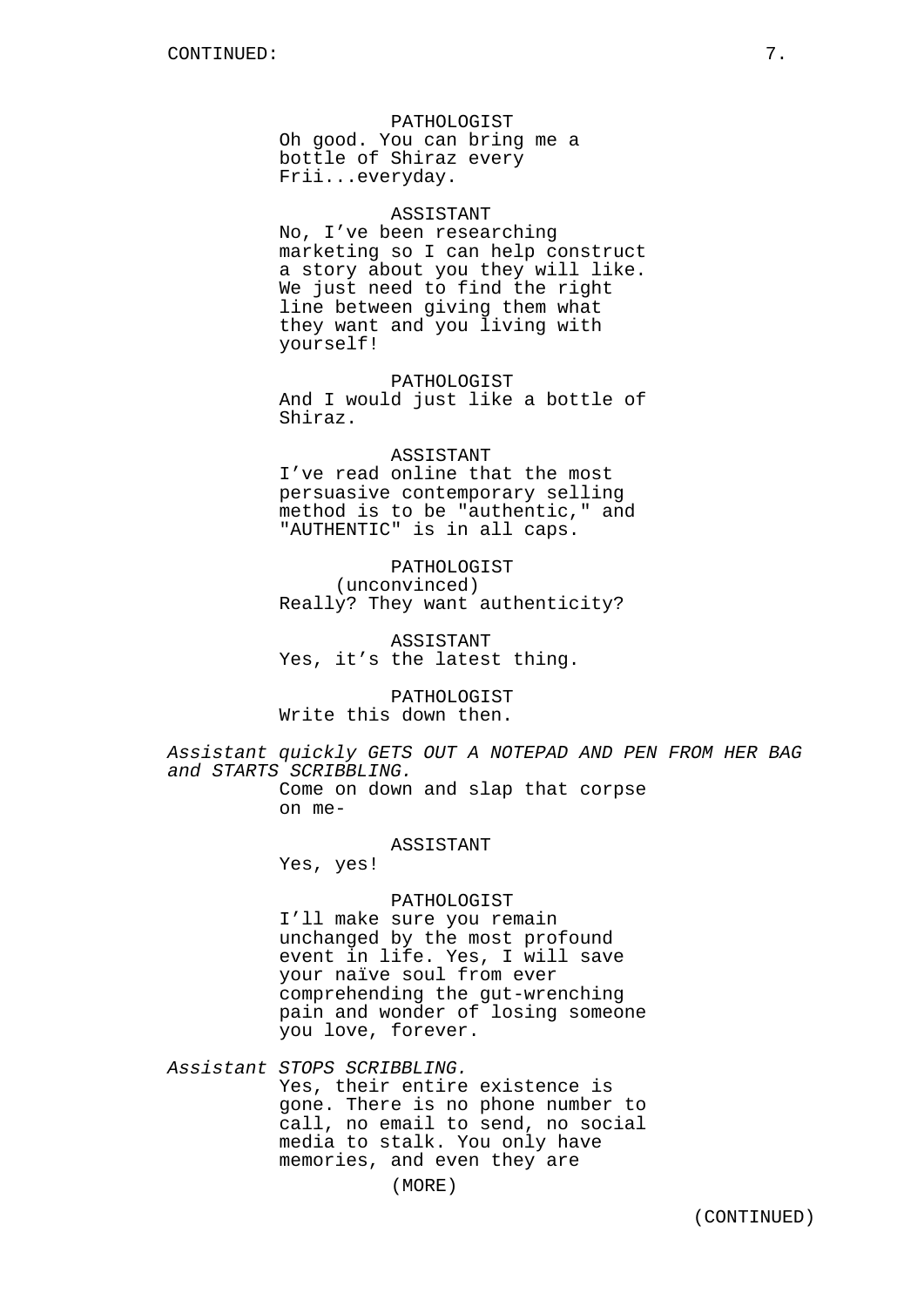PATHOLOGIST
Oh good. You can bring me a bottle of Shiraz every Frii...everyday.

ASSISTANT
No, I’ve been researching marketing so I can help construct a story about you they will like. We just need to find the right line between giving them what they want and you living with yourself!

PATHOLOGIST
And I would just like a bottle of Shiraz.

ASSISTANT
I’ve read online that the most persuasive contemporary selling method is to be "authentic," and "AUTHENTIC" is in all caps.

PATHOLOGIST
(unconvinced)
Really? They want authenticity?

ASSISTANT
Yes, it’s the latest thing.

PATHOLOGIST
Write this down then.

*Assistant quickly GETS OUT A NOTEPAD AND PEN FROM HER BAG and STARTS SCRIBBLING.*

Come on down and slap that corpse on me-

ASSISTANT
Yes, yes!

PATHOLOGIST
I’ll make sure you remain unchanged by the most profound event in life. Yes, I will save your naïve soul from ever comprehending the gut-wrenching pain and wonder of losing someone you love, forever.

*Assistant STOPS SCRIBBLING.*

Yes, their entire existence is gone. There is no phone number to call, no email to send, no social media to stalk. You only have memories, and even they are

(MORE)

(CONTINUED)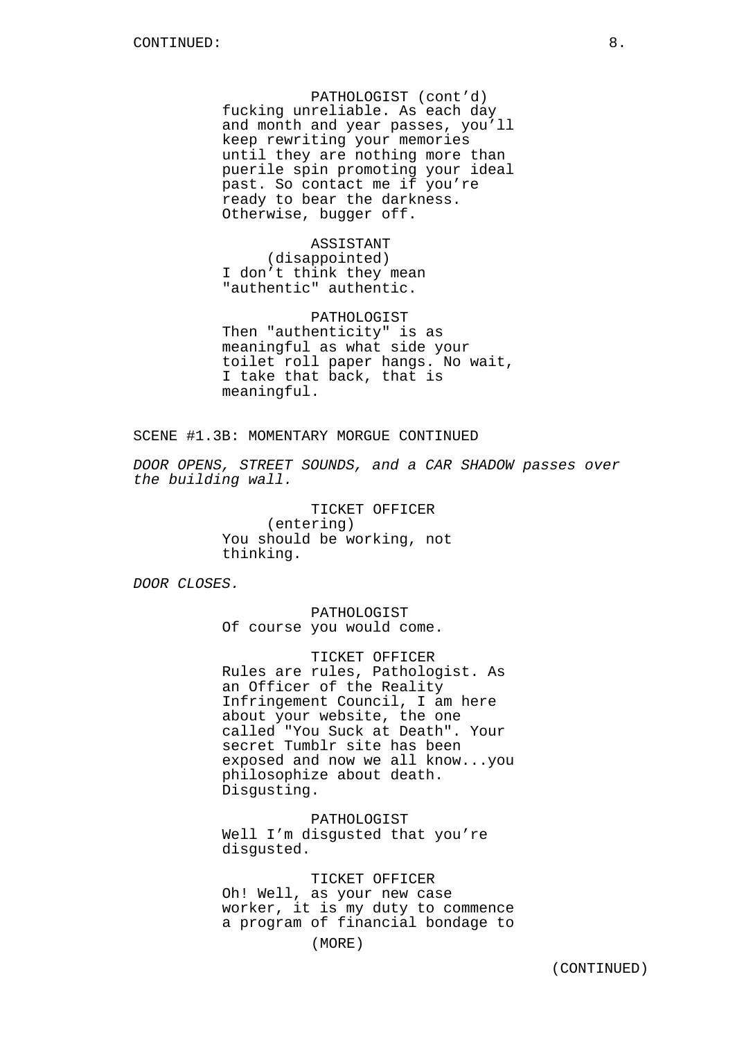PATHOLOGIST (cont'd)
fucking unreliable. As each day and month and year passes, you'll keep rewriting your memories until they are nothing more than puerile spin promoting your ideal past. So contact me if you're ready to bear the darkness. Otherwise, bugger off.

ASSISTANT
(disappointed)
I don't think they mean "authentic" authentic.

PATHOLOGIST
Then "authenticity" is as meaningful as what side your toilet roll paper hangs. No wait, I take that back, that is meaningful.

SCENE #1.3B: MOMENTARY MORGUE CONTINUED

*DOOR OPENS, STREET SOUNDS, and a CAR SHADOW passes over the building wall.*

TICKET OFFICER
(entering)
You should be working, not thinking.

*DOOR CLOSES.*

PATHOLOGIST
Of course you would come.

TICKET OFFICER
Rules are rules, Pathologist. As an Officer of the Reality Infringement Council, I am here about your website, the one called "You Suck at Death". Your secret Tumblr site has been exposed and now we all know...you philosophize about death. Disgusting.

PATHOLOGIST
Well I'm disgusted that you're disgusted.

TICKET OFFICER
Oh! Well, as your new case worker, it is my duty to commence a program of financial bondage to

(MORE)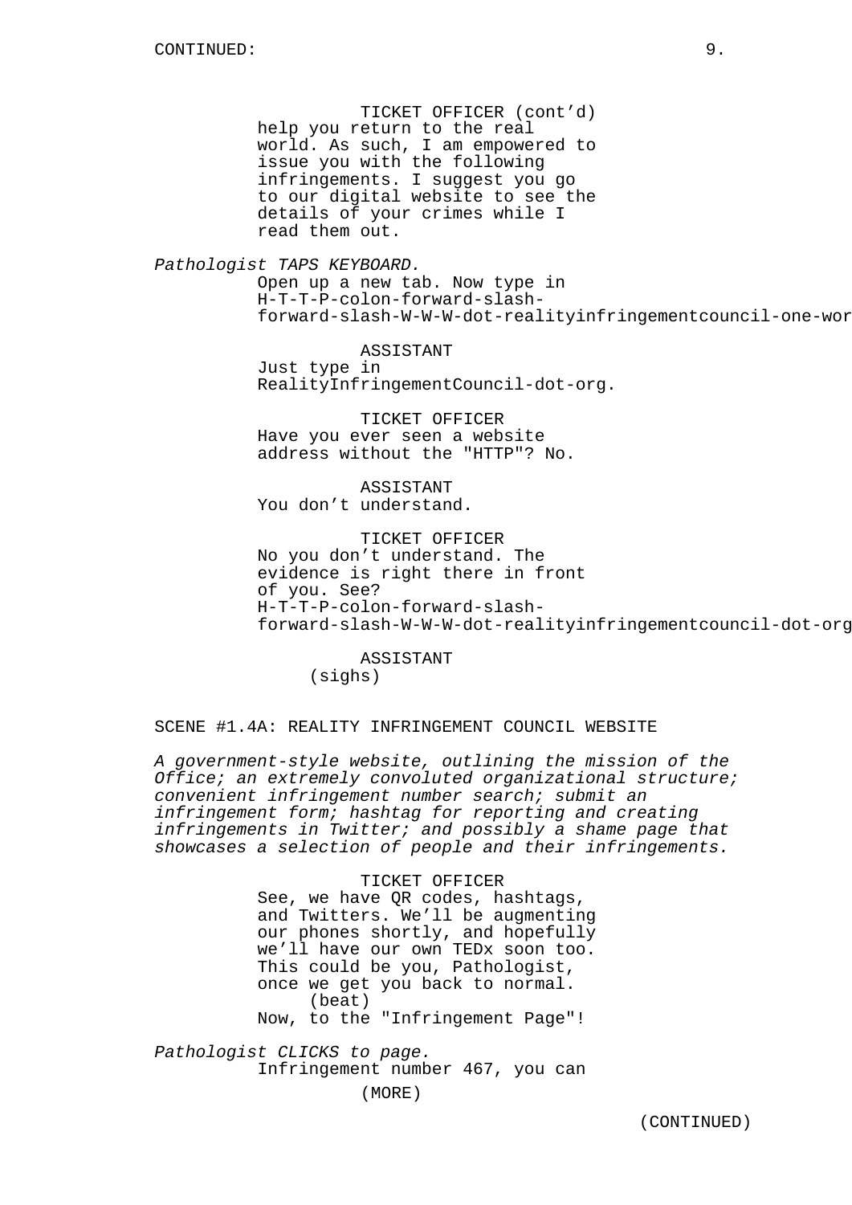CONTINUED:

TICKET OFFICER (cont'd)
help you return to the real world. As such, I am empowered to issue you with the following infringements. I suggest you go to our digital website to see the details of your crimes while I read them out.

*Pathologist TAPS KEYBOARD.*

Open up a new tab. Now type in H-T-T-P-colon-forward-slash-forward-slash-W-W-W-dot-realityinfringementcouncil-one-wor

ASSISTANT
Just type in RealityInfringementCouncil-dot-org.

TICKET OFFICER
Have you ever seen a website address without the "HTTP"? No.

ASSISTANT
You don't understand.

TICKET OFFICER
No you don't understand. The evidence is right there in front of you. See? H-T-T-P-colon-forward-slash-forward-slash-W-W-W-dot-realityinfringementcouncil-dot-org

ASSISTANT
(sighs)

SCENE #1.4A: REALITY INFRINGEMENT COUNCIL WEBSITE

*A government-style website, outlining the mission of the Office; an extremely convoluted organizational structure; convenient infringement number search; submit an infringement form; hashtag for reporting and creating infringements in Twitter; and possibly a shame page that showcases a selection of people and their infringements.*

TICKET OFFICER
See, we have QR codes, hashtags, and Twitters. We'll be augmenting our phones shortly, and hopefully we'll have our own TEDx soon too. This could be you, Pathologist, once we get you back to normal.
(beat)
Now, to the "Infringement Page"!

*Pathologist CLICKS to page.*

Infringement number 467, you can

(MORE)

(CONTINUED)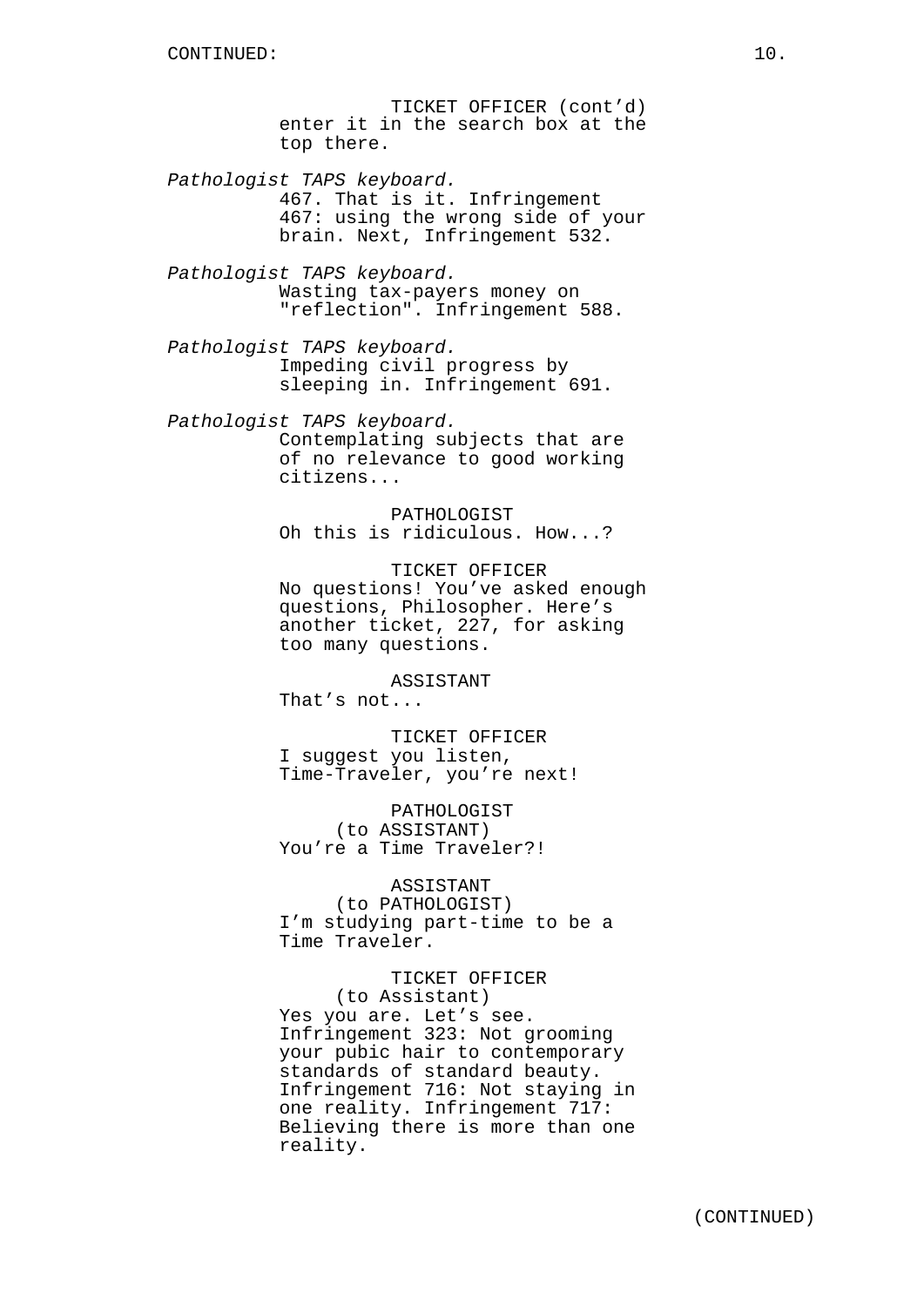TICKET OFFICER (cont'd)
enter it in the search box at the top there.

*Pathologist TAPS keyboard.*

467. That is it. Infringement 467: using the wrong side of your brain. Next, Infringement 532.

*Pathologist TAPS keyboard.*

Wasting tax-payers money on "reflection". Infringement 588.

*Pathologist TAPS keyboard.*

Impeding civil progress by sleeping in. Infringement 691.

*Pathologist TAPS keyboard.*

Contemplating subjects that are of no relevance to good working citizens...

PATHOLOGIST
Oh this is ridiculous. How...?

TICKET OFFICER
No questions! You've asked enough questions, Philosopher. Here's another ticket, 227, for asking too many questions.

ASSISTANT
That's not...

TICKET OFFICER
I suggest you listen, Time-Traveler, you're next!

PATHOLOGIST
(to ASSISTANT)
You're a Time Traveler?!

ASSISTANT
(to PATHOLOGIST)
I'm studying part-time to be a Time Traveler.

TICKET OFFICER
(to Assistant)
Yes you are. Let's see. Infringement 323: Not grooming your pubic hair to contemporary standards of standard beauty. Infringement 716: Not staying in one reality. Infringement 717: Believing there is more than one reality.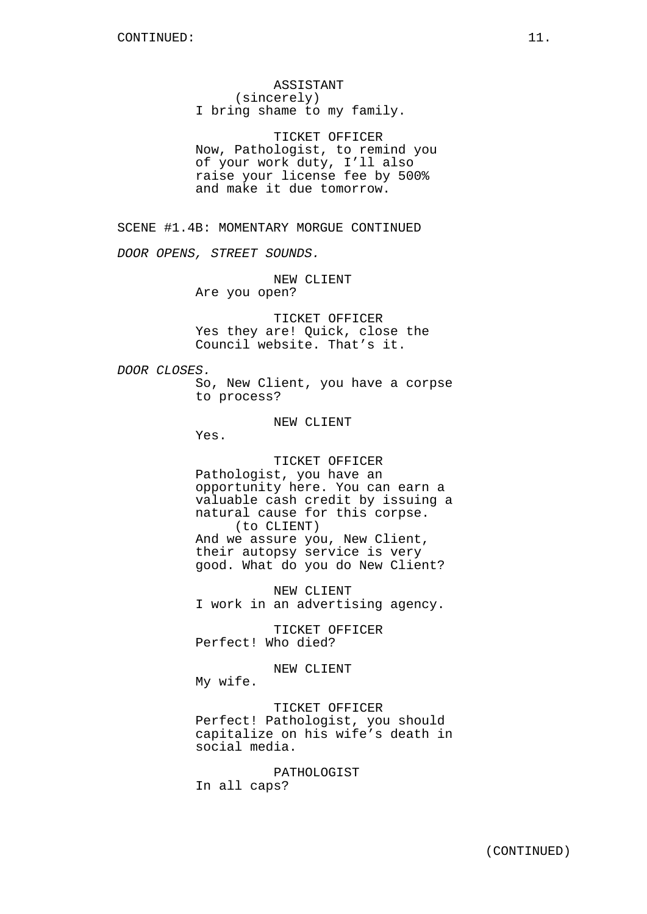ASSISTANT
(sincerely)
I bring shame to my family.

TICKET OFFICER
Now, Pathologist, to remind you of your work duty, I'll also raise your license fee by 500% and make it due tomorrow.

SCENE #1.4B: MOMENTARY MORGUE CONTINUED

*DOOR OPENS, STREET SOUNDS.*

NEW CLIENT
Are you open?

TICKET OFFICER
Yes they are! Quick, close the Council website. That's it.

*DOOR CLOSES.*

So, New Client, you have a corpse to process?

NEW CLIENT
Yes.

TICKET OFFICER
Pathologist, you have an opportunity here. You can earn a valuable cash credit by issuing a natural cause for this corpse.
(to CLIENT)
And we assure you, New Client, their autopsy service is very good. What do you do New Client?

NEW CLIENT
I work in an advertising agency.

TICKET OFFICER
Perfect! Who died?

NEW CLIENT
My wife.

TICKET OFFICER
Perfect! Pathologist, you should capitalize on his wife's death in social media.

PATHOLOGIST
In all caps?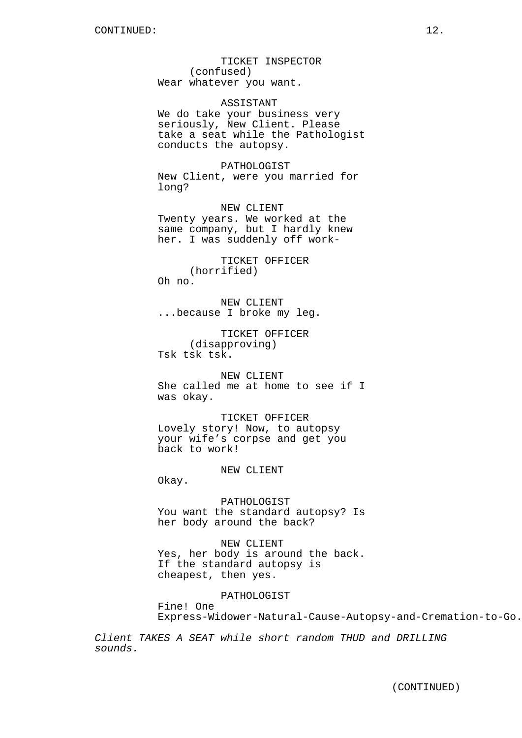CONTINUED:

TICKET INSPECTOR
(confused)
Wear whatever you want.

ASSISTANT
We do take your business very seriously, New Client. Please take a seat while the Pathologist conducts the autopsy.

PATHOLOGIST
New Client, were you married for long?

NEW CLIENT
Twenty years. We worked at the same company, but I hardly knew her. I was suddenly off work-

TICKET OFFICER
(horrified)
Oh no.

NEW CLIENT
...because I broke my leg.

TICKET OFFICER
(disapproving)
Tsk tsk tsk.

NEW CLIENT
She called me at home to see if I was okay.

TICKET OFFICER
Lovely story! Now, to autopsy your wife’s corpse and get you back to work!

NEW CLIENT
Okay.

PATHOLOGIST
You want the standard autopsy? Is her body around the back?

NEW CLIENT
Yes, her body is around the back. If the standard autopsy is cheapest, then yes.

PATHOLOGIST
Fine! One Express-Widower-Natural-Cause-Autopsy-and-Cremation-to-Go.

*Client TAKES A SEAT while short random THUD and DRILLING sounds.*

(CONTINUED)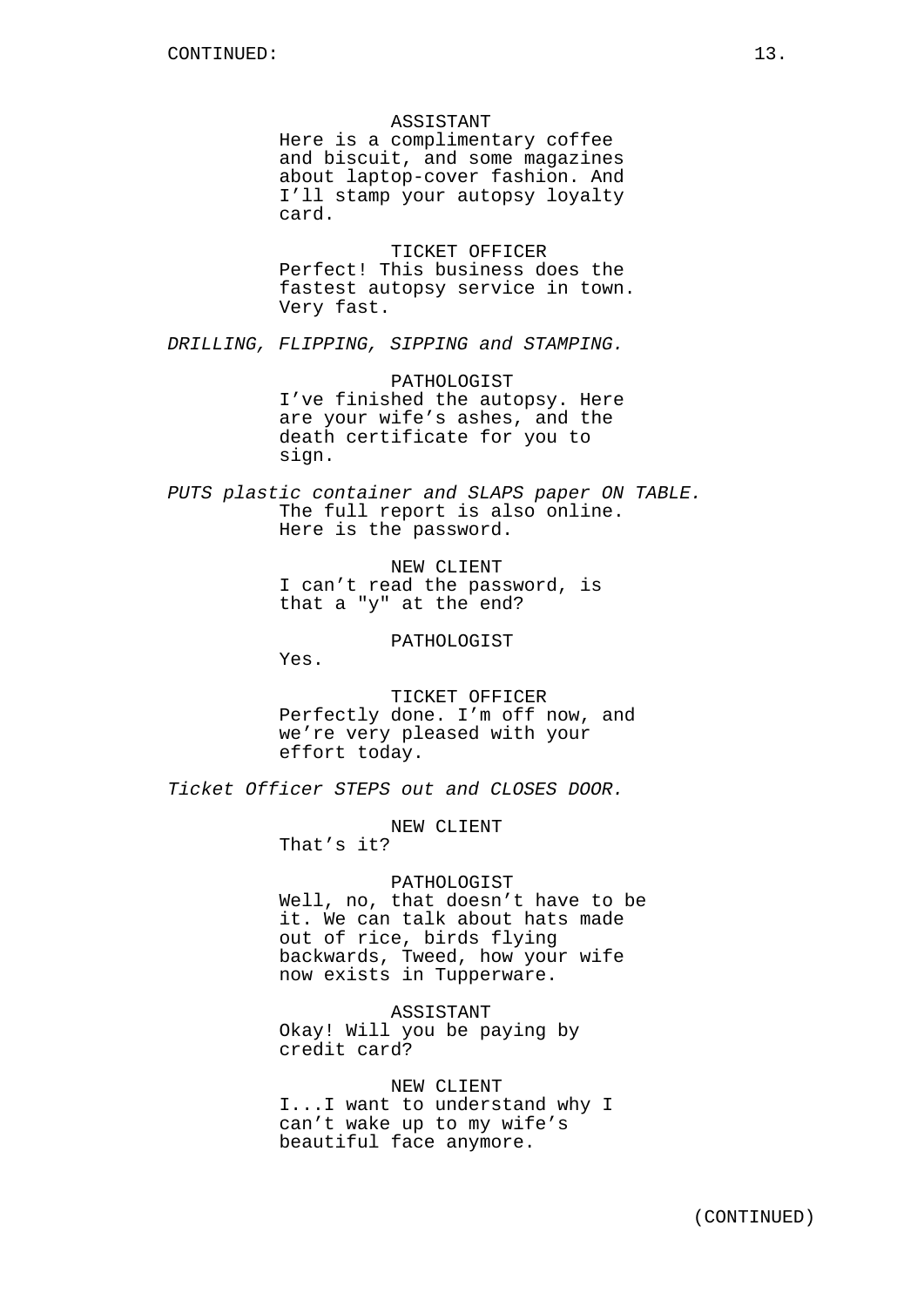CONTINUED:

ASSISTANT
Here is a complimentary coffee and biscuit, and some magazines about laptop-cover fashion. And I'll stamp your autopsy loyalty card.

TICKET OFFICER
Perfect! This business does the fastest autopsy service in town. Very fast.

*DRILLING, FLIPPING, SIPPING and STAMPING.*

PATHOLOGIST
I've finished the autopsy. Here are your wife's ashes, and the death certificate for you to sign.

*PUTS plastic container and SLAPS paper ON TABLE.*
The full report is also online. Here is the password.

NEW CLIENT
I can't read the password, is that a "y" at the end?

PATHOLOGIST
Yes.

TICKET OFFICER
Perfectly done. I'm off now, and we're very pleased with your effort today.

*Ticket Officer STEPS out and CLOSES DOOR.*

NEW CLIENT
That's it?

PATHOLOGIST
Well, no, that doesn't have to be it. We can talk about hats made out of rice, birds flying backwards, Tweed, how your wife now exists in Tupperware.

ASSISTANT
Okay! Will you be paying by credit card?

NEW CLIENT
I...I want to understand why I can't wake up to my wife's beautiful face anymore.

(CONTINUED)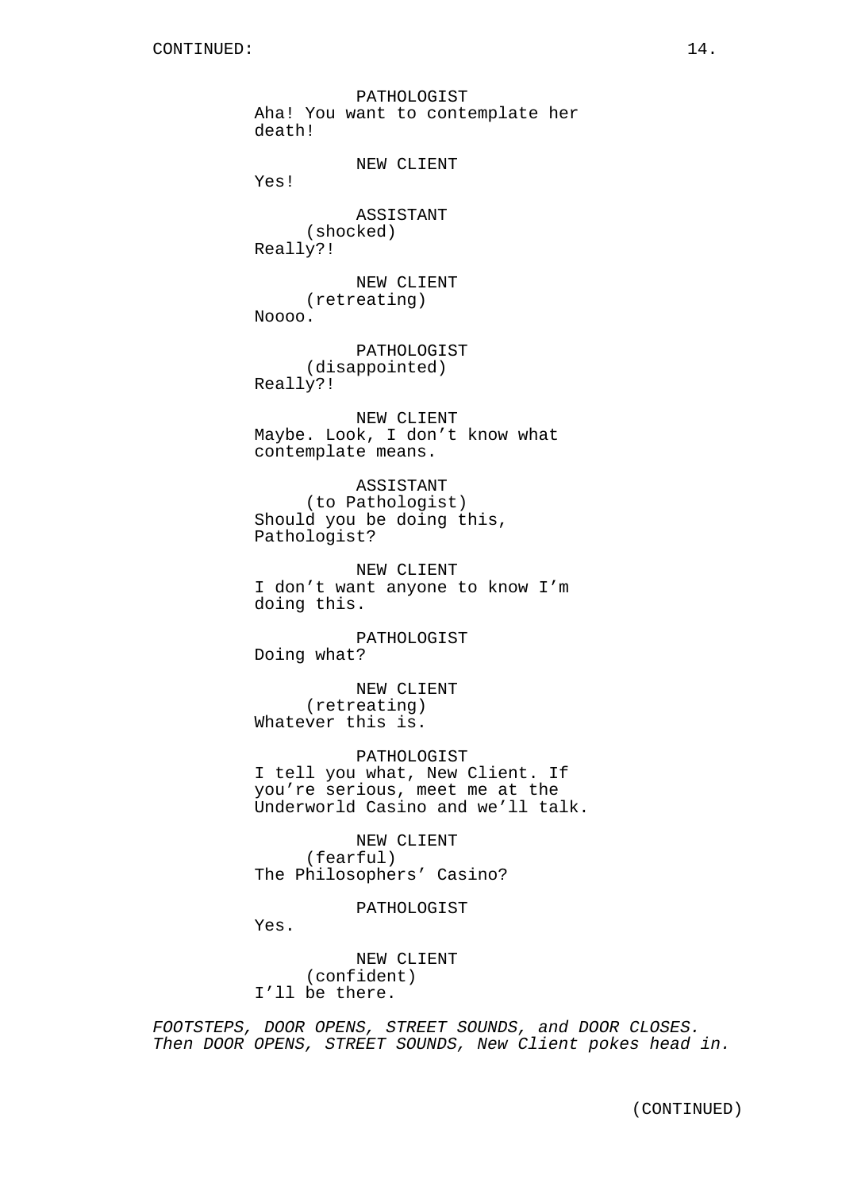CONTINUED:

PATHOLOGIST
Aha! You want to contemplate her death!

NEW CLIENT
Yes!

ASSISTANT
(shocked)
Really?!

NEW CLIENT
(retreating)
Noooo.

PATHOLOGIST
(disappointed)
Really?!

NEW CLIENT
Maybe. Look, I don’t know what contemplate means.

ASSISTANT
(to Pathologist)
Should you be doing this, Pathologist?

NEW CLIENT
I don’t want anyone to know I’m doing this.

PATHOLOGIST
Doing what?

NEW CLIENT
(retreating)
Whatever this is.

PATHOLOGIST
I tell you what, New Client. If you’re serious, meet me at the Underworld Casino and we’ll talk.

NEW CLIENT
(fearful)
The Philosophers’ Casino?

PATHOLOGIST
Yes.

NEW CLIENT
(confident)
I’ll be there.

*FOOTSTEPS, DOOR OPENS, STREET SOUNDS, and DOOR CLOSES. Then DOOR OPENS, STREET SOUNDS, New Client pokes head in.*

(CONTINUED)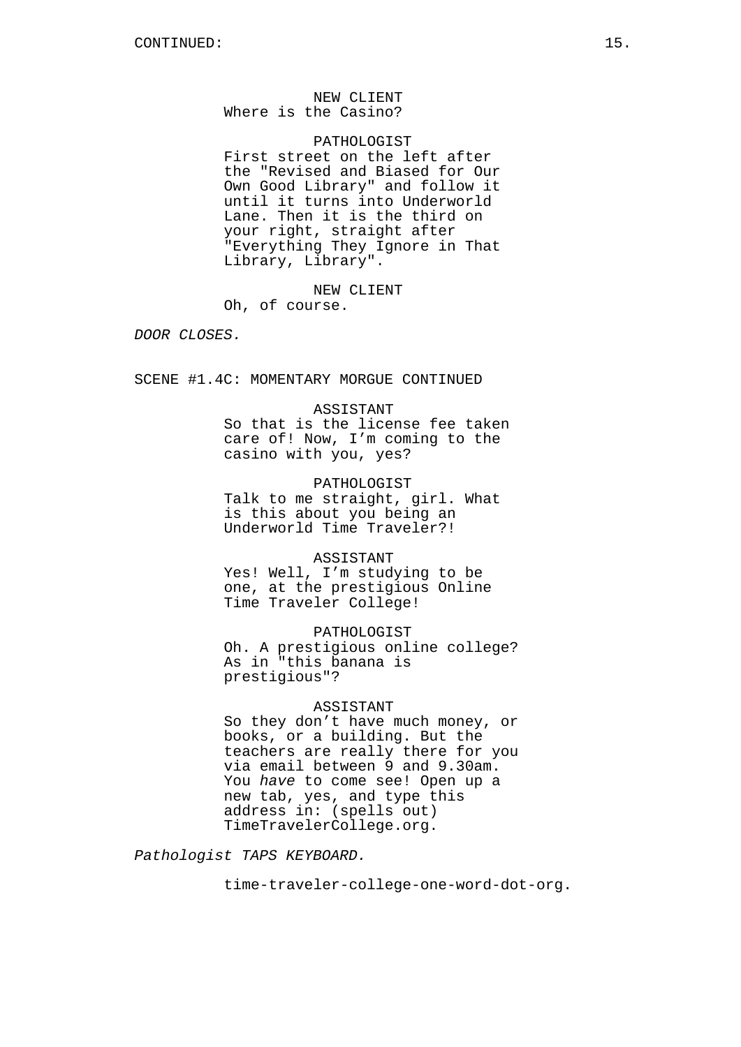CONTINUED:

NEW CLIENT
Where is the Casino?

PATHOLOGIST
First street on the left after the "Revised and Biased for Our Own Good Library" and follow it until it turns into Underworld Lane. Then it is the third on your right, straight after "Everything They Ignore in That Library, Library".

NEW CLIENT
Oh, of course.

*DOOR CLOSES.*

SCENE #1.4C: MOMENTARY MORGUE CONTINUED

ASSISTANT
So that is the license fee taken care of! Now, I'm coming to the casino with you, yes?

PATHOLOGIST
Talk to me straight, girl. What is this about you being an Underworld Time Traveler?!

ASSISTANT
Yes! Well, I'm studying to be one, at the prestigious Online Time Traveler College!

PATHOLOGIST
Oh. A prestigious online college? As in "this banana is prestigious"?

ASSISTANT
So they don't have much money, or books, or a building. But the teachers are really there for you via email between 9 and 9.30am. You *have* to come see! Open up a new tab, yes, and type this address in: (spells out) TimeTravelerCollege.org.

*Pathologist TAPS KEYBOARD.*

time-traveler-college-one-word-dot-org.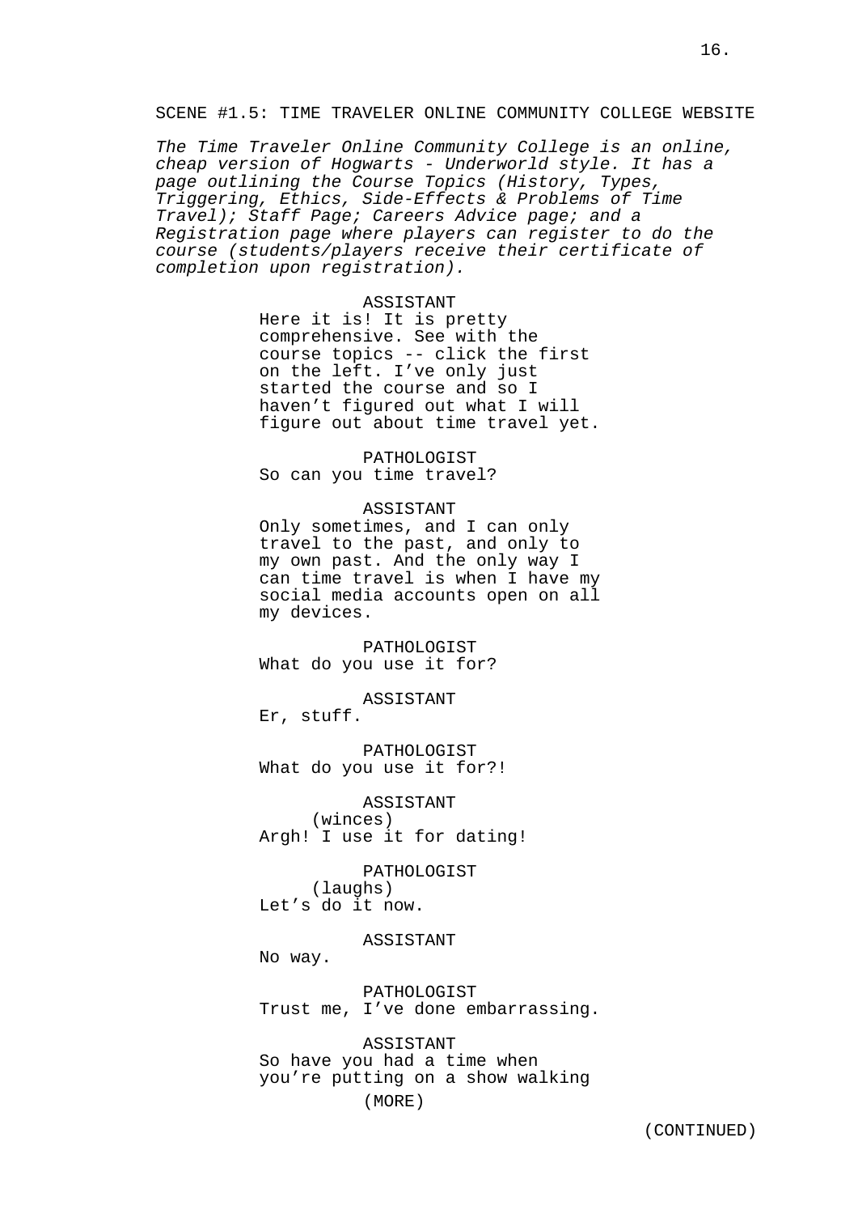SCENE #1.5: TIME TRAVELER ONLINE COMMUNITY COLLEGE WEBSITE

*The Time Traveler Online Community College is an online, cheap version of Hogwarts - Underworld style. It has a page outlining the Course Topics (History, Types, Triggering, Ethics, Side-Effects & Problems of Time Travel); Staff Page; Careers Advice page; and a Registration page where players can register to do the course (students/players receive their certificate of completion upon registration).*

ASSISTANT
Here it is! It is pretty comprehensive. See with the course topics -- click the first on the left. I've only just started the course and so I haven't figured out what I will figure out about time travel yet.

PATHOLOGIST
So can you time travel?

ASSISTANT
Only sometimes, and I can only travel to the past, and only to my own past. And the only way I can time travel is when I have my social media accounts open on all my devices.

PATHOLOGIST
What do you use it for?

ASSISTANT
Er, stuff.

PATHOLOGIST
What do you use it for?!

ASSISTANT
(winces)
Argh! I use it for dating!

PATHOLOGIST
(laughs)
Let's do it now.

ASSISTANT
No way.

PATHOLOGIST
Trust me, I've done embarrassing.

ASSISTANT
So have you had a time when you're putting on a show walking
(MORE)

(CONTINUED)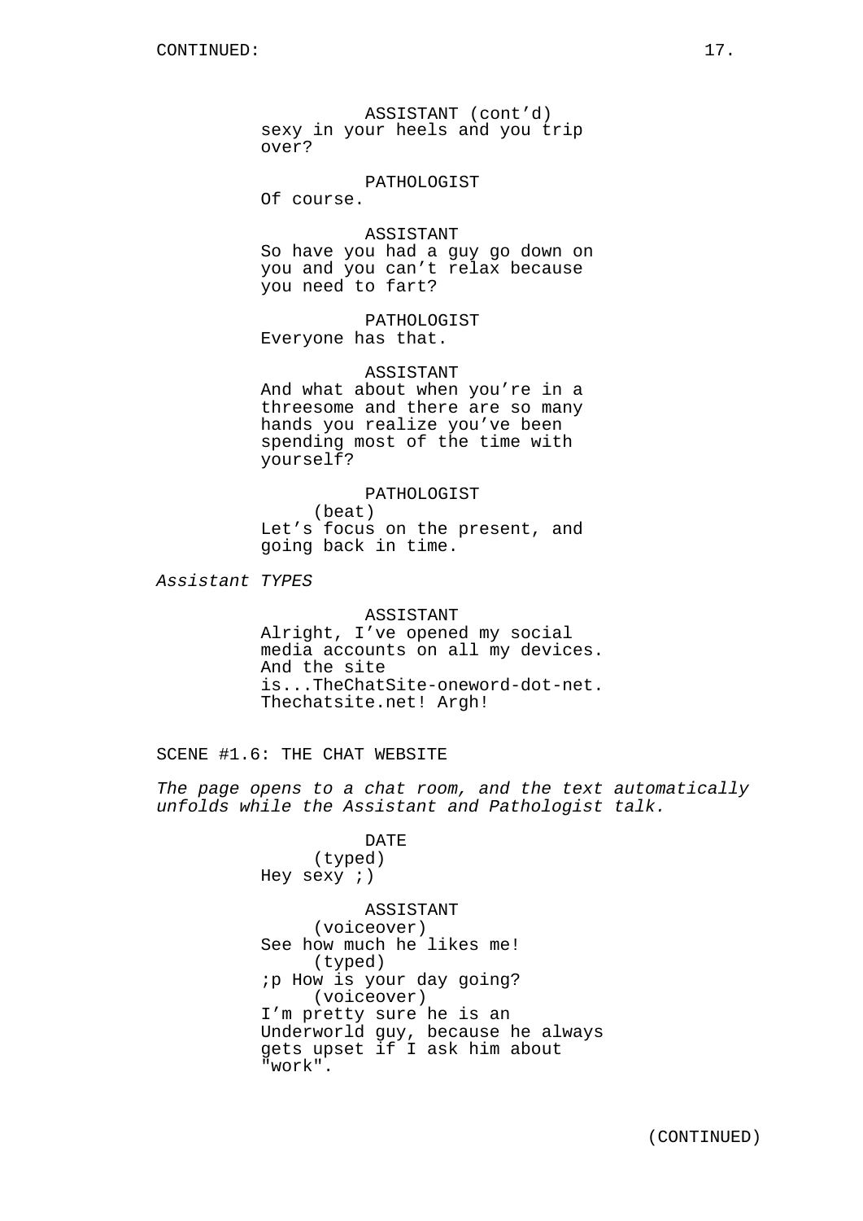ASSISTANT (cont'd)
sexy in your heels and you trip over?

PATHOLOGIST
Of course.

ASSISTANT
So have you had a guy go down on you and you can't relax because you need to fart?

PATHOLOGIST
Everyone has that.

ASSISTANT
And what about when you're in a threesome and there are so many hands you realize you've been spending most of the time with yourself?

PATHOLOGIST
(beat)
Let's focus on the present, and going back in time.

*Assistant TYPES*

ASSISTANT
Alright, I've opened my social media accounts on all my devices. And the site is...TheChatSite-oneword-dot-net. Thechatsite.net! Argh!

SCENE #1.6: THE CHAT WEBSITE

*The page opens to a chat room, and the text automatically unfolds while the Assistant and Pathologist talk.*

DATE
(typed)
Hey sexy ;)

ASSISTANT
(voiceover)
See how much he likes me!
(typed)
;p How is your day going?
(voiceover)
I'm pretty sure he is an Underworld guy, because he always gets upset if I ask him about "work".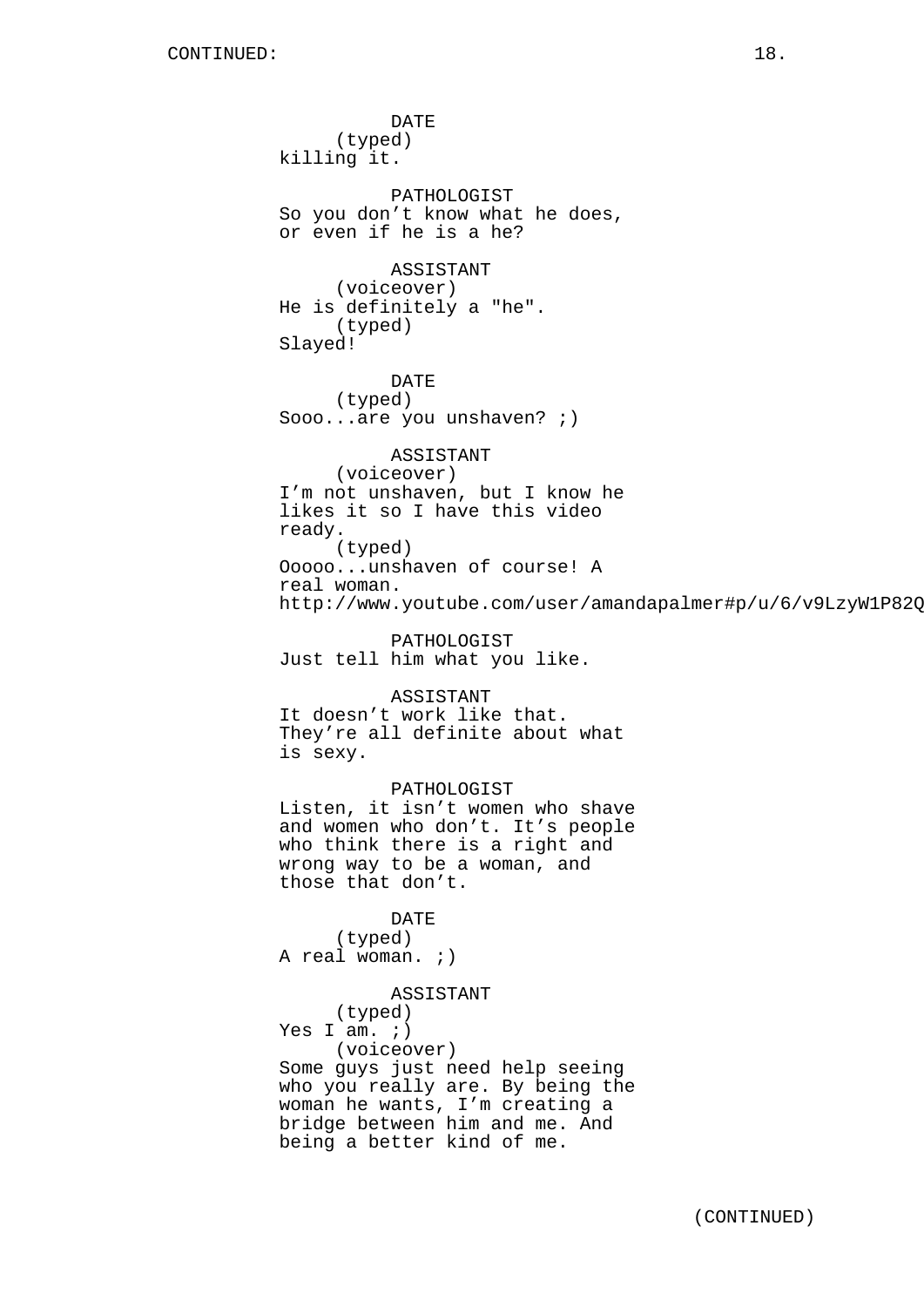DATE
(typed)
killing it.

PATHOLOGIST
So you don’t know what he does, or even if he is a he?

ASSISTANT
(voiceover)
He is definitely a "he".
(typed)
Slayed!

DATE
(typed)
Sooo...are you unshaven? ;)

ASSISTANT
(voiceover)
I’m not unshaven, but I know he likes it so I have this video ready.
(typed)
Ooooo...unshaven of course! A real woman.
http://www.youtube.com/user/amandapalmer#p/u/6/v9LzyW1P82Q

PATHOLOGIST
Just tell him what you like.

ASSISTANT
It doesn’t work like that. They’re all definite about what is sexy.

PATHOLOGIST
Listen, it isn’t women who shave and women who don’t. It’s people who think there is a right and wrong way to be a woman, and those that don’t.

DATE
(typed)
A real woman. ;)

ASSISTANT
(typed)
Yes I am. ;)
(voiceover)
Some guys just need help seeing who you really are. By being the woman he wants, I’m creating a bridge between him and me. And being a better kind of me.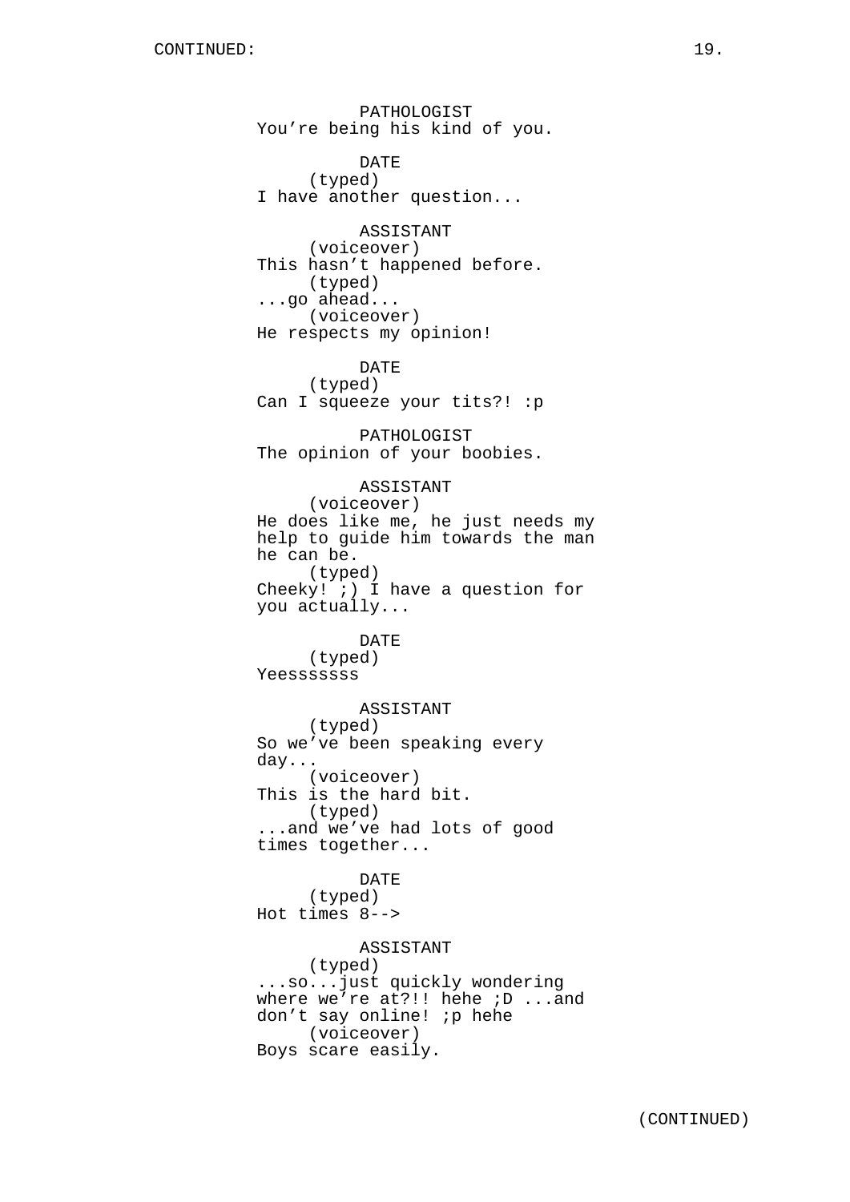CONTINUED:

PATHOLOGIST
You're being his kind of you.

DATE
(typed)
I have another question...

ASSISTANT
(voiceover)
This hasn't happened before.
(typed)
...go ahead...
(voiceover)
He respects my opinion!

DATE
(typed)
Can I squeeze your tits?! :p

PATHOLOGIST
The opinion of your boobies.

ASSISTANT
(voiceover)
He does like me, he just needs my help to guide him towards the man he can be.
(typed)
Cheeky! ;) I have a question for you actually...

DATE
(typed)
Yeesssssss

ASSISTANT
(typed)
So we've been speaking every day...
(voiceover)
This is the hard bit.
(typed)
...and we've had lots of good times together...

DATE
(typed)
Hot times 8-->

ASSISTANT
(typed)
...so...just quickly wondering where we're at?!! hehe ;D ...and don't say online! ;p hehe
(voiceover)
Boys scare easily.

(CONTINUED)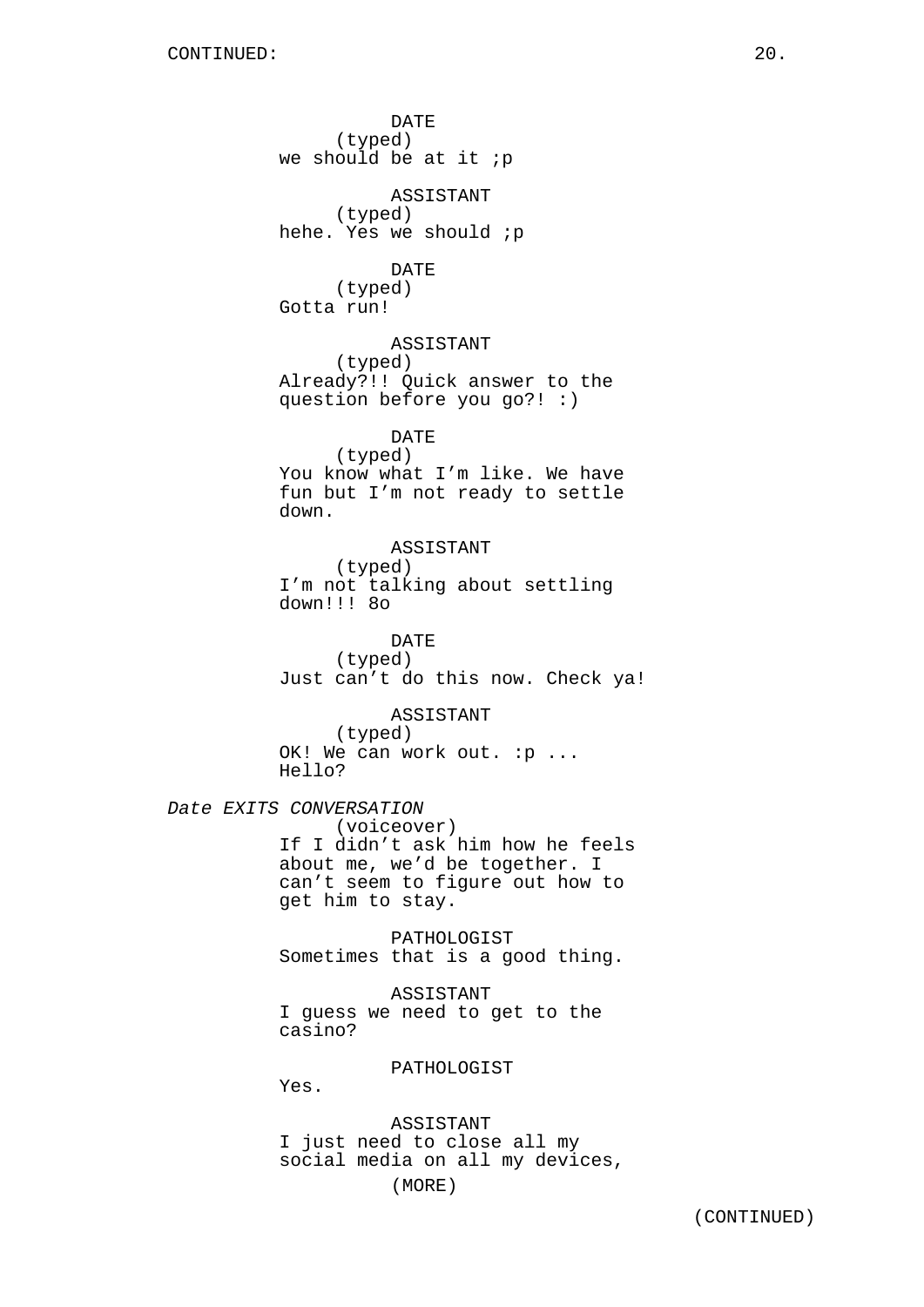DATE
(typed)
we should be at it ;p

ASSISTANT
(typed)
hehe. Yes we should ;p

DATE
(typed)
Gotta run!

ASSISTANT
(typed)
Already?!! Quick answer to the question before you go?! :)

DATE
(typed)
You know what I'm like. We have fun but I'm not ready to settle down.

ASSISTANT
(typed)
I'm not talking about settling down!!! 8o

DATE
(typed)
Just can't do this now. Check ya!

ASSISTANT
(typed)
OK! We can work out. :p ...
Hello?

*Date EXITS CONVERSATION*

(voiceover)
If I didn't ask him how he feels about me, we'd be together. I can't seem to figure out how to get him to stay.

PATHOLOGIST
Sometimes that is a good thing.

ASSISTANT
I guess we need to get to the casino?

PATHOLOGIST
Yes.

ASSISTANT
I just need to close all my social media on all my devices,
(MORE)

(CONTINUED)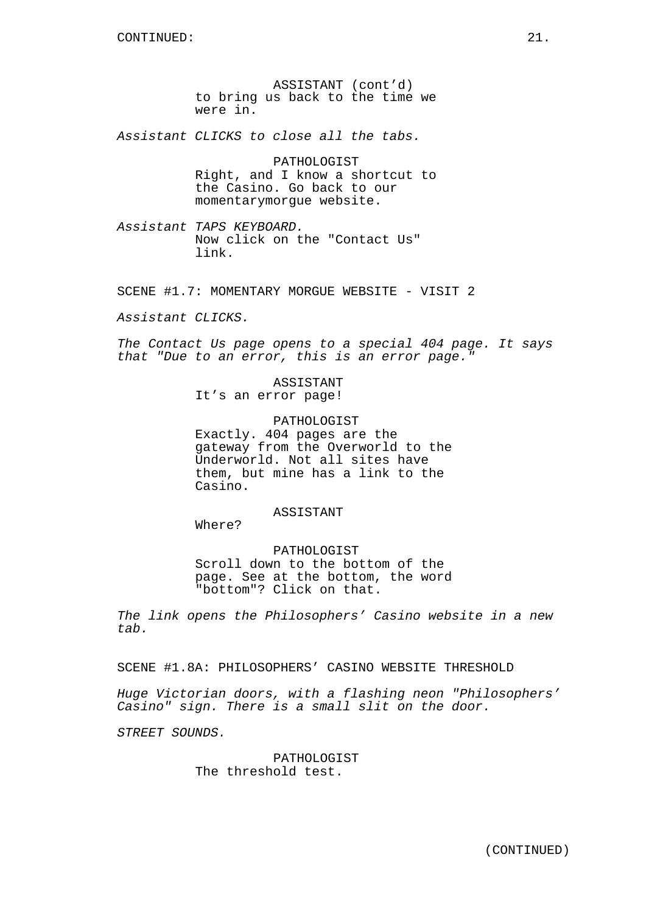CONTINUED:

ASSISTANT (cont'd)
to bring us back to the time we were in.

*Assistant CLICKS to close all the tabs.*

PATHOLOGIST
Right, and I know a shortcut to the Casino. Go back to our momentarymorgue website.

*Assistant TAPS KEYBOARD.*
Now click on the "Contact Us" link.

SCENE #1.7: MOMENTARY MORGUE WEBSITE - VISIT 2

*Assistant CLICKS.*

*The Contact Us page opens to a special 404 page. It says that "Due to an error, this is an error page."*

ASSISTANT
It's an error page!

PATHOLOGIST
Exactly. 404 pages are the gateway from the Overworld to the Underworld. Not all sites have them, but mine has a link to the Casino.

ASSISTANT
Where?

PATHOLOGIST
Scroll down to the bottom of the page. See at the bottom, the word "bottom"? Click on that.

*The link opens the Philosophers' Casino website in a new tab.*

SCENE #1.8A: PHILOSOPHERS' CASINO WEBSITE THRESHOLD

*Huge Victorian doors, with a flashing neon "Philosophers' Casino" sign. There is a small slit on the door.*

*STREET SOUNDS.*

PATHOLOGIST
The threshold test.

(CONTINUED)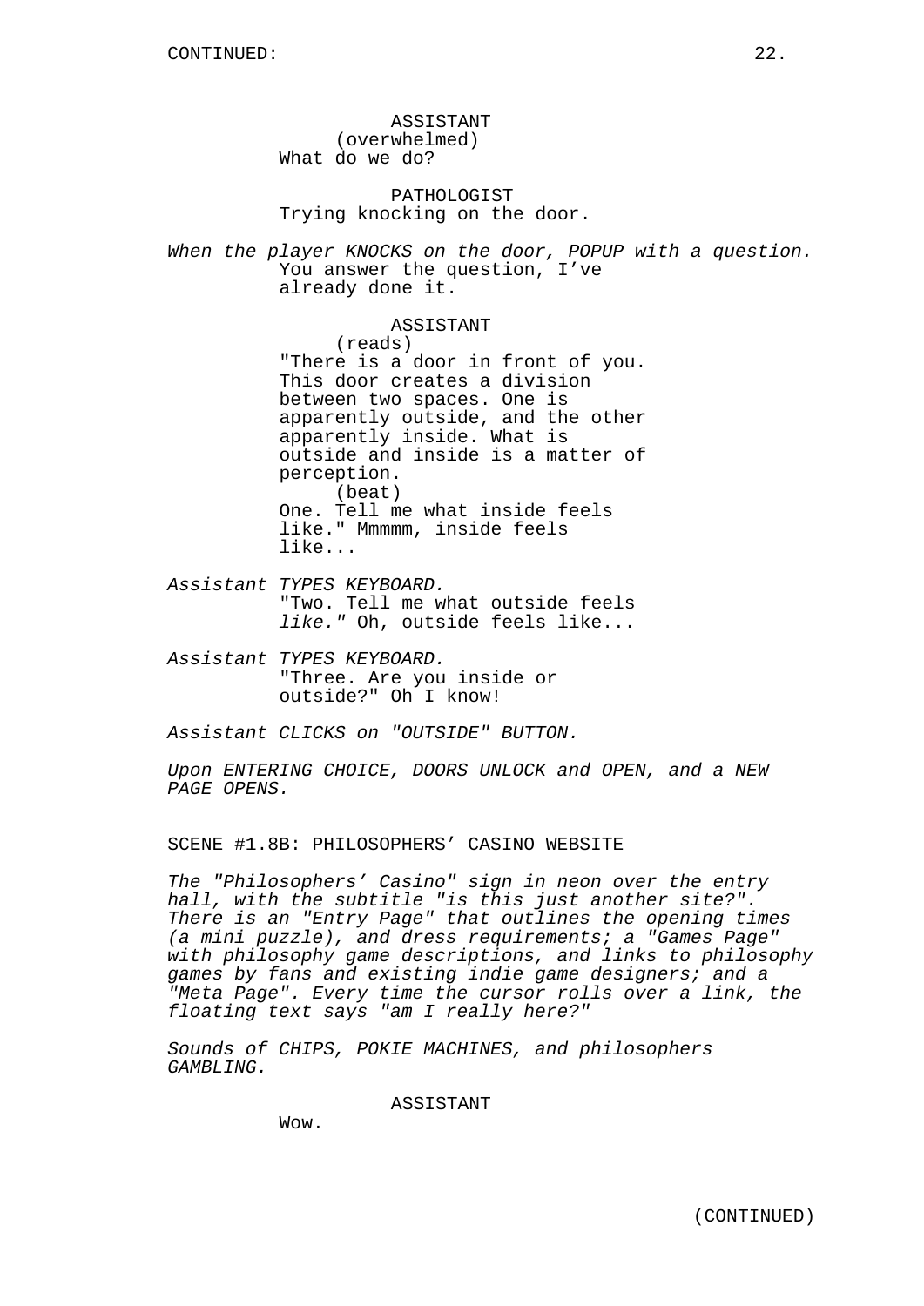CONTINUED:

ASSISTANT
(overwhelmed)
What do we do?

PATHOLOGIST
Trying knocking on the door.

*When the player KNOCKS on the door, POPUP with a question.*
You answer the question, I've already done it.

ASSISTANT
(reads)
"There is a door in front of you. This door creates a division between two spaces. One is apparently outside, and the other apparently inside. What is outside and inside is a matter of perception.
(beat)
One. Tell me what inside feels like." Mmmmm, inside feels like...

*Assistant TYPES KEYBOARD.*
"Two. Tell me what outside feels *like."* Oh, outside feels like...

*Assistant TYPES KEYBOARD.*
"Three. Are you inside or outside?" Oh I know!

*Assistant CLICKS on "OUTSIDE" BUTTON.*

*Upon ENTERING CHOICE, DOORS UNLOCK and OPEN, and a NEW PAGE OPENS.*

SCENE #1.8B: PHILOSOPHERS' CASINO WEBSITE

*The "Philosophers' Casino" sign in neon over the entry hall, with the subtitle "is this just another site?". There is an "Entry Page" that outlines the opening times (a mini puzzle), and dress requirements; a "Games Page" with philosophy game descriptions, and links to philosophy games by fans and existing indie game designers; and a "Meta Page". Every time the cursor rolls over a link, the floating text says "am I really here?"*

*Sounds of CHIPS, POKIE MACHINES, and philosophers GAMBLING.*

ASSISTANT
Wow.

(CONTINUED)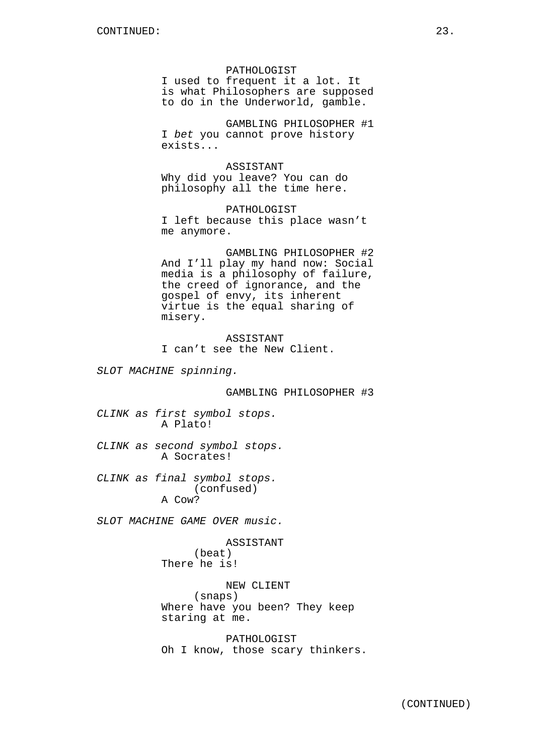PATHOLOGIST
I used to frequent it a lot. It is what Philosophers are supposed to do in the Underworld, gamble.

GAMBLING PHILOSOPHER #1
I *bet* you cannot prove history exists...

ASSISTANT
Why did you leave? You can do philosophy all the time here.

PATHOLOGIST
I left because this place wasn't me anymore.

GAMBLING PHILOSOPHER #2
And I'll play my hand now: Social media is a philosophy of failure, the creed of ignorance, and the gospel of envy, its inherent virtue is the equal sharing of misery.

ASSISTANT
I can't see the New Client.

*SLOT MACHINE spinning.*

GAMBLING PHILOSOPHER #3

*CLINK as first symbol stops.*
A Plato!

*CLINK as second symbol stops.*
A Socrates!

*CLINK as final symbol stops.*
(confused)
A Cow?

*SLOT MACHINE GAME OVER music.*

ASSISTANT
(beat)
There he is!

NEW CLIENT
(snaps)
Where have you been? They keep staring at me.

PATHOLOGIST
Oh I know, those scary thinkers.

(CONTINUED)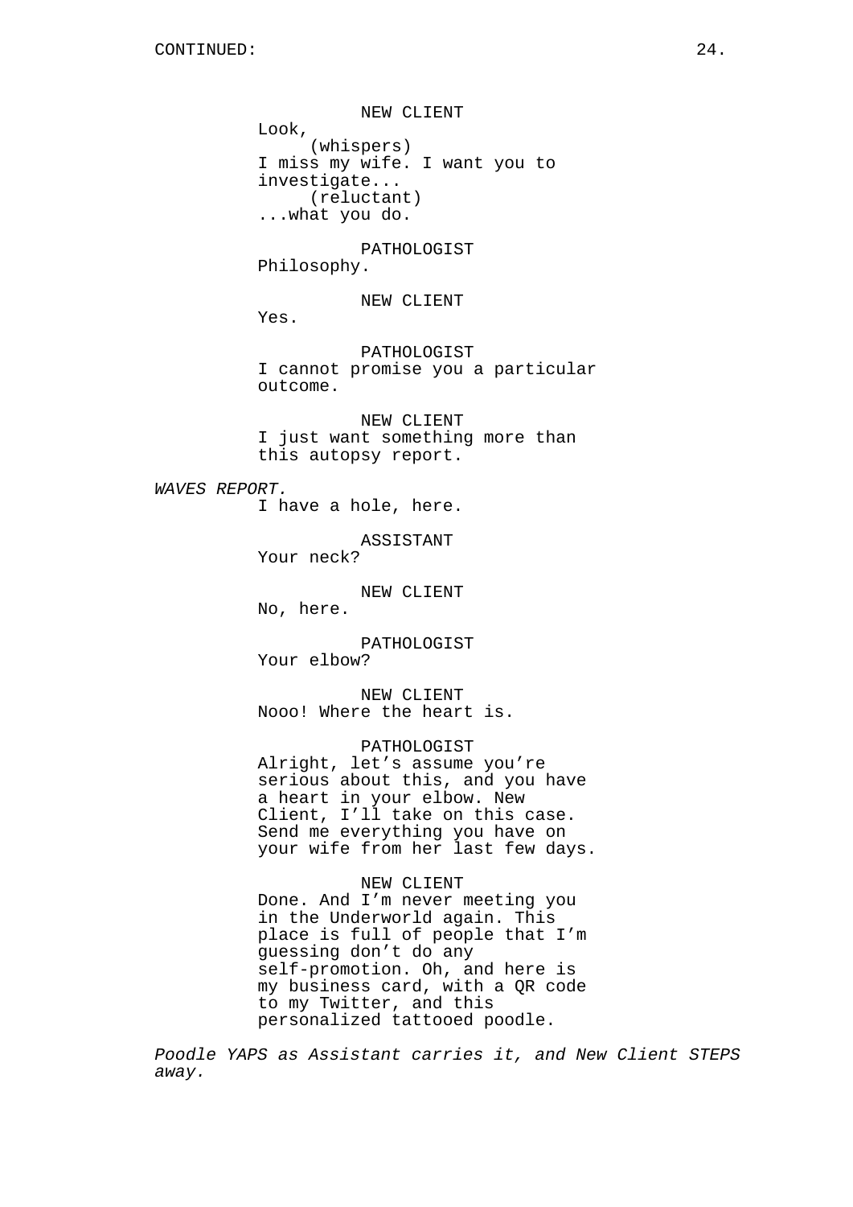CONTINUED:

NEW CLIENT
Look,
(whispers)
I miss my wife. I want you to investigate...
(reluctant)
...what you do.

PATHOLOGIST
Philosophy.

NEW CLIENT
Yes.

PATHOLOGIST
I cannot promise you a particular outcome.

NEW CLIENT
I just want something more than this autopsy report.

*WAVES REPORT.*

I have a hole, here.

ASSISTANT
Your neck?

NEW CLIENT
No, here.

PATHOLOGIST
Your elbow?

NEW CLIENT
Nooo! Where the heart is.

PATHOLOGIST
Alright, let’s assume you’re serious about this, and you have a heart in your elbow. New Client, I’ll take on this case. Send me everything you have on your wife from her last few days.

NEW CLIENT
Done. And I’m never meeting you in the Underworld again. This place is full of people that I’m guessing don’t do any self-promotion. Oh, and here is my business card, with a QR code to my Twitter, and this personalized tattooed poodle.

*Poodle YAPS as Assistant carries it, and New Client STEPS away.*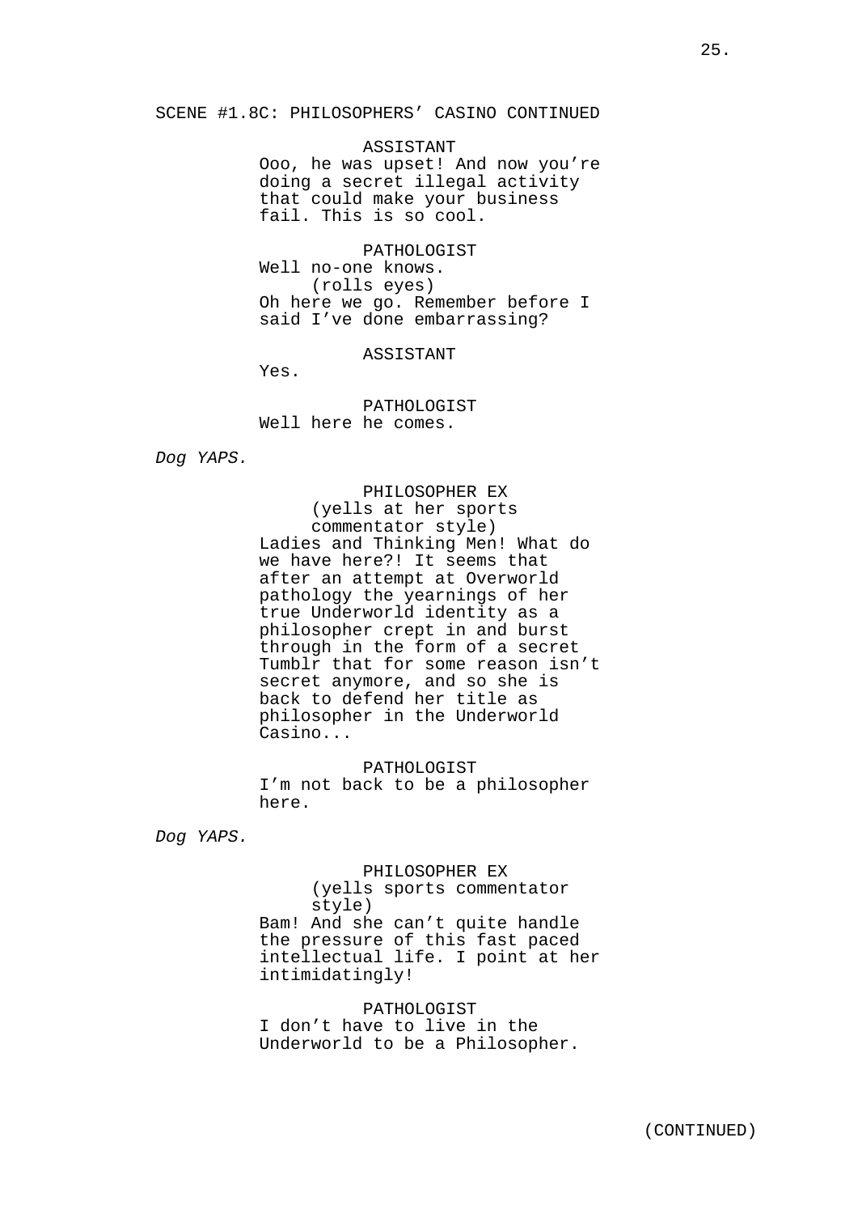SCENE #1.8C: PHILOSOPHERS' CASINO CONTINUED

ASSISTANT
Ooo, he was upset! And now you're doing a secret illegal activity that could make your business fail. This is so cool.

PATHOLOGIST
Well no-one knows.
(rolls eyes)
Oh here we go. Remember before I said I've done embarrassing?

ASSISTANT
Yes.

PATHOLOGIST
Well here he comes.

*Dog YAPS.*

PHILOSOPHER EX
(yells at her sports commentator style)
Ladies and Thinking Men! What do we have here?! It seems that after an attempt at Overworld pathology the yearnings of her true Underworld identity as a philosopher crept in and burst through in the form of a secret Tumblr that for some reason isn't secret anymore, and so she is back to defend her title as philosopher in the Underworld Casino...

PATHOLOGIST
I'm not back to be a philosopher here.

*Dog YAPS.*

PHILOSOPHER EX
(yells sports commentator style)
Bam! And she can't quite handle the pressure of this fast paced intellectual life. I point at her intimidatingly!

PATHOLOGIST
I don't have to live in the Underworld to be a Philosopher.

(CONTINUED)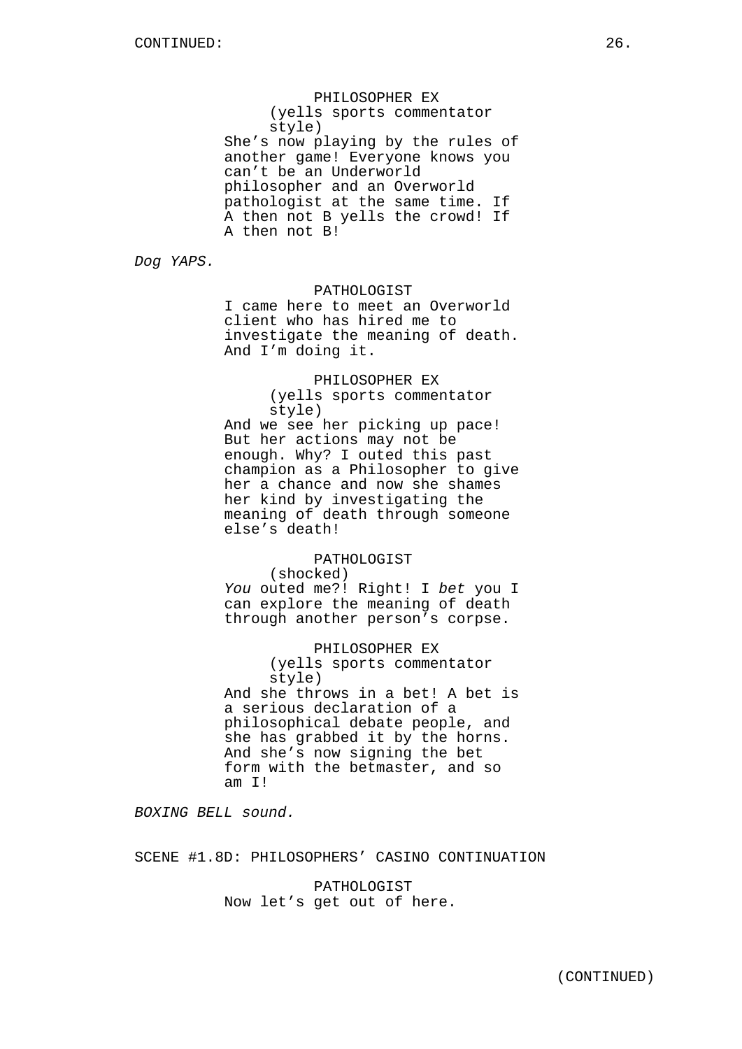CONTINUED:

PHILOSOPHER EX
(yells sports commentator style)
She's now playing by the rules of another game! Everyone knows you can't be an Underworld philosopher and an Overworld pathologist at the same time. If A then not B yells the crowd! If A then not B!

*Dog YAPS.*

PATHOLOGIST
I came here to meet an Overworld client who has hired me to investigate the meaning of death. And I'm doing it.

PHILOSOPHER EX
(yells sports commentator style)
And we see her picking up pace! But her actions may not be enough. Why? I outed this past champion as a Philosopher to give her a chance and now she shames her kind by investigating the meaning of death through someone else's death!

PATHOLOGIST
(shocked)
*You* outed me?! Right! I *bet* you I can explore the meaning of death through another person's corpse.

PHILOSOPHER EX
(yells sports commentator style)
And she throws in a bet! A bet is a serious declaration of a philosophical debate people, and she has grabbed it by the horns. And she's now signing the bet form with the betmaster, and so am I!

*BOXING BELL sound.*

SCENE #1.8D: PHILOSOPHERS' CASINO CONTINUATION

PATHOLOGIST
Now let's get out of here.

(CONTINUED)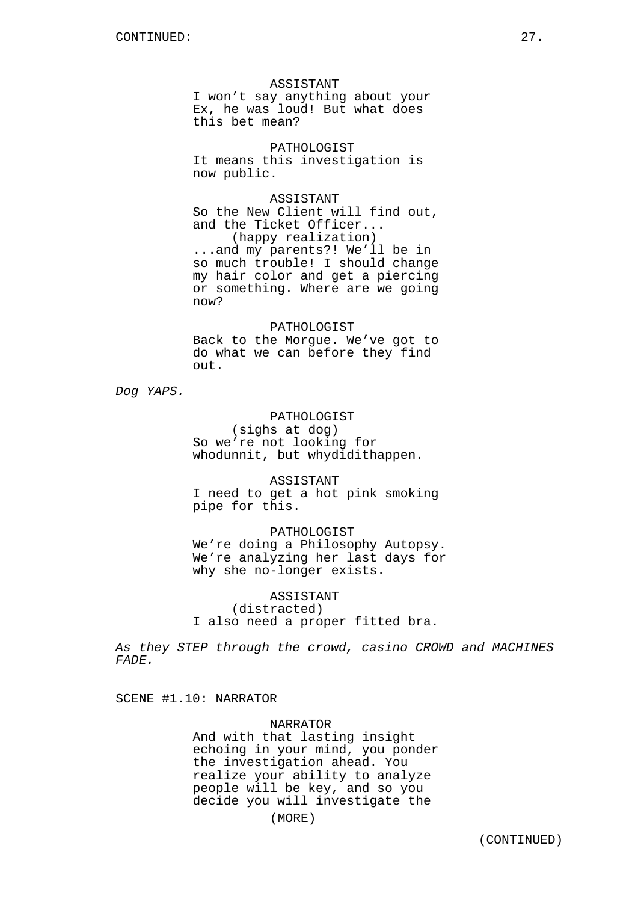CONTINUED:

ASSISTANT
I won't say anything about your Ex, he was loud! But what does this bet mean?

PATHOLOGIST
It means this investigation is now public.

ASSISTANT
So the New Client will find out, and the Ticket Officer...
(happy realization)
...and my parents?! We'll be in so much trouble! I should change my hair color and get a piercing or something. Where are we going now?

PATHOLOGIST
Back to the Morgue. We've got to do what we can before they find out.

*Dog YAPS.*

PATHOLOGIST
(sighs at dog)
So we're not looking for whodunnit, but whydidithappen.

ASSISTANT
I need to get a hot pink smoking pipe for this.

PATHOLOGIST
We're doing a Philosophy Autopsy. We're analyzing her last days for why she no-longer exists.

ASSISTANT
(distracted)
I also need a proper fitted bra.

*As they STEP through the crowd, casino CROWD and MACHINES FADE.*

SCENE #1.10: NARRATOR

NARRATOR
And with that lasting insight echoing in your mind, you ponder the investigation ahead. You realize your ability to analyze people will be key, and so you decide you will investigate the

(MORE)

(CONTINUED)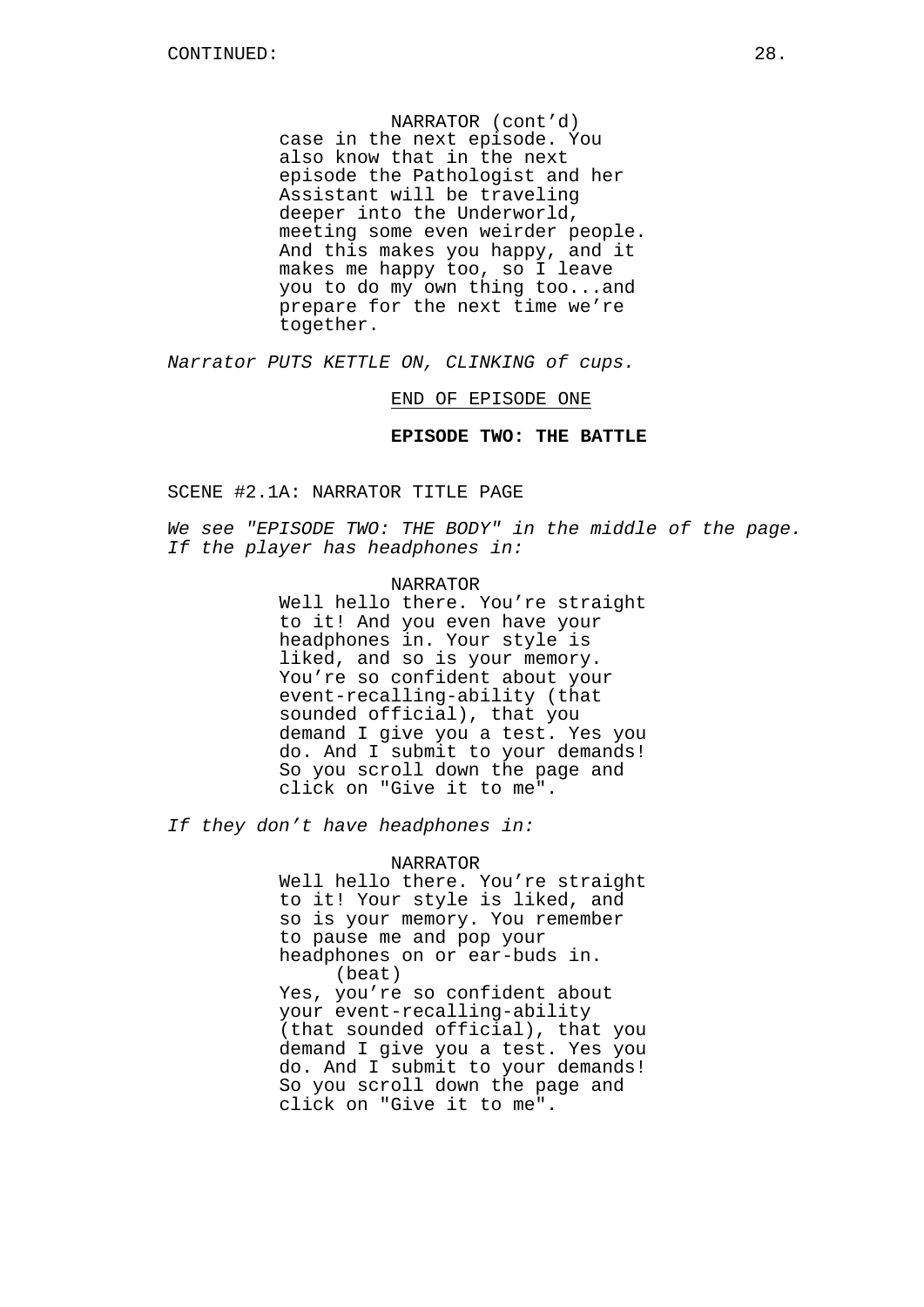NARRATOR (cont'd)
case in the next episode. You also know that in the next episode the Pathologist and her Assistant will be traveling deeper into the Underworld, meeting some even weirder people. And this makes you happy, and it makes me happy too, so I leave you to do my own thing too...and prepare for the next time we're together.

*Narrator PUTS KETTLE ON, CLINKING of cups.*

END OF EPISODE ONE

**EPISODE TWO: THE BATTLE**

SCENE #2.1A: NARRATOR TITLE PAGE

*We see "EPISODE TWO: THE BODY" in the middle of the page. If the player has headphones in:*

NARRATOR
Well hello there. You're straight to it! And you even have your headphones in. Your style is liked, and so is your memory. You're so confident about your event-recalling-ability (that sounded official), that you demand I give you a test. Yes you do. And I submit to your demands! So you scroll down the page and click on "Give it to me".

*If they don't have headphones in:*

NARRATOR
Well hello there. You're straight to it! Your style is liked, and so is your memory. You remember to pause me and pop your headphones on or ear-buds in.
(beat)
Yes, you're so confident about your event-recalling-ability (that sounded official), that you demand I give you a test. Yes you do. And I submit to your demands! So you scroll down the page and click on "Give it to me".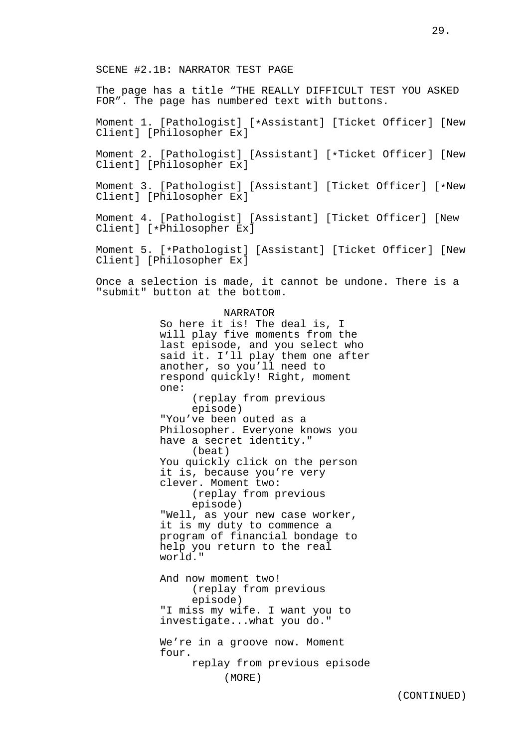SCENE #2.1B: NARRATOR TEST PAGE

The page has a title “THE REALLY DIFFICULT TEST YOU ASKED FOR”. The page has numbered text with buttons.

Moment 1. [Pathologist] [*Assistant] [Ticket Officer] [New Client] [Philosopher Ex]

Moment 2. [Pathologist] [Assistant] [*Ticket Officer] [New Client] [Philosopher Ex]

Moment 3. [Pathologist] [Assistant] [Ticket Officer] [*New Client] [Philosopher Ex]

Moment 4. [Pathologist] [Assistant] [Ticket Officer] [New Client] [*Philosopher Ex]

Moment 5. [*Pathologist] [Assistant] [Ticket Officer] [New Client] [Philosopher Ex]

Once a selection is made, it cannot be undone. There is a "submit" button at the bottom.

NARRATOR

So here it is! The deal is, I will play five moments from the last episode, and you select who said it. I’ll play them one after another, so you’ll need to respond quickly! Right, moment one:

(replay from previous episode)

"You’ve been outed as a Philosopher. Everyone knows you have a secret identity."

(beat)

You quickly click on the person it is, because you’re very clever. Moment two:

(replay from previous episode)

"Well, as your new case worker, it is my duty to commence a program of financial bondage to help you return to the real world."

And now moment two!

(replay from previous episode)

"I miss my wife. I want you to investigate...what you do."

We’re in a groove now. Moment four.

replay from previous episode

(MORE)

(CONTINUED)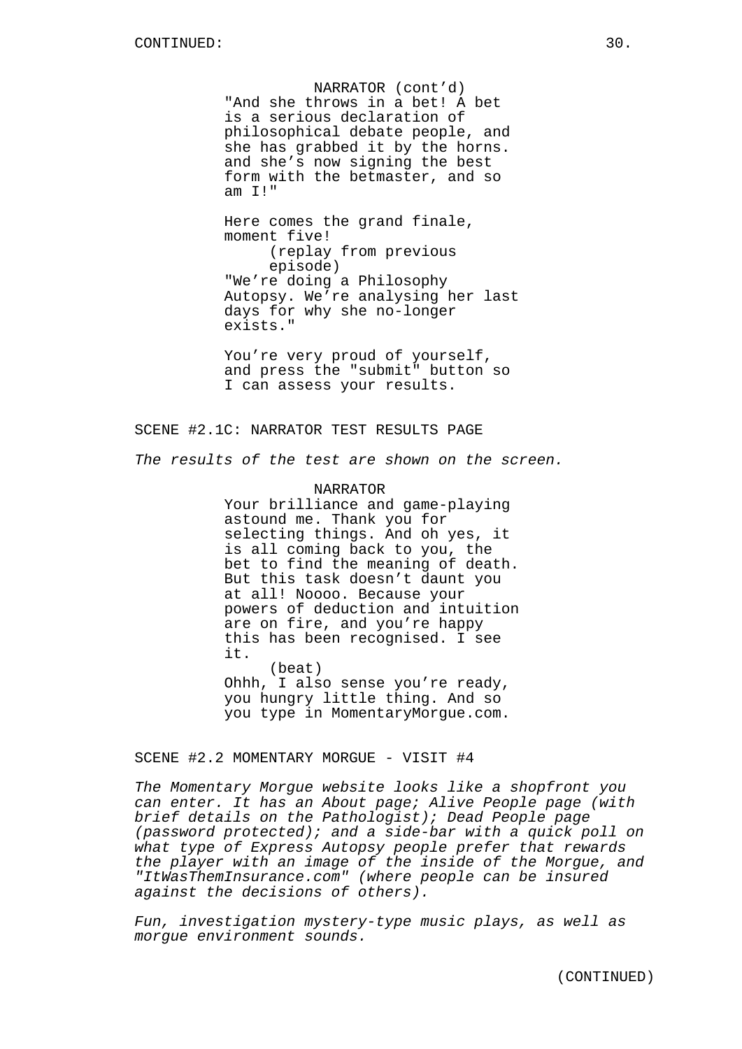NARRATOR (cont'd)
"And she throws in a bet! A bet is a serious declaration of philosophical debate people, and she has grabbed it by the horns. and she's now signing the best form with the betmaster, and so am I!"

Here comes the grand finale, moment five!
(replay from previous episode)
"We're doing a Philosophy Autopsy. We're analysing her last days for why she no-longer exists."

You're very proud of yourself, and press the "submit" button so I can assess your results.

SCENE #2.1C: NARRATOR TEST RESULTS PAGE

*The results of the test are shown on the screen.*

NARRATOR
Your brilliance and game-playing astound me. Thank you for selecting things. And oh yes, it is all coming back to you, the bet to find the meaning of death. But this task doesn't daunt you at all! Noooo. Because your powers of deduction and intuition are on fire, and you're happy this has been recognised. I see it.
(beat)
Ohhh, I also sense you're ready, you hungry little thing. And so you type in MomentaryMorgue.com.

SCENE #2.2 MOMENTARY MORGUE - VISIT #4

*The Momentary Morgue website looks like a shopfront you can enter. It has an About page; Alive People page (with brief details on the Pathologist); Dead People page (password protected); and a side-bar with a quick poll on what type of Express Autopsy people prefer that rewards the player with an image of the inside of the Morgue, and "ItWasThemInsurance.com" (where people can be insured against the decisions of others).*

*Fun, investigation mystery-type music plays, as well as morgue environment sounds.*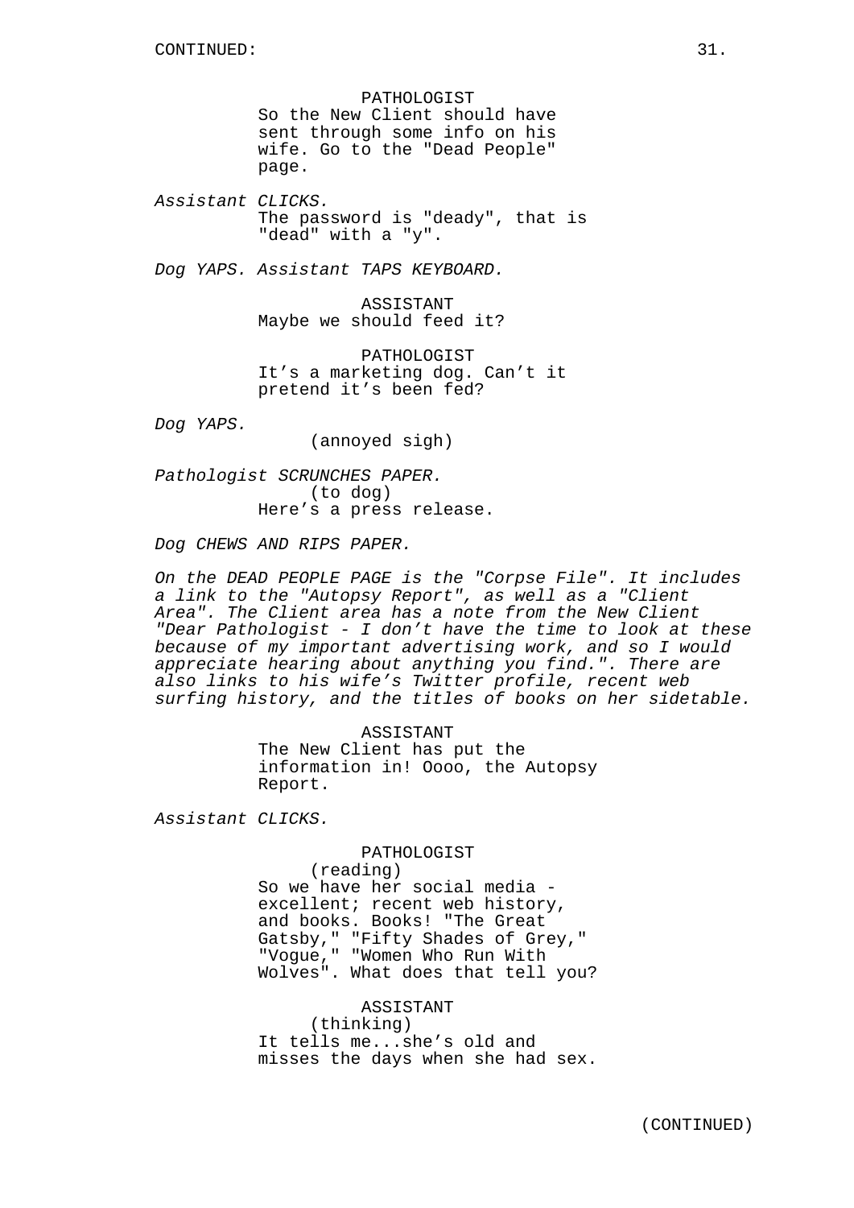CONTINUED:

PATHOLOGIST
So the New Client should have sent through some info on his wife. Go to the "Dead People" page.

*Assistant CLICKS.*
The password is "deady", that is "dead" with a "y".

*Dog YAPS. Assistant TAPS KEYBOARD.*

ASSISTANT
Maybe we should feed it?

PATHOLOGIST
It’s a marketing dog. Can’t it pretend it’s been fed?

*Dog YAPS.*
(annoyed sigh)

*Pathologist SCRUNCHES PAPER.*
(to dog)
Here’s a press release.

*Dog CHEWS AND RIPS PAPER.*

*On the DEAD PEOPLE PAGE is the "Corpse File". It includes a link to the "Autopsy Report", as well as a "Client Area". The Client area has a note from the New Client "Dear Pathologist - I don’t have the time to look at these because of my important advertising work, and so I would appreciate hearing about anything you find.". There are also links to his wife’s Twitter profile, recent web surfing history, and the titles of books on her sidetable.*

ASSISTANT
The New Client has put the information in! Oooo, the Autopsy Report.

*Assistant CLICKS.*

PATHOLOGIST
(reading)
So we have her social media - excellent; recent web history, and books. Books! "The Great Gatsby," "Fifty Shades of Grey," "Vogue," "Women Who Run With Wolves". What does that tell you?

ASSISTANT
(thinking)
It tells me...she’s old and misses the days when she had sex.

(CONTINUED)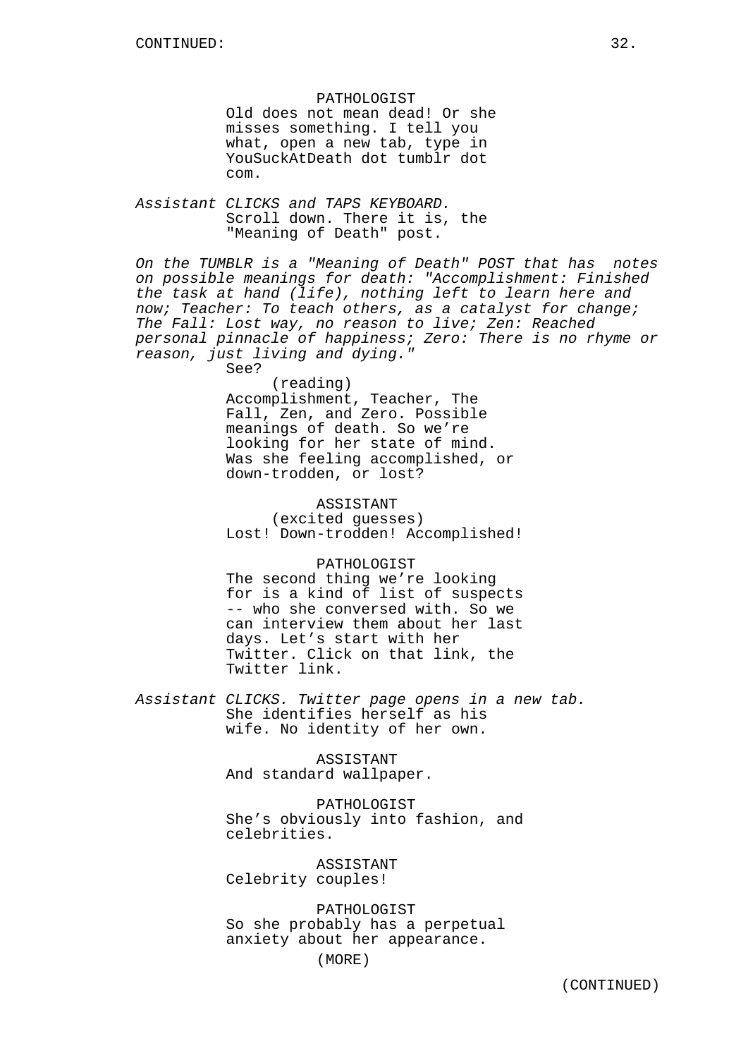CONTINUED:

PATHOLOGIST
Old does not mean dead! Or she misses something. I tell you what, open a new tab, type in YouSuckAtDeath dot tumblr dot com.

*Assistant CLICKS and TAPS KEYBOARD.*

Scroll down. There it is, the "Meaning of Death" post.

*On the TUMBLR is a "Meaning of Death" POST that has notes on possible meanings for death: "Accomplishment: Finished the task at hand (life), nothing left to learn here and now; Teacher: To teach others, as a catalyst for change; The Fall: Lost way, no reason to live; Zen: Reached personal pinnacle of happiness; Zero: There is no rhyme or reason, just living and dying."*

See?
(reading)
Accomplishment, Teacher, The Fall, Zen, and Zero. Possible meanings of death. So we're looking for her state of mind. Was she feeling accomplished, or down-trodden, or lost?

ASSISTANT
(excited guesses)
Lost! Down-trodden! Accomplished!

PATHOLOGIST
The second thing we're looking for is a kind of list of suspects -- who she conversed with. So we can interview them about her last days. Let's start with her Twitter. Click on that link, the Twitter link.

*Assistant CLICKS. Twitter page opens in a new tab.*

She identifies herself as his wife. No identity of her own.

ASSISTANT
And standard wallpaper.

PATHOLOGIST
She's obviously into fashion, and celebrities.

ASSISTANT
Celebrity couples!

PATHOLOGIST
So she probably has a perpetual anxiety about her appearance.

(MORE)

(CONTINUED)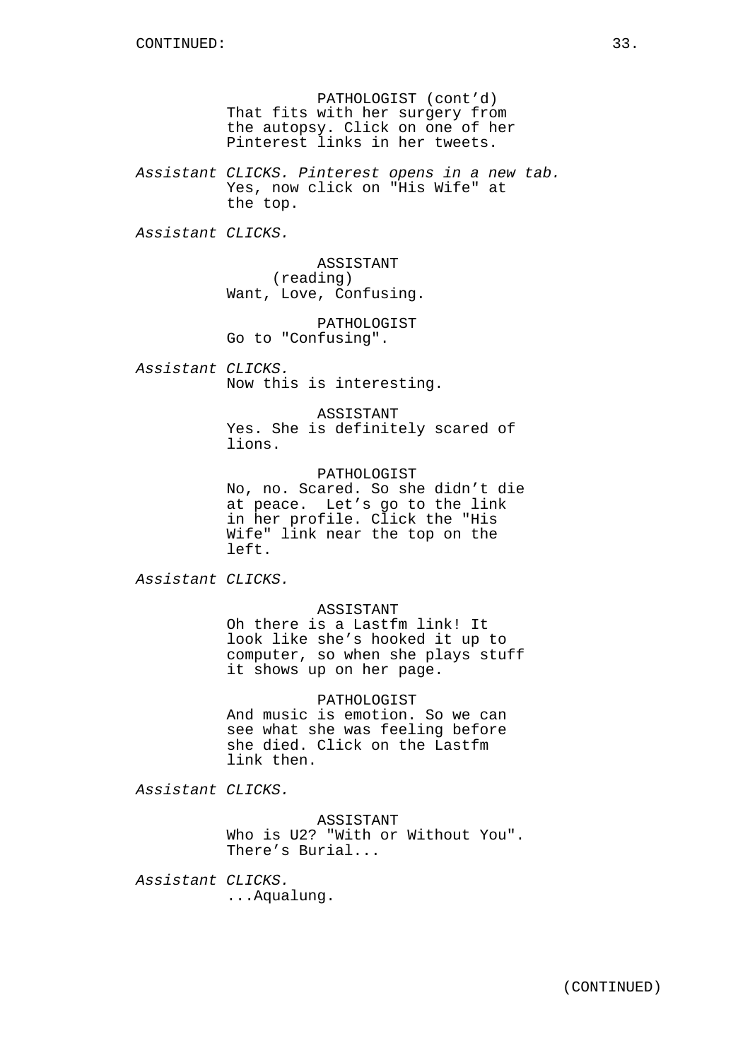CONTINUED:

PATHOLOGIST (cont'd)
That fits with her surgery from the autopsy. Click on one of her Pinterest links in her tweets.

*Assistant CLICKS. Pinterest opens in a new tab.*
Yes, now click on "His Wife" at the top.

*Assistant CLICKS.*

ASSISTANT
(reading)
Want, Love, Confusing.

PATHOLOGIST
Go to "Confusing".

*Assistant CLICKS.*
Now this is interesting.

ASSISTANT
Yes. She is definitely scared of lions.

PATHOLOGIST
No, no. Scared. So she didn't die at peace.  Let's go to the link in her profile. Click the "His Wife" link near the top on the left.

*Assistant CLICKS.*

ASSISTANT
Oh there is a Lastfm link! It look like she's hooked it up to computer, so when she plays stuff it shows up on her page.

PATHOLOGIST
And music is emotion. So we can see what she was feeling before she died. Click on the Lastfm link then.

*Assistant CLICKS.*

ASSISTANT
Who is U2? "With or Without You". There's Burial...

*Assistant CLICKS.*
...Aqualung.

(CONTINUED)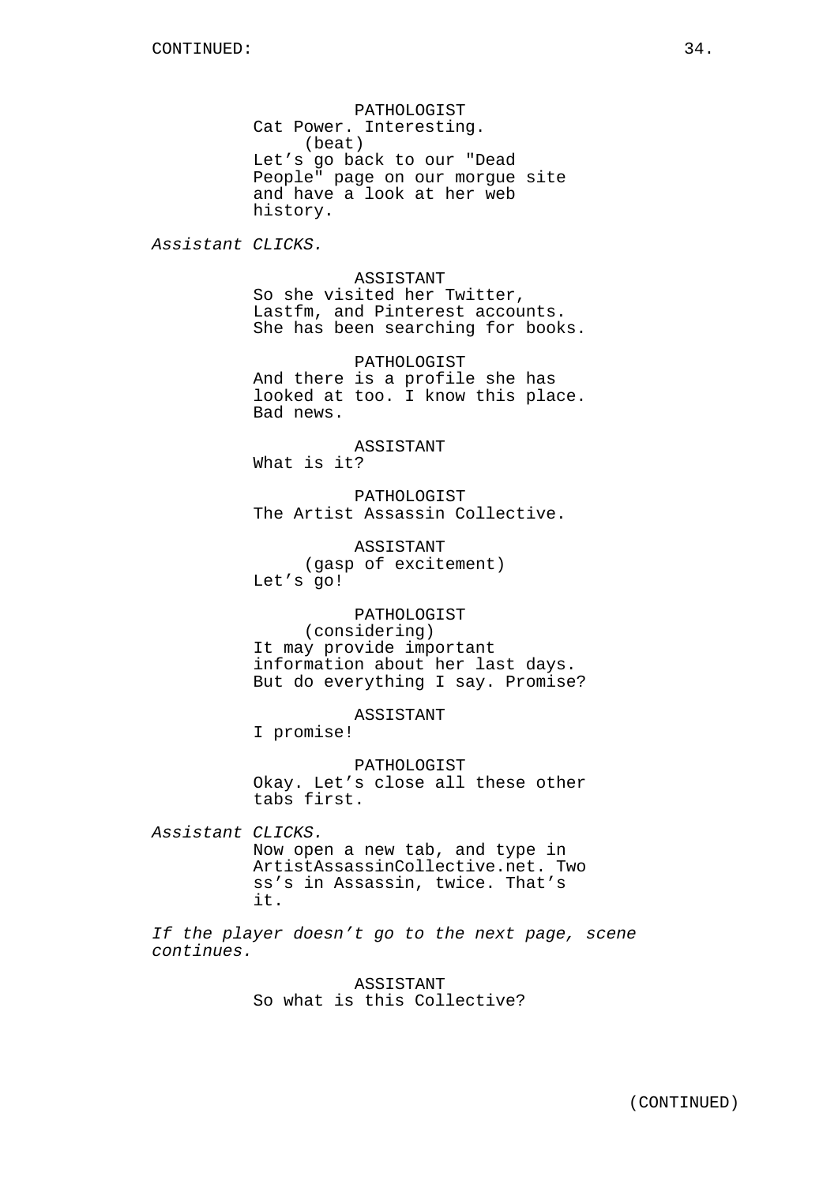PATHOLOGIST
Cat Power. Interesting.
(beat)
Let's go back to our "Dead People" page on our morgue site and have a look at her web history.

*Assistant CLICKS.*

ASSISTANT
So she visited her Twitter, Lastfm, and Pinterest accounts. She has been searching for books.

PATHOLOGIST
And there is a profile she has looked at too. I know this place. Bad news.

ASSISTANT
What is it?

PATHOLOGIST
The Artist Assassin Collective.

ASSISTANT
(gasp of excitement)
Let's go!

PATHOLOGIST
(considering)
It may provide important information about her last days. But do everything I say. Promise?

ASSISTANT
I promise!

PATHOLOGIST
Okay. Let's close all these other tabs first.

*Assistant CLICKS.*

Now open a new tab, and type in ArtistAssassinCollective.net. Two ss's in Assassin, twice. That's it.

*If the player doesn't go to the next page, scene continues.*

ASSISTANT
So what is this Collective?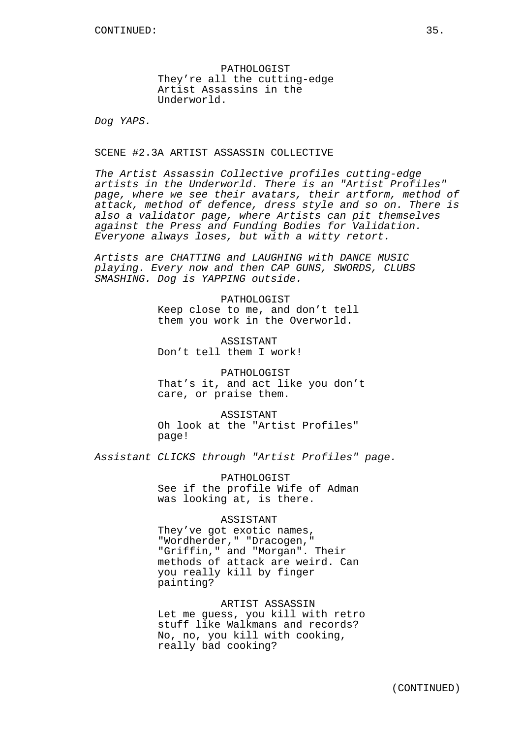PATHOLOGIST
They're all the cutting-edge Artist Assassins in the Underworld.

*Dog YAPS.*

SCENE #2.3A ARTIST ASSASSIN COLLECTIVE

*The Artist Assassin Collective profiles cutting-edge artists in the Underworld. There is an "Artist Profiles" page, where we see their avatars, their artform, method of attack, method of defence, dress style and so on. There is also a validator page, where Artists can pit themselves against the Press and Funding Bodies for Validation. Everyone always loses, but with a witty retort.*

*Artists are CHATTING and LAUGHING with DANCE MUSIC playing. Every now and then CAP GUNS, SWORDS, CLUBS SMASHING. Dog is YAPPING outside.*

PATHOLOGIST
Keep close to me, and don't tell them you work in the Overworld.

ASSISTANT
Don't tell them I work!

PATHOLOGIST
That's it, and act like you don't care, or praise them.

ASSISTANT
Oh look at the "Artist Profiles" page!

*Assistant CLICKS through "Artist Profiles" page.*

PATHOLOGIST
See if the profile Wife of Adman was looking at, is there.

ASSISTANT
They've got exotic names, "Wordherder," "Dracogen," "Griffin," and "Morgan". Their methods of attack are weird. Can you really kill by finger painting?

ARTIST ASSASSIN
Let me guess, you kill with retro stuff like Walkmans and records? No, no, you kill with cooking, really bad cooking?

(CONTINUED)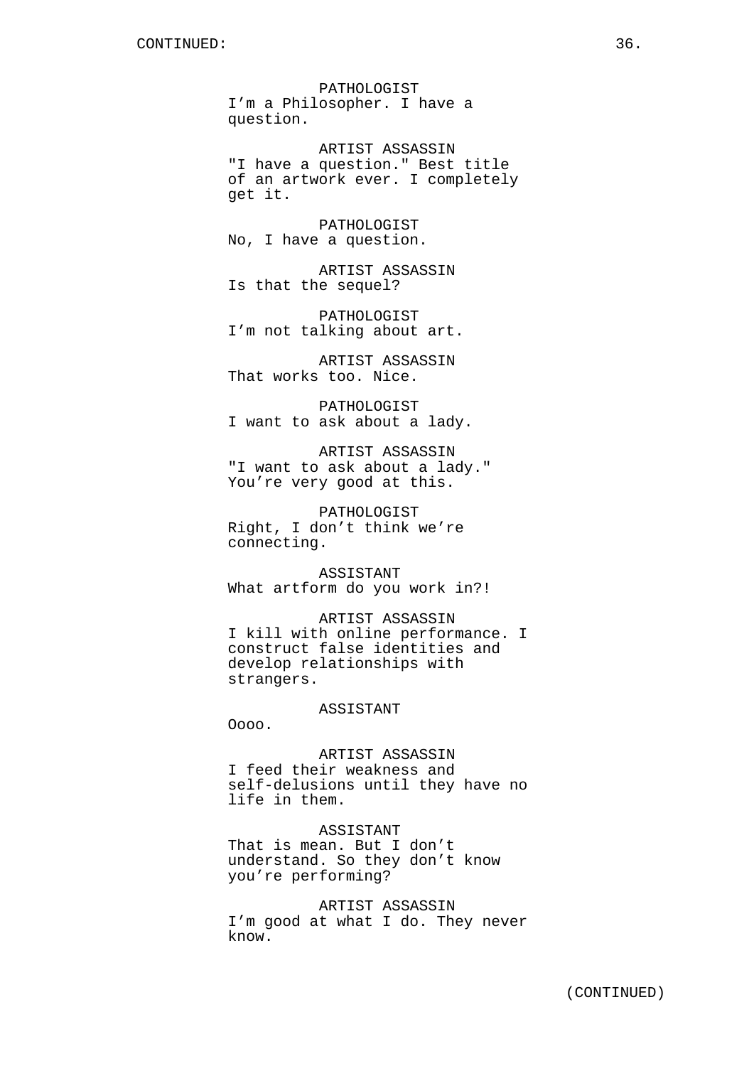CONTINUED:

PATHOLOGIST
I'm a Philosopher. I have a question.

ARTIST ASSASSIN
"I have a question." Best title of an artwork ever. I completely get it.

PATHOLOGIST
No, I have a question.

ARTIST ASSASSIN
Is that the sequel?

PATHOLOGIST
I'm not talking about art.

ARTIST ASSASSIN
That works too. Nice.

PATHOLOGIST
I want to ask about a lady.

ARTIST ASSASSIN
"I want to ask about a lady." You're very good at this.

PATHOLOGIST
Right, I don't think we're connecting.

ASSISTANT
What artform do you work in?!

ARTIST ASSASSIN
I kill with online performance. I construct false identities and develop relationships with strangers.

ASSISTANT
Oooo.

ARTIST ASSASSIN
I feed their weakness and self-delusions until they have no life in them.

ASSISTANT
That is mean. But I don't understand. So they don't know you're performing?

ARTIST ASSASSIN
I'm good at what I do. They never know.

(CONTINUED)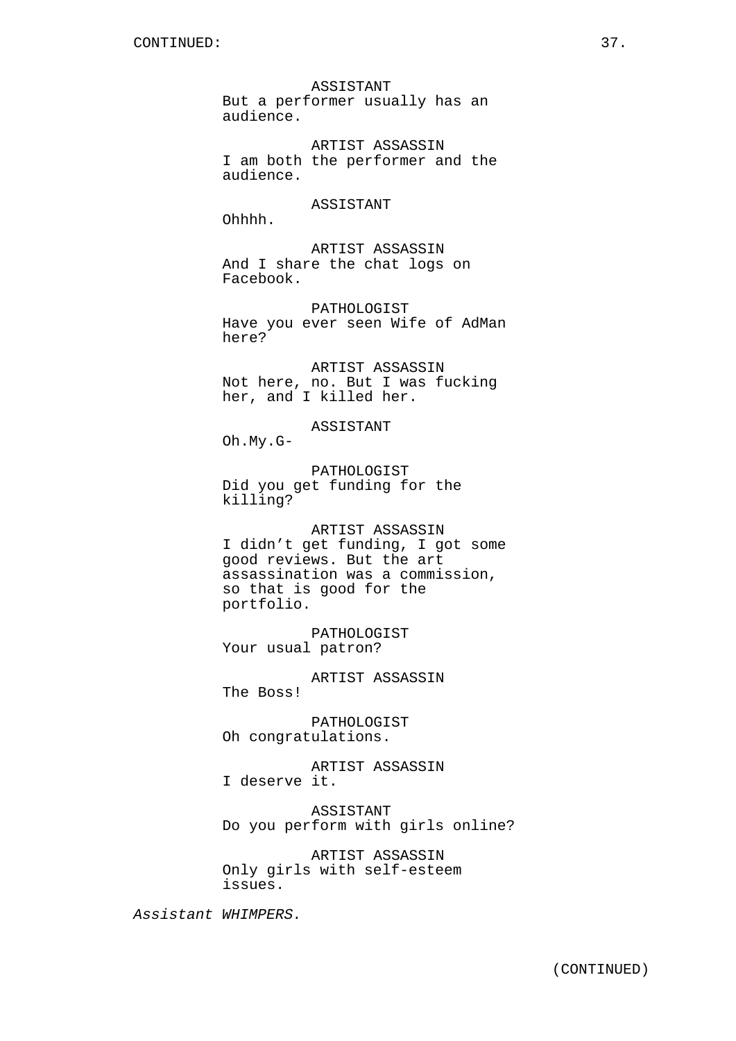CONTINUED:

ASSISTANT
But a performer usually has an audience.

ARTIST ASSASSIN
I am both the performer and the audience.

ASSISTANT
Ohhhh.

ARTIST ASSASSIN
And I share the chat logs on Facebook.

PATHOLOGIST
Have you ever seen Wife of AdMan here?

ARTIST ASSASSIN
Not here, no. But I was fucking her, and I killed her.

ASSISTANT
Oh.My.G-

PATHOLOGIST
Did you get funding for the killing?

ARTIST ASSASSIN
I didn’t get funding, I got some good reviews. But the art assassination was a commission, so that is good for the portfolio.

PATHOLOGIST
Your usual patron?

ARTIST ASSASSIN
The Boss!

PATHOLOGIST
Oh congratulations.

ARTIST ASSASSIN
I deserve it.

ASSISTANT
Do you perform with girls online?

ARTIST ASSASSIN
Only girls with self-esteem issues.

*Assistant WHIMPERS.*

(CONTINUED)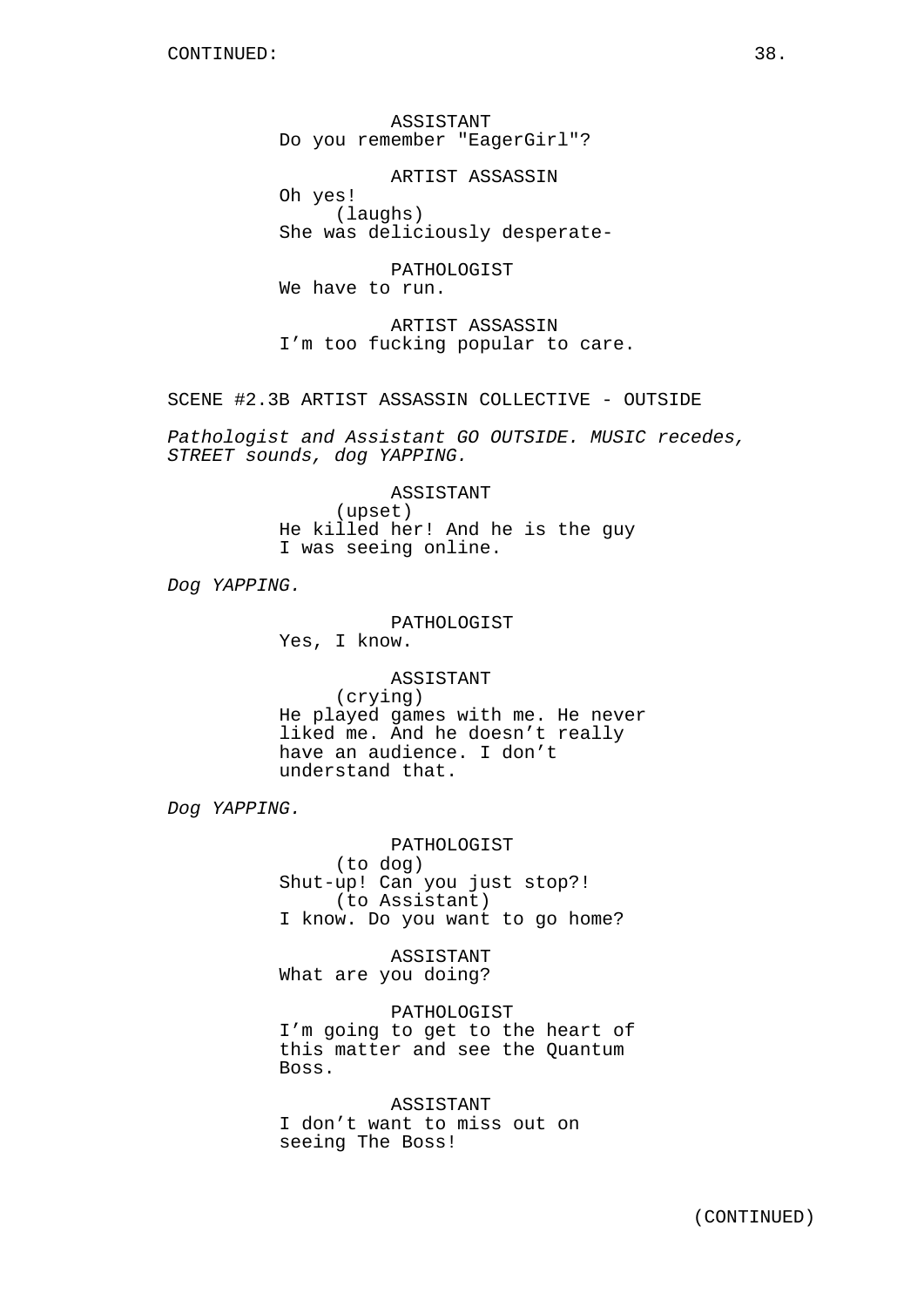CONTINUED:

ASSISTANT
Do you remember "EagerGirl"?

ARTIST ASSASSIN
Oh yes!
(laughs)
She was deliciously desperate-

PATHOLOGIST
We have to run.

ARTIST ASSASSIN
I'm too fucking popular to care.

SCENE #2.3B ARTIST ASSASSIN COLLECTIVE - OUTSIDE

*Pathologist and Assistant GO OUTSIDE. MUSIC recedes, STREET sounds, dog YAPPING.*

ASSISTANT
(upset)
He killed her! And he is the guy I was seeing online.

*Dog YAPPING.*

PATHOLOGIST
Yes, I know.

ASSISTANT
(crying)
He played games with me. He never liked me. And he doesn't really have an audience. I don't understand that.

*Dog YAPPING.*

PATHOLOGIST
(to dog)
Shut-up! Can you just stop?!
(to Assistant)
I know. Do you want to go home?

ASSISTANT
What are you doing?

PATHOLOGIST
I'm going to get to the heart of this matter and see the Quantum Boss.

ASSISTANT
I don't want to miss out on seeing The Boss!

(CONTINUED)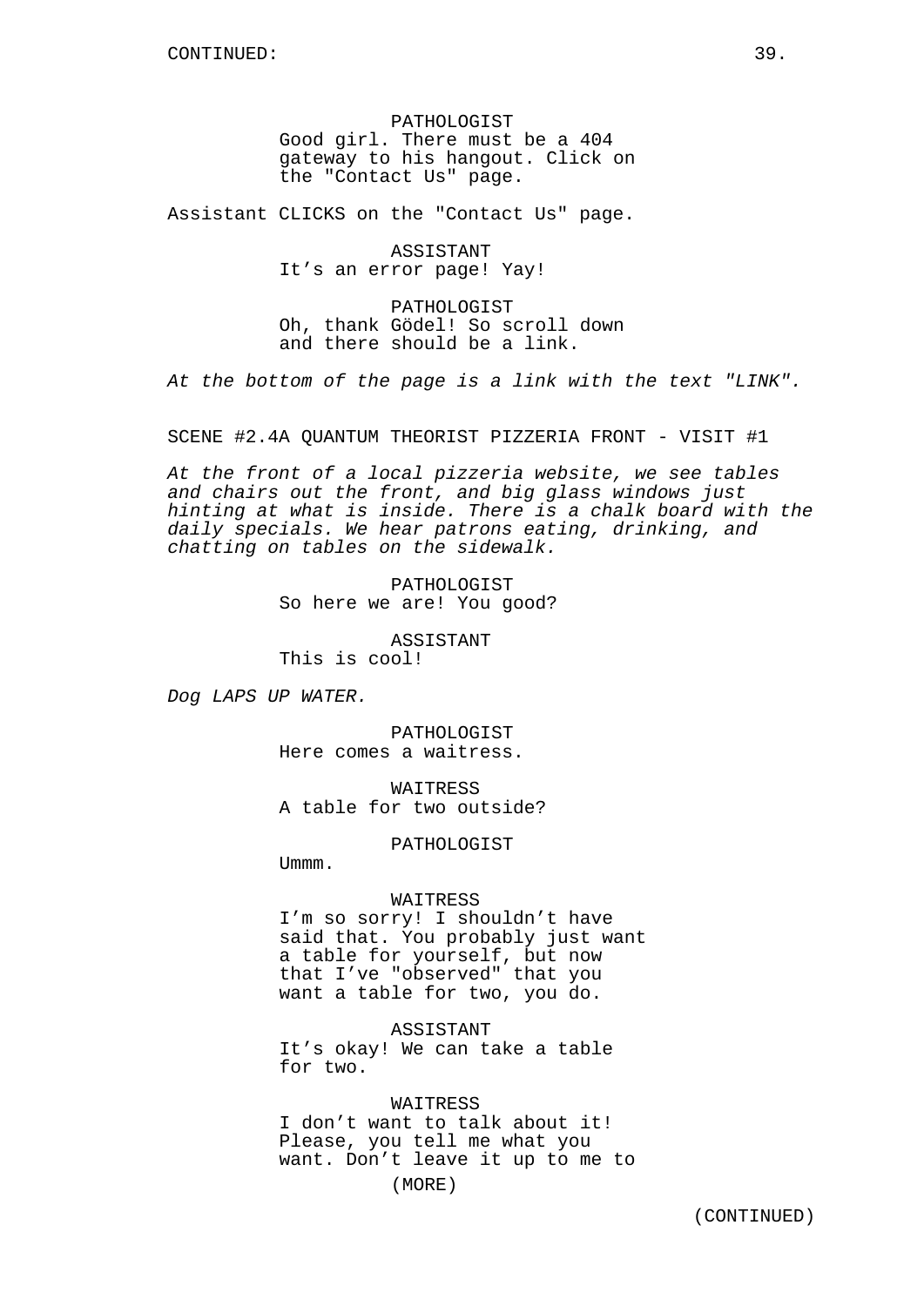PATHOLOGIST
Good girl. There must be a 404 gateway to his hangout. Click on the "Contact Us" page.

Assistant CLICKS on the "Contact Us" page.

ASSISTANT
It's an error page! Yay!

PATHOLOGIST
Oh, thank Gödel! So scroll down and there should be a link.

*At the bottom of the page is a link with the text "LINK".*

SCENE #2.4A QUANTUM THEORIST PIZZERIA FRONT - VISIT #1

*At the front of a local pizzeria website, we see tables and chairs out the front, and big glass windows just hinting at what is inside. There is a chalk board with the daily specials. We hear patrons eating, drinking, and chatting on tables on the sidewalk.*

PATHOLOGIST
So here we are! You good?

ASSISTANT
This is cool!

*Dog LAPS UP WATER.*

PATHOLOGIST
Here comes a waitress.

WAITRESS
A table for two outside?

PATHOLOGIST
Ummm.

WAITRESS
I'm so sorry! I shouldn't have said that. You probably just want a table for yourself, but now that I've "observed" that you want a table for two, you do.

ASSISTANT
It's okay! We can take a table for two.

WAITRESS
I don't want to talk about it! Please, you tell me what you want. Don't leave it up to me to
(MORE)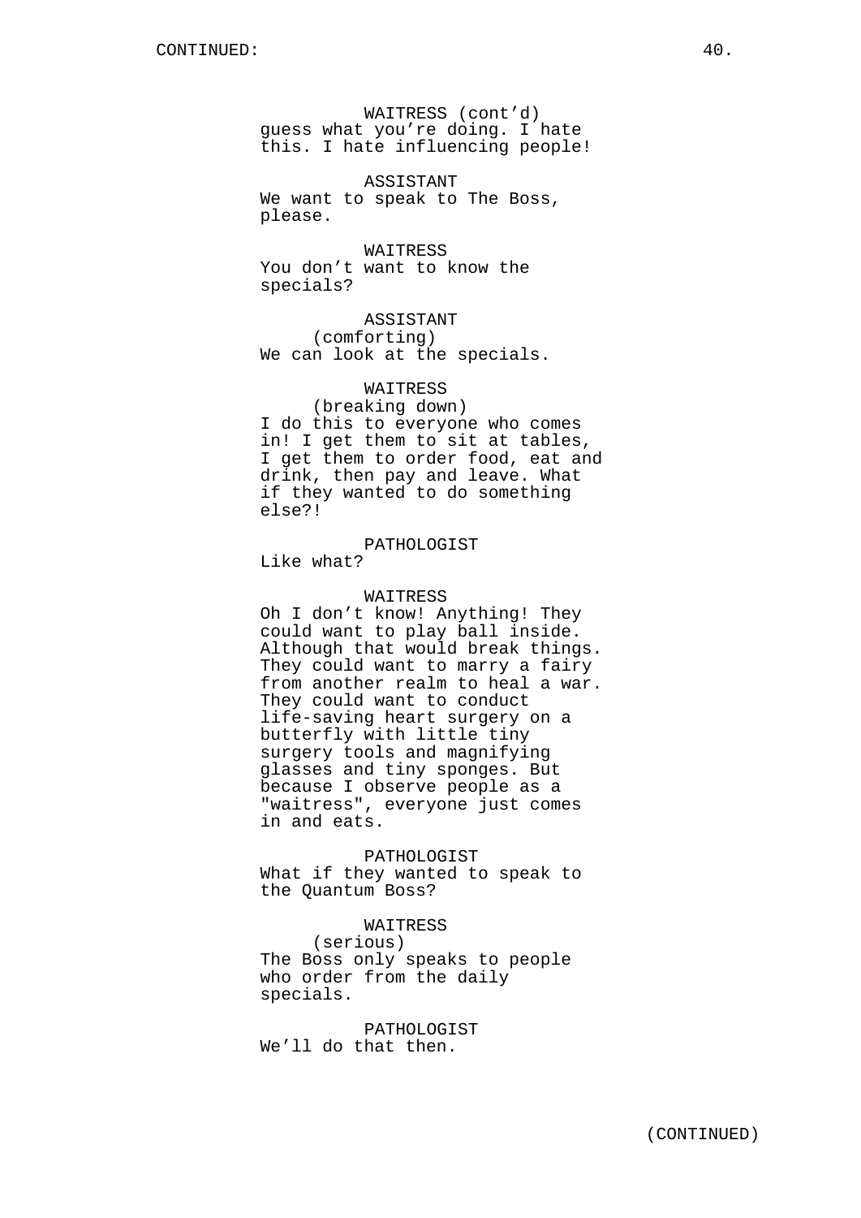WAITRESS (cont'd)
guess what you're doing. I hate this. I hate influencing people!

ASSISTANT
We want to speak to The Boss, please.

WAITRESS
You don't want to know the specials?

ASSISTANT
(comforting)
We can look at the specials.

WAITRESS
(breaking down)
I do this to everyone who comes in! I get them to sit at tables, I get them to order food, eat and drink, then pay and leave. What if they wanted to do something else?!

PATHOLOGIST
Like what?

WAITRESS
Oh I don't know! Anything! They could want to play ball inside. Although that would break things. They could want to marry a fairy from another realm to heal a war. They could want to conduct life-saving heart surgery on a butterfly with little tiny surgery tools and magnifying glasses and tiny sponges. But because I observe people as a "waitress", everyone just comes in and eats.

PATHOLOGIST
What if they wanted to speak to the Quantum Boss?

WAITRESS
(serious)
The Boss only speaks to people who order from the daily specials.

PATHOLOGIST
We'll do that then.

(CONTINUED)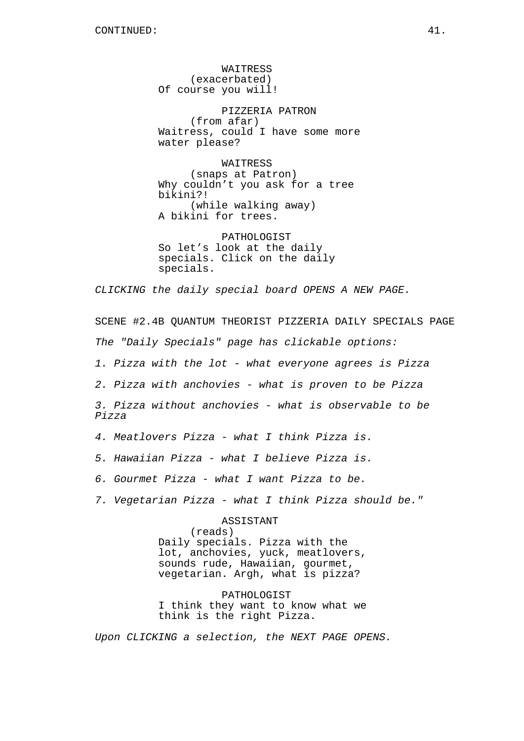CONTINUED:

WAITRESS
(exacerbated)
Of course you will!

PIZZERIA PATRON
(from afar)
Waitress, could I have some more water please?

WAITRESS
(snaps at Patron)
Why couldn't you ask for a tree bikini?!
(while walking away)
A bikini for trees.

PATHOLOGIST
So let's look at the daily specials. Click on the daily specials.

*CLICKING the daily special board OPENS A NEW PAGE.*

SCENE #2.4B QUANTUM THEORIST PIZZERIA DAILY SPECIALS PAGE

*The "Daily Specials" page has clickable options:*

*1. Pizza with the lot - what everyone agrees is Pizza*

*2. Pizza with anchovies - what is proven to be Pizza*

*3. Pizza without anchovies - what is observable to be Pizza*

*4. Meatlovers Pizza - what I think Pizza is.*

*5. Hawaiian Pizza - what I believe Pizza is.*

*6. Gourmet Pizza - what I want Pizza to be.*

*7. Vegetarian Pizza - what I think Pizza should be."*

ASSISTANT
(reads)
Daily specials. Pizza with the lot, anchovies, yuck, meatlovers, sounds rude, Hawaiian, gourmet, vegetarian. Argh, what is pizza?

PATHOLOGIST
I think they want to know what we think is the right Pizza.

*Upon CLICKING a selection, the NEXT PAGE OPENS.*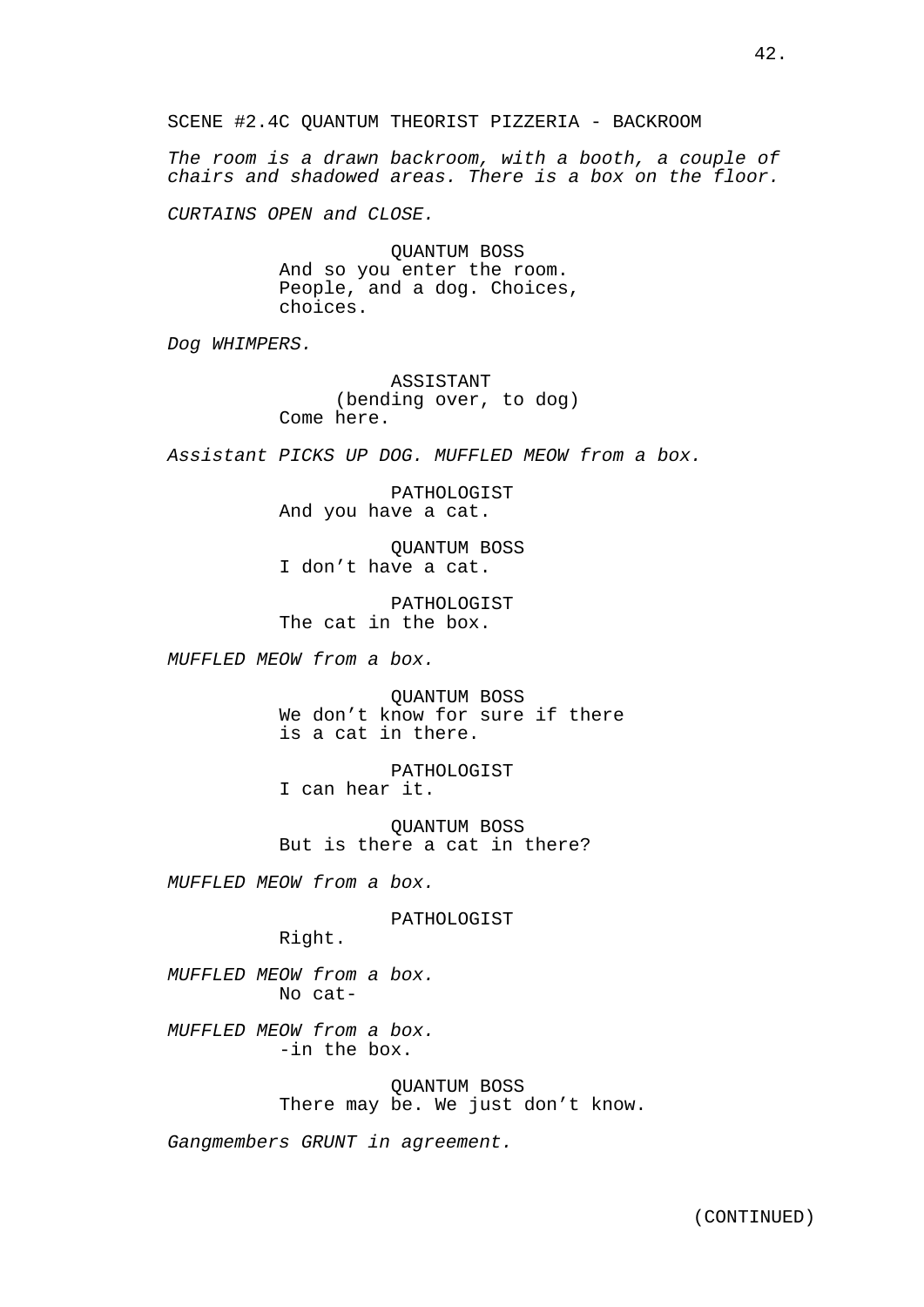SCENE #2.4C QUANTUM THEORIST PIZZERIA - BACKROOM

*The room is a drawn backroom, with a booth, a couple of chairs and shadowed areas. There is a box on the floor.*

*CURTAINS OPEN and CLOSE.*

QUANTUM BOSS
And so you enter the room.
People, and a dog. Choices,
choices.

*Dog WHIMPERS.*

ASSISTANT
(bending over, to dog)
Come here.

*Assistant PICKS UP DOG. MUFFLED MEOW from a box.*

PATHOLOGIST
And you have a cat.

QUANTUM BOSS
I don't have a cat.

PATHOLOGIST
The cat in the box.

*MUFFLED MEOW from a box.*

QUANTUM BOSS
We don't know for sure if there
is a cat in there.

PATHOLOGIST
I can hear it.

QUANTUM BOSS
But is there a cat in there?

*MUFFLED MEOW from a box.*

PATHOLOGIST
Right.

*MUFFLED MEOW from a box.*
No cat-

*MUFFLED MEOW from a box.*
-in the box.

QUANTUM BOSS
There may be. We just don't know.

*Gangmembers GRUNT in agreement.*

(CONTINUED)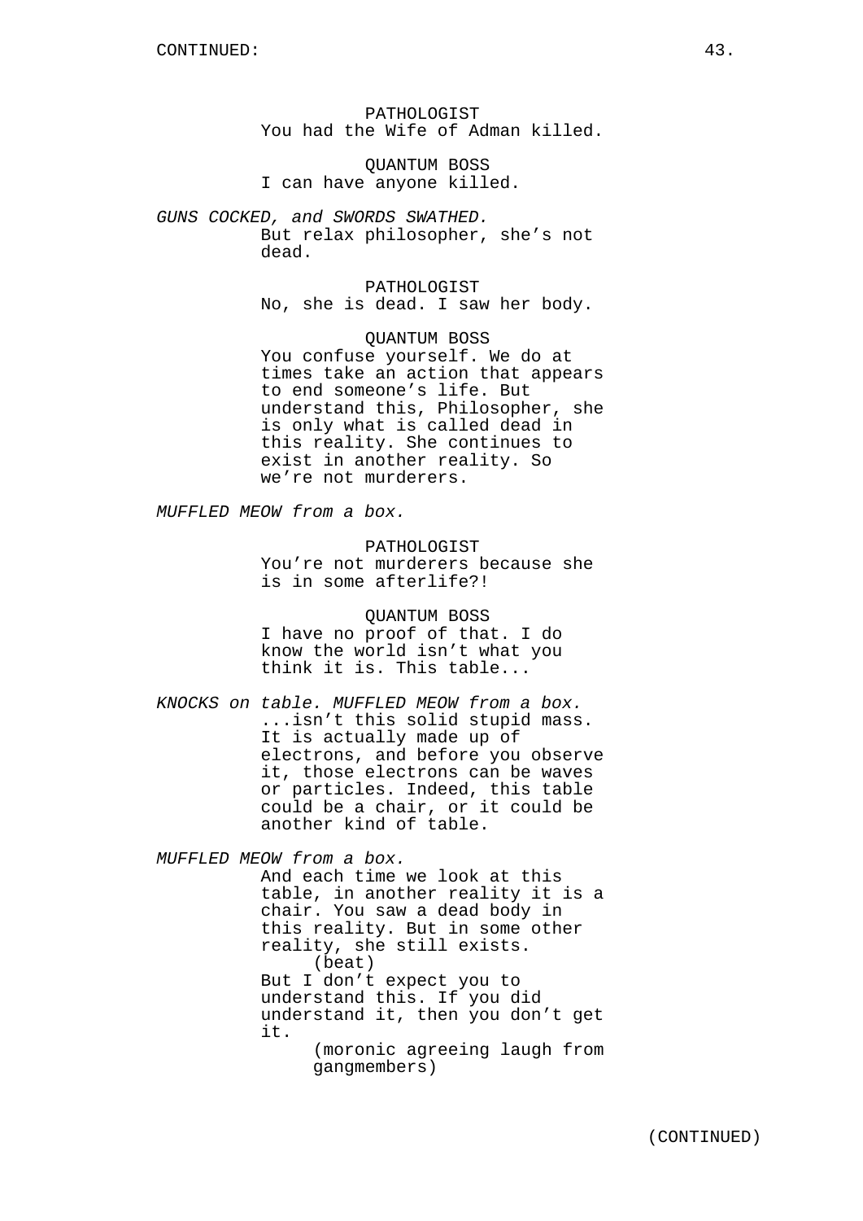CONTINUED:

PATHOLOGIST
You had the Wife of Adman killed.

QUANTUM BOSS
I can have anyone killed.

*GUNS COCKED, and SWORDS SWATHED.*

But relax philosopher, she's not dead.

PATHOLOGIST
No, she is dead. I saw her body.

QUANTUM BOSS
You confuse yourself. We do at times take an action that appears to end someone's life. But understand this, Philosopher, she is only what is called dead in this reality. She continues to exist in another reality. So we're not murderers.

*MUFFLED MEOW from a box.*

PATHOLOGIST
You're not murderers because she is in some afterlife?!

QUANTUM BOSS
I have no proof of that. I do know the world isn't what you think it is. This table...

*KNOCKS on table. MUFFLED MEOW from a box.*

...isn't this solid stupid mass. It is actually made up of electrons, and before you observe it, those electrons can be waves or particles. Indeed, this table could be a chair, or it could be another kind of table.

*MUFFLED MEOW from a box.*

And each time we look at this table, in another reality it is a chair. You saw a dead body in this reality. But in some other reality, she still exists.
(beat)
But I don't expect you to understand this. If you did understand it, then you don't get it.
(moronic agreeing laugh from gangmembers)

(CONTINUED)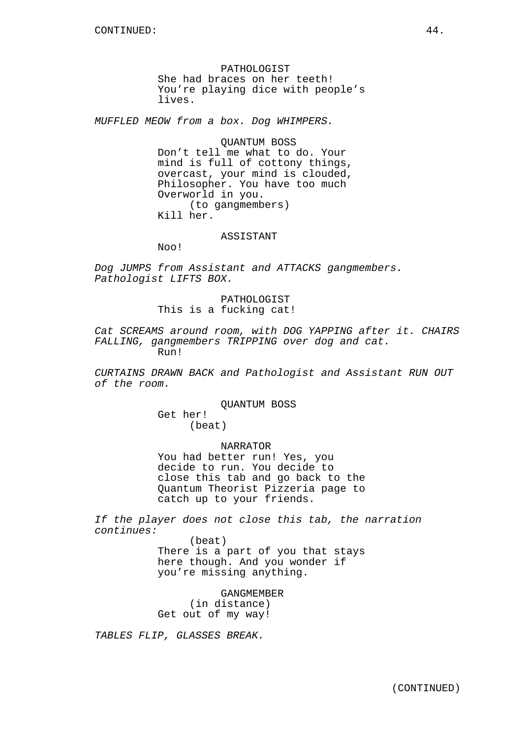PATHOLOGIST
She had braces on her teeth! You're playing dice with people's lives.

*MUFFLED MEOW from a box. Dog WHIMPERS.*

QUANTUM BOSS
Don't tell me what to do. Your mind is full of cottony things, overcast, your mind is clouded, Philosopher. You have too much Overworld in you.
(to gangmembers)
Kill her.

ASSISTANT
Noo!

*Dog JUMPS from Assistant and ATTACKS gangmembers. Pathologist LIFTS BOX.*

PATHOLOGIST
This is a fucking cat!

*Cat SCREAMS around room, with DOG YAPPING after it. CHAIRS FALLING, gangmembers TRIPPING over dog and cat.*
Run!

*CURTAINS DRAWN BACK and Pathologist and Assistant RUN OUT of the room.*

QUANTUM BOSS
Get her!
(beat)

NARRATOR
You had better run! Yes, you decide to run. You decide to close this tab and go back to the Quantum Theorist Pizzeria page to catch up to your friends.

*If the player does not close this tab, the narration continues:*
(beat)
There is a part of you that stays here though. And you wonder if you're missing anything.

GANGMEMBER
(in distance)
Get out of my way!

*TABLES FLIP, GLASSES BREAK.*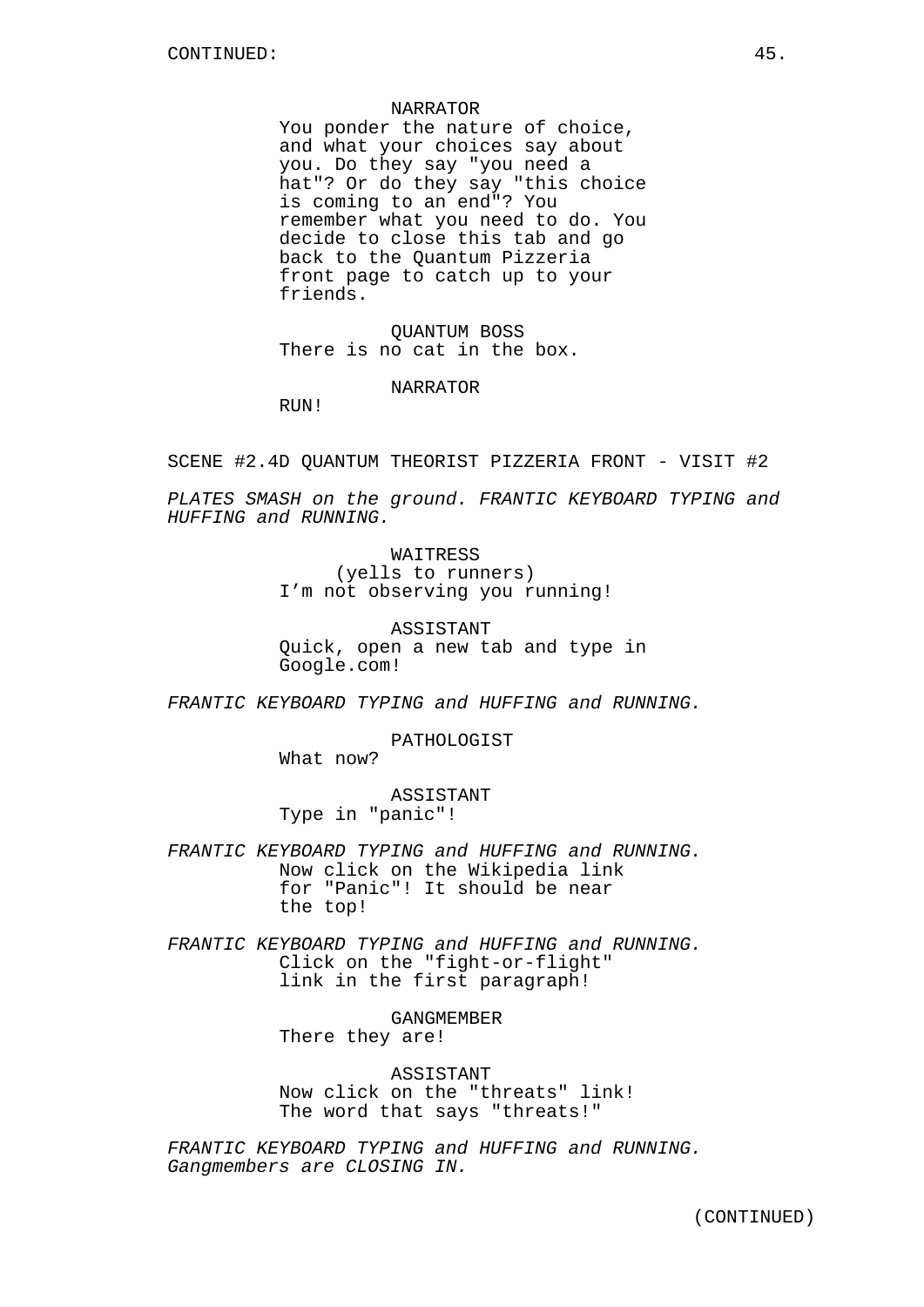CONTINUED:

NARRATOR
You ponder the nature of choice, and what your choices say about you. Do they say "you need a hat"? Or do they say "this choice is coming to an end"? You remember what you need to do. You decide to close this tab and go back to the Quantum Pizzeria front page to catch up to your friends.

QUANTUM BOSS
There is no cat in the box.

NARRATOR
RUN!

SCENE #2.4D QUANTUM THEORIST PIZZERIA FRONT - VISIT #2

*PLATES SMASH on the ground. FRANTIC KEYBOARD TYPING and HUFFING and RUNNING.*

WAITRESS
(yells to runners)
I'm not observing you running!

ASSISTANT
Quick, open a new tab and type in Google.com!

*FRANTIC KEYBOARD TYPING and HUFFING and RUNNING.*

PATHOLOGIST
What now?

ASSISTANT
Type in "panic"!

*FRANTIC KEYBOARD TYPING and HUFFING and RUNNING.*
Now click on the Wikipedia link for "Panic"! It should be near the top!

*FRANTIC KEYBOARD TYPING and HUFFING and RUNNING.*
Click on the "fight-or-flight" link in the first paragraph!

GANGMEMBER
There they are!

ASSISTANT
Now click on the "threats" link! The word that says "threats!"

*FRANTIC KEYBOARD TYPING and HUFFING and RUNNING. Gangmembers are CLOSING IN.*

(CONTINUED)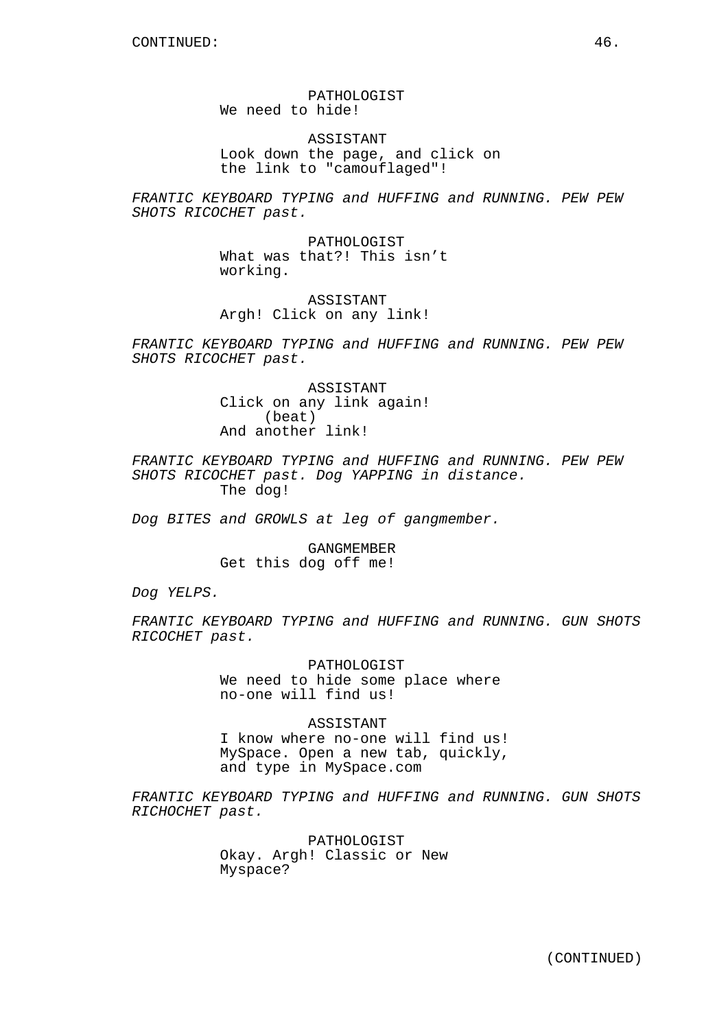CONTINUED:

PATHOLOGIST
We need to hide!

ASSISTANT
Look down the page, and click on the link to "camouflaged"!

*FRANTIC KEYBOARD TYPING and HUFFING and RUNNING. PEW PEW SHOTS RICOCHET past.*

PATHOLOGIST
What was that?! This isn't working.

ASSISTANT
Argh! Click on any link!

*FRANTIC KEYBOARD TYPING and HUFFING and RUNNING. PEW PEW SHOTS RICOCHET past.*

ASSISTANT
Click on any link again!
(beat)
And another link!

*FRANTIC KEYBOARD TYPING and HUFFING and RUNNING. PEW PEW SHOTS RICOCHET past. Dog YAPPING in distance.*
The dog!

*Dog BITES and GROWLS at leg of gangmember.*

GANGMEMBER
Get this dog off me!

*Dog YELPS.*

*FRANTIC KEYBOARD TYPING and HUFFING and RUNNING. GUN SHOTS RICOCHET past.*

PATHOLOGIST
We need to hide some place where no-one will find us!

ASSISTANT
I know where no-one will find us! MySpace. Open a new tab, quickly, and type in MySpace.com

*FRANTIC KEYBOARD TYPING and HUFFING and RUNNING. GUN SHOTS RICHOCHET past.*

PATHOLOGIST
Okay. Argh! Classic or New Myspace?

(CONTINUED)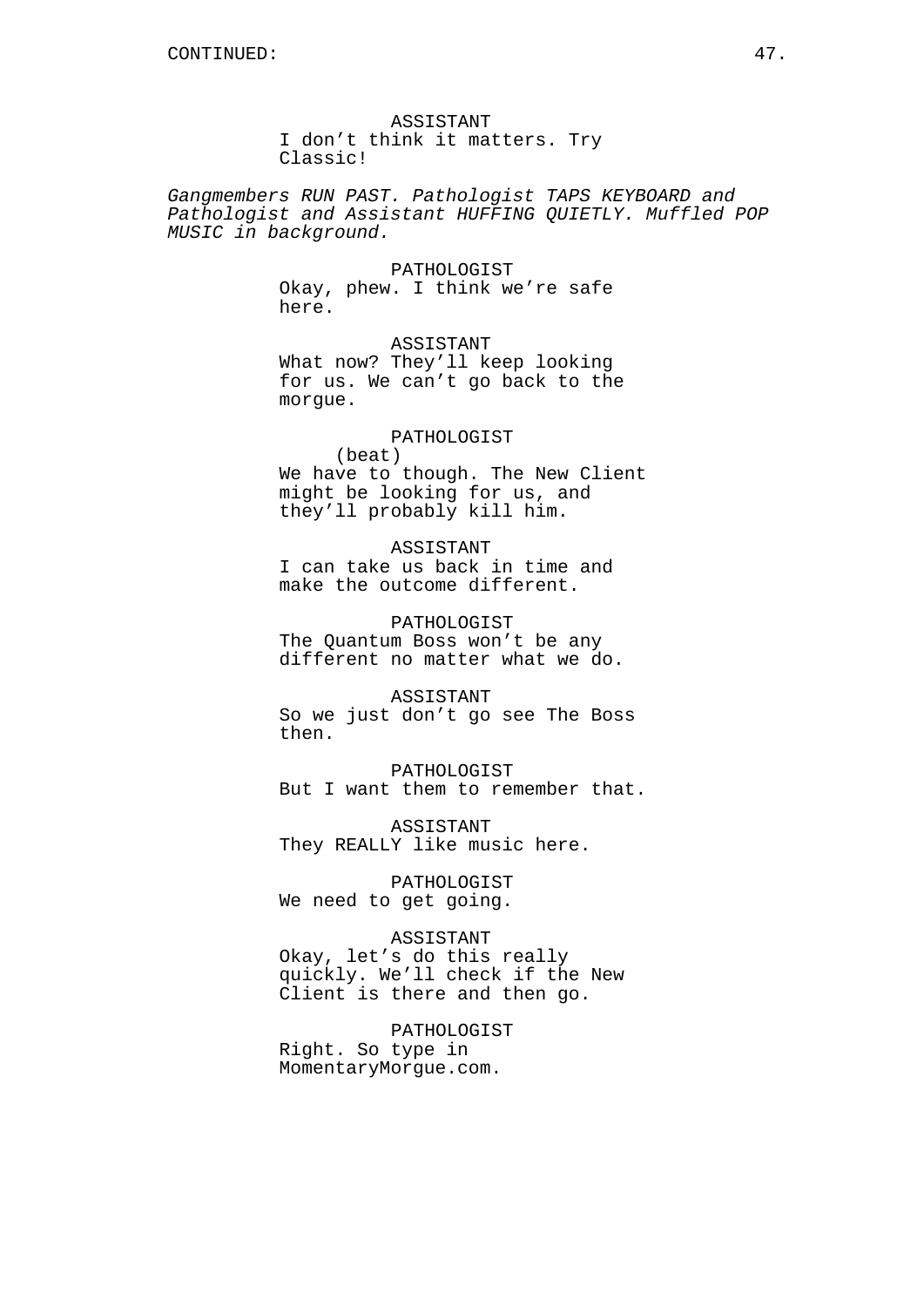CONTINUED:

ASSISTANT
I don't think it matters. Try Classic!

*Gangmembers RUN PAST. Pathologist TAPS KEYBOARD and Pathologist and Assistant HUFFING QUIETLY. Muffled POP MUSIC in background.*

PATHOLOGIST
Okay, phew. I think we're safe here.

ASSISTANT
What now? They'll keep looking for us. We can't go back to the morgue.

PATHOLOGIST
(beat)
We have to though. The New Client might be looking for us, and they'll probably kill him.

ASSISTANT
I can take us back in time and make the outcome different.

PATHOLOGIST
The Quantum Boss won't be any different no matter what we do.

ASSISTANT
So we just don't go see The Boss then.

PATHOLOGIST
But I want them to remember that.

ASSISTANT
They REALLY like music here.

PATHOLOGIST
We need to get going.

ASSISTANT
Okay, let's do this really quickly. We'll check if the New Client is there and then go.

PATHOLOGIST
Right. So type in MomentaryMorgue.com.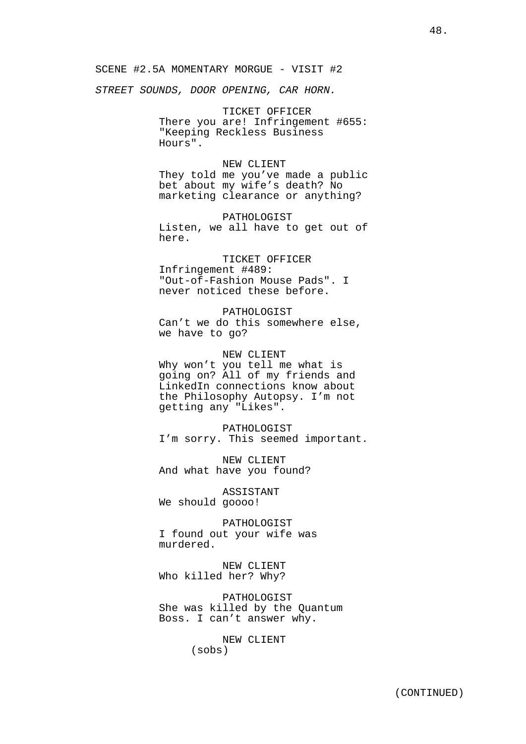SCENE #2.5A MOMENTARY MORGUE - VISIT #2

*STREET SOUNDS, DOOR OPENING, CAR HORN.*

TICKET OFFICER
There you are! Infringement #655: "Keeping Reckless Business Hours".

NEW CLIENT
They told me you've made a public bet about my wife's death? No marketing clearance or anything?

PATHOLOGIST
Listen, we all have to get out of here.

TICKET OFFICER
Infringement #489: "Out-of-Fashion Mouse Pads". I never noticed these before.

PATHOLOGIST
Can't we do this somewhere else, we have to go?

NEW CLIENT
Why won't you tell me what is going on? All of my friends and LinkedIn connections know about the Philosophy Autopsy. I'm not getting any "Likes".

PATHOLOGIST
I'm sorry. This seemed important.

NEW CLIENT
And what have you found?

ASSISTANT
We should goooo!

PATHOLOGIST
I found out your wife was murdered.

NEW CLIENT
Who killed her? Why?

PATHOLOGIST
She was killed by the Quantum Boss. I can't answer why.

NEW CLIENT
(sobs)

(CONTINUED)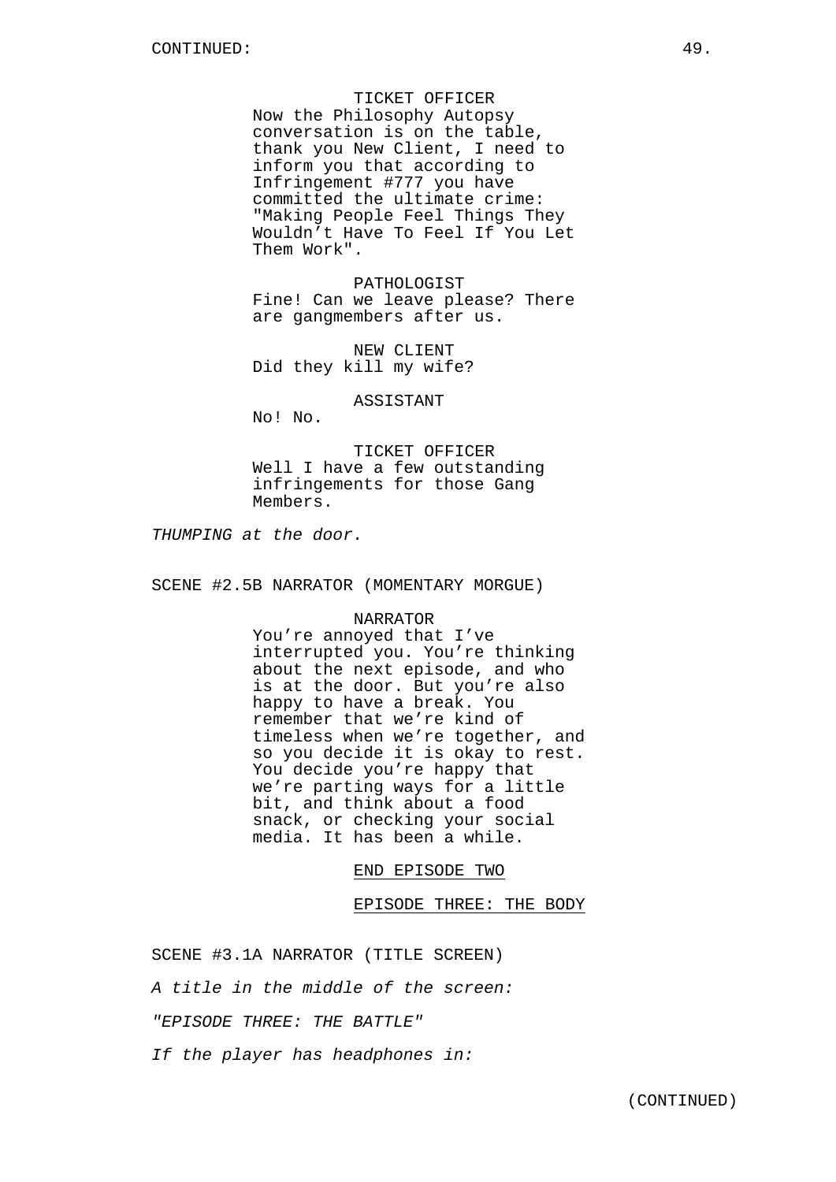TICKET OFFICER

Now the Philosophy Autopsy conversation is on the table, thank you New Client, I need to inform you that according to Infringement #777 you have committed the ultimate crime: "Making People Feel Things They Wouldn’t Have To Feel If You Let Them Work".

PATHOLOGIST

Fine! Can we leave please? There are gangmembers after us.

NEW CLIENT

Did they kill my wife?

ASSISTANT

No! No.

TICKET OFFICER

Well I have a few outstanding infringements for those Gang Members.

*THUMPING at the door.*

SCENE #2.5B NARRATOR (MOMENTARY MORGUE)

NARRATOR

You’re annoyed that I’ve interrupted you. You’re thinking about the next episode, and who is at the door. But you’re also happy to have a break. You remember that we’re kind of timeless when we’re together, and so you decide it is okay to rest. You decide you’re happy that we’re parting ways for a little bit, and think about a food snack, or checking your social media. It has been a while.

END EPISODE TWO

EPISODE THREE: THE BODY

SCENE #3.1A NARRATOR (TITLE SCREEN)

*A title in the middle of the screen:*

*"EPISODE THREE: THE BATTLE"*

*If the player has headphones in:*

(CONTINUED)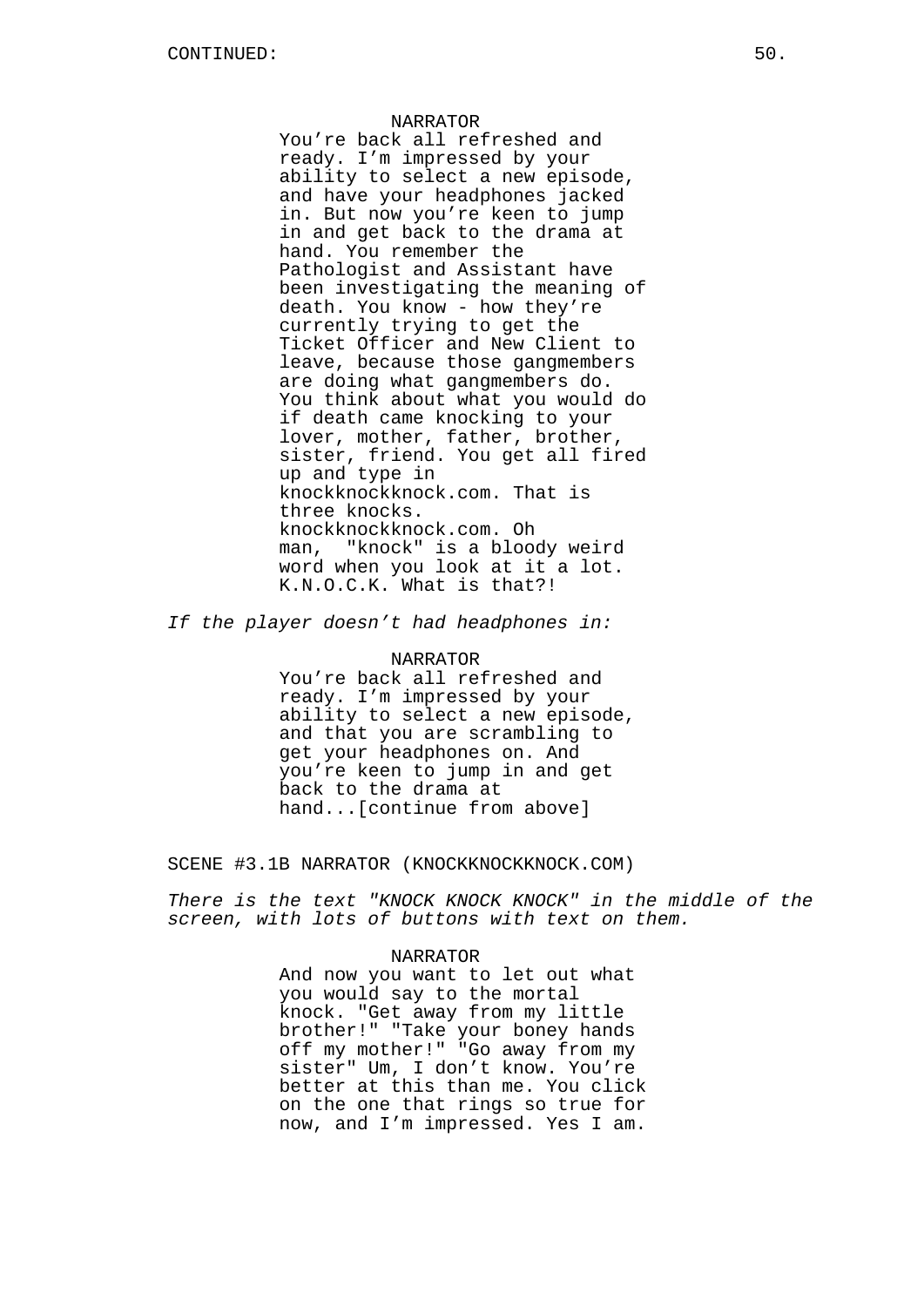NARRATOR

You're back all refreshed and ready. I'm impressed by your ability to select a new episode, and have your headphones jacked in. But now you're keen to jump in and get back to the drama at hand. You remember the Pathologist and Assistant have been investigating the meaning of death. You know - how they're currently trying to get the Ticket Officer and New Client to leave, because those gangmembers are doing what gangmembers do. You think about what you would do if death came knocking to your lover, mother, father, brother, sister, friend. You get all fired up and type in knockknockknock.com. That is three knocks. knockknockknock.com. Oh man, "knock" is a bloody weird word when you look at it a lot. K.N.O.C.K. What is that?!

*If the player doesn't had headphones in:*

NARRATOR

You're back all refreshed and ready. I'm impressed by your ability to select a new episode, and that you are scrambling to get your headphones on. And you're keen to jump in and get back to the drama at hand...[continue from above]

SCENE #3.1B NARRATOR (KNOCKKNOCKKNOCK.COM)

*There is the text "KNOCK KNOCK KNOCK" in the middle of the screen, with lots of buttons with text on them.*

NARRATOR

And now you want to let out what you would say to the mortal knock. "Get away from my little brother!" "Take your boney hands off my mother!" "Go away from my sister" Um, I don't know. You're better at this than me. You click on the one that rings so true for now, and I'm impressed. Yes I am.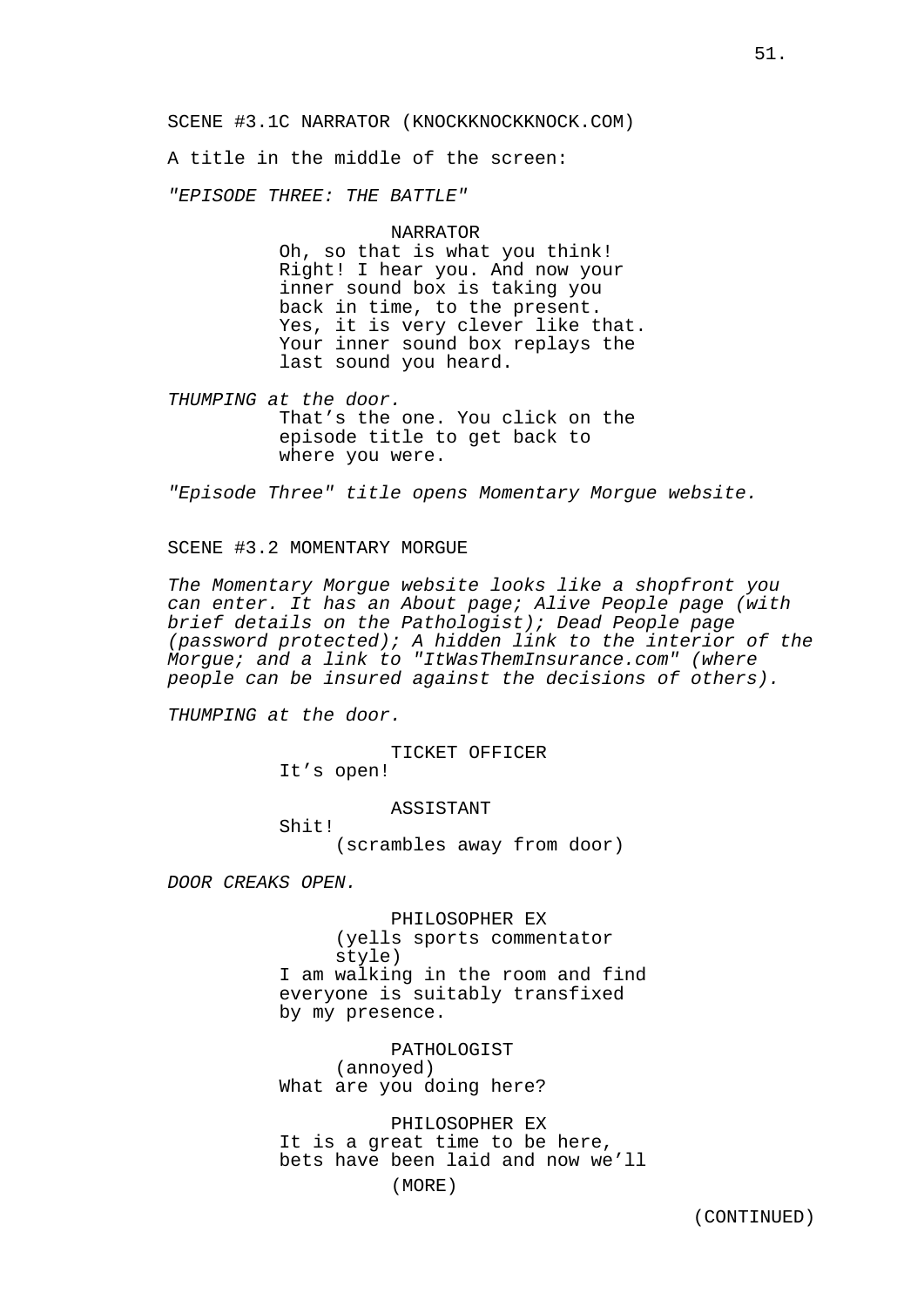SCENE #3.1C NARRATOR (KNOCKKNOCKKNOCK.COM)

A title in the middle of the screen:

*"EPISODE THREE: THE BATTLE"*

NARRATOR
Oh, so that is what you think! Right! I hear you. And now your inner sound box is taking you back in time, to the present. Yes, it is very clever like that. Your inner sound box replays the last sound you heard.

*THUMPING at the door.*

That's the one. You click on the episode title to get back to where you were.

*"Episode Three" title opens Momentary Morgue website.*

SCENE #3.2 MOMENTARY MORGUE

*The Momentary Morgue website looks like a shopfront you can enter. It has an About page; Alive People page (with brief details on the Pathologist); Dead People page (password protected); A hidden link to the interior of the Morgue; and a link to "ItWasThemInsurance.com" (where people can be insured against the decisions of others).*

*THUMPING at the door.*

TICKET OFFICER
It's open!

ASSISTANT
Shit!
(scrambles away from door)

*DOOR CREAKS OPEN.*

PHILOSOPHER EX
(yells sports commentator style)
I am walking in the room and find everyone is suitably transfixed by my presence.

PATHOLOGIST
(annoyed)
What are you doing here?

PHILOSOPHER EX
It is a great time to be here, bets have been laid and now we'll
(MORE)

(CONTINUED)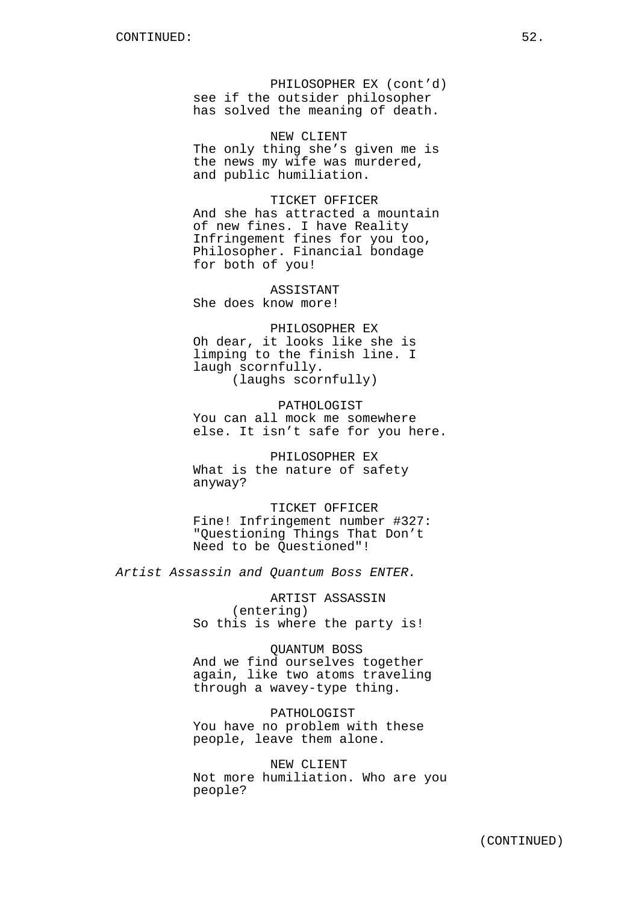CONTINUED:

PHILOSOPHER EX (cont'd)
see if the outsider philosopher has solved the meaning of death.

NEW CLIENT
The only thing she's given me is the news my wife was murdered, and public humiliation.

TICKET OFFICER
And she has attracted a mountain of new fines. I have Reality Infringement fines for you too, Philosopher. Financial bondage for both of you!

ASSISTANT
She does know more!

PHILOSOPHER EX
Oh dear, it looks like she is limping to the finish line. I laugh scornfully.
(laughs scornfully)

PATHOLOGIST
You can all mock me somewhere else. It isn't safe for you here.

PHILOSOPHER EX
What is the nature of safety anyway?

TICKET OFFICER
Fine! Infringement number #327: "Questioning Things That Don't Need to be Questioned"!

*Artist Assassin and Quantum Boss ENTER.*

ARTIST ASSASSIN
(entering)
So this is where the party is!

QUANTUM BOSS
And we find ourselves together again, like two atoms traveling through a wavey-type thing.

PATHOLOGIST
You have no problem with these people, leave them alone.

NEW CLIENT
Not more humiliation. Who are you people?

(CONTINUED)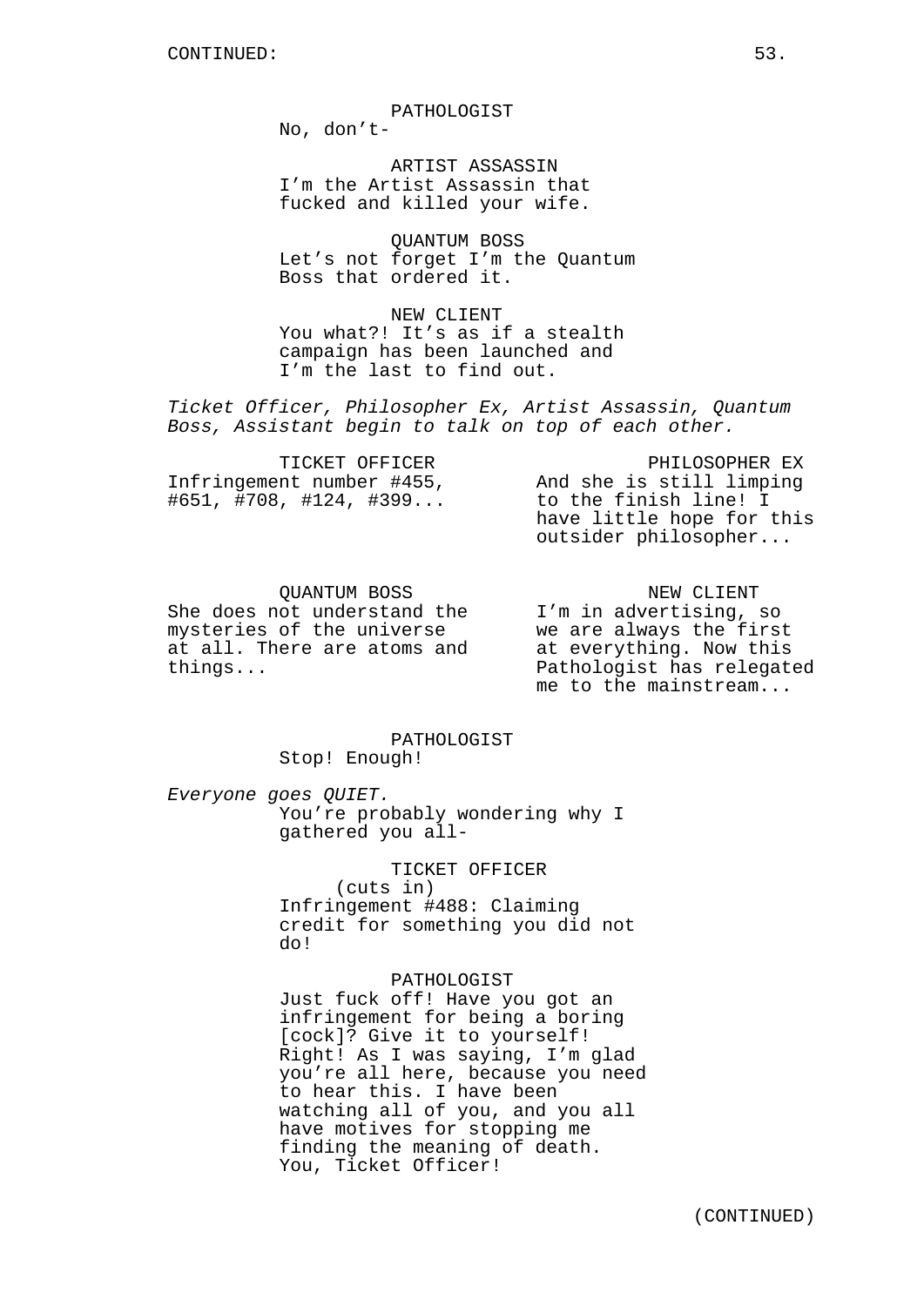CONTINUED:

PATHOLOGIST
No, don't-

ARTIST ASSASSIN
I'm the Artist Assassin that fucked and killed your wife.

QUANTUM BOSS
Let's not forget I'm the Quantum Boss that ordered it.

NEW CLIENT
You what?! It's as if a stealth campaign has been launched and I'm the last to find out.

*Ticket Officer, Philosopher Ex, Artist Assassin, Quantum Boss, Assistant begin to talk on top of each other.*

TICKET OFFICER
Infringement number #455, #651, #708, #124, #399...

PHILOSOPHER EX
And she is still limping to the finish line! I have little hope for this outsider philosopher...

QUANTUM BOSS
She does not understand the mysteries of the universe at all. There are atoms and things...

NEW CLIENT
I'm in advertising, so we are always the first at everything. Now this Pathologist has relegated me to the mainstream...

PATHOLOGIST
Stop! Enough!

*Everyone goes QUIET.*

You're probably wondering why I gathered you all-

TICKET OFFICER
(cuts in)
Infringement #488: Claiming credit for something you did not do!

PATHOLOGIST
Just fuck off! Have you got an infringement for being a boring [cock]? Give it to yourself! Right! As I was saying, I'm glad you're all here, because you need to hear this. I have been watching all of you, and you all have motives for stopping me finding the meaning of death. You, Ticket Officer!

(CONTINUED)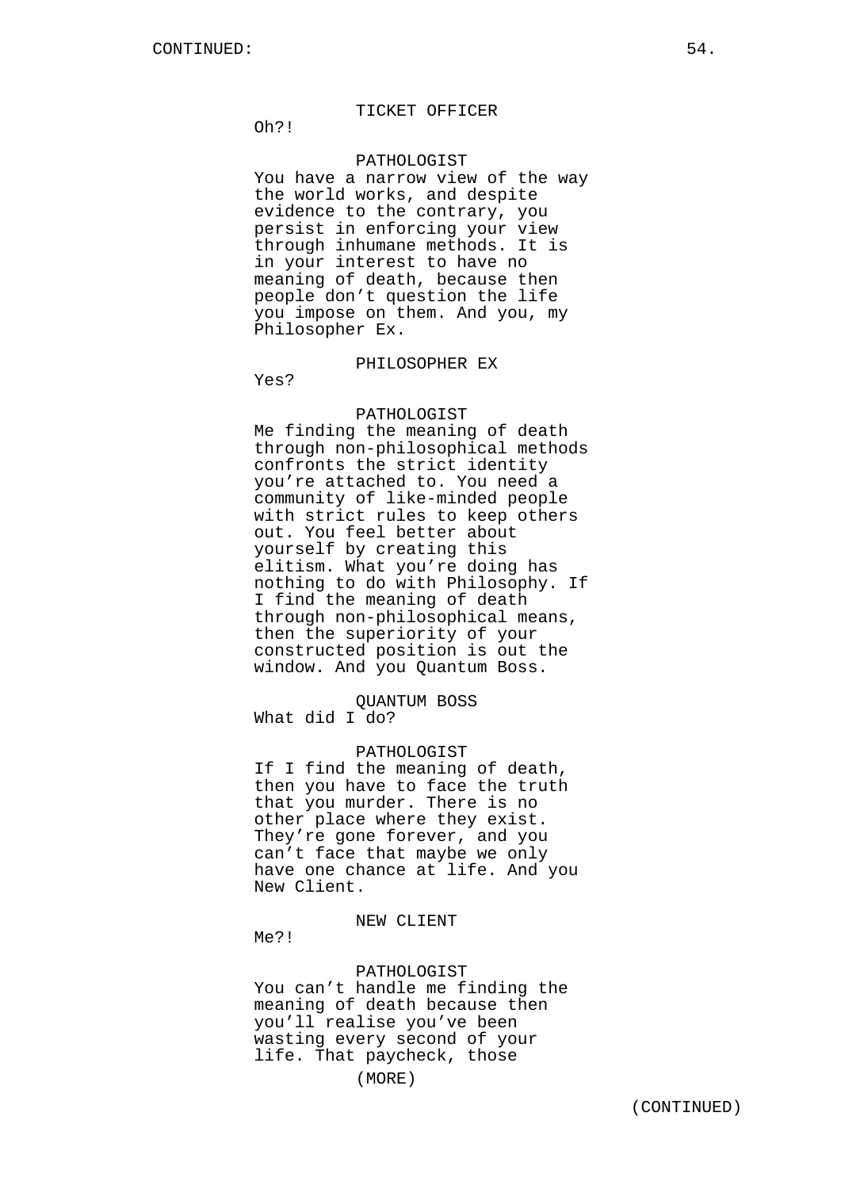TICKET OFFICER

Oh?!

PATHOLOGIST

You have a narrow view of the way the world works, and despite evidence to the contrary, you persist in enforcing your view through inhumane methods. It is in your interest to have no meaning of death, because then people don’t question the life you impose on them. And you, my Philosopher Ex.

PHILOSOPHER EX

Yes?

PATHOLOGIST

Me finding the meaning of death through non-philosophical methods confronts the strict identity you’re attached to. You need a community of like-minded people with strict rules to keep others out. You feel better about yourself by creating this elitism. What you’re doing has nothing to do with Philosophy. If I find the meaning of death through non-philosophical means, then the superiority of your constructed position is out the window. And you Quantum Boss.

QUANTUM BOSS

What did I do?

PATHOLOGIST

If I find the meaning of death, then you have to face the truth that you murder. There is no other place where they exist. They’re gone forever, and you can’t face that maybe we only have one chance at life. And you New Client.

NEW CLIENT

Me?!

PATHOLOGIST

You can’t handle me finding the meaning of death because then you’ll realise you’ve been wasting every second of your life. That paycheck, those

(MORE)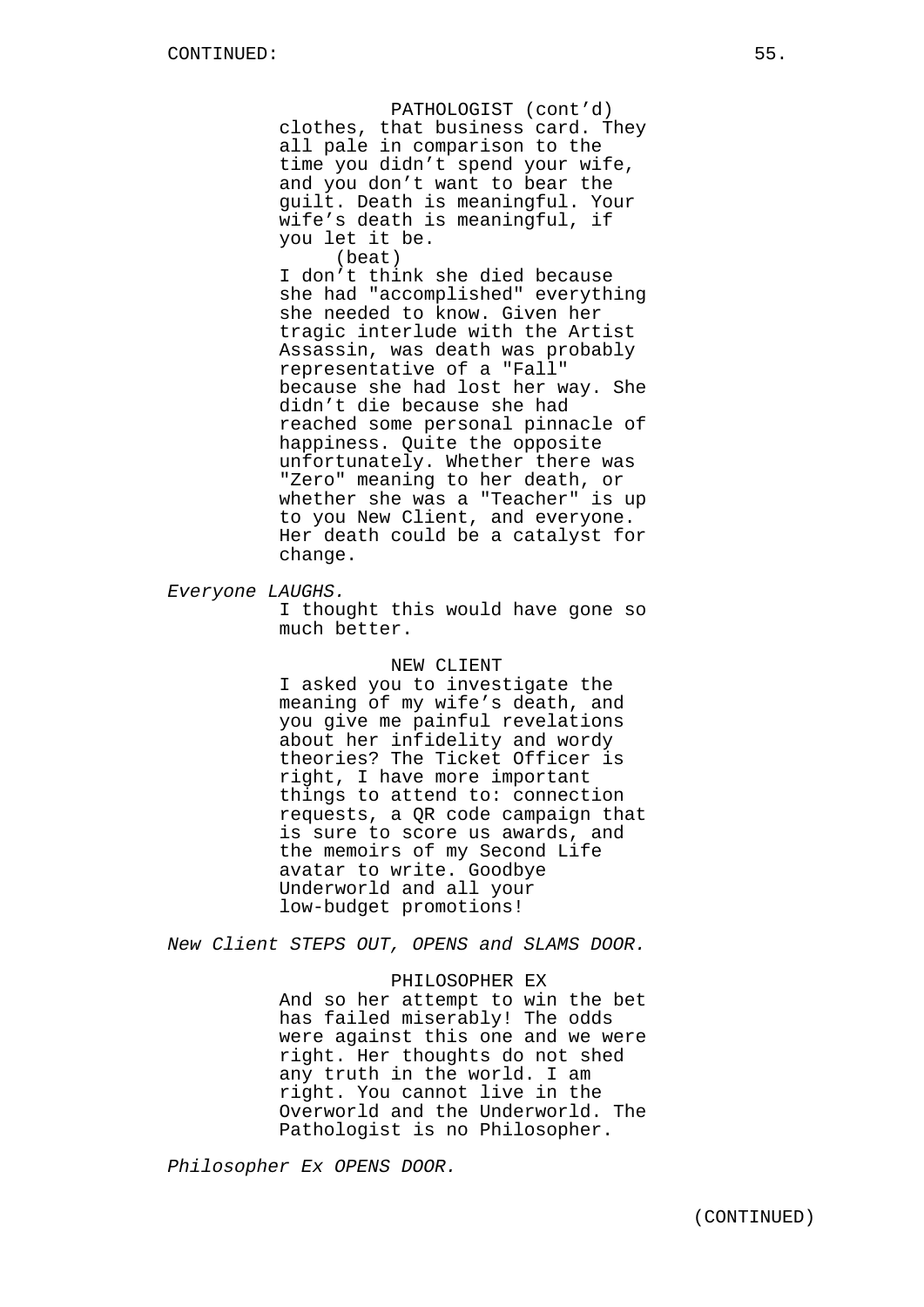CONTINUED:

PATHOLOGIST (cont’d)
clothes, that business card. They all pale in comparison to the time you didn’t spend your wife, and you don’t want to bear the guilt. Death is meaningful. Your wife’s death is meaningful, if you let it be.
(beat)
I don’t think she died because she had "accomplished" everything she needed to know. Given her tragic interlude with the Artist Assassin, was death was probably representative of a "Fall" because she had lost her way. She didn’t die because she had reached some personal pinnacle of happiness. Quite the opposite unfortunately. Whether there was "Zero" meaning to her death, or whether she was a "Teacher" is up to you New Client, and everyone. Her death could be a catalyst for change.

*Everyone LAUGHS.*

I thought this would have gone so much better.

NEW CLIENT
I asked you to investigate the meaning of my wife’s death, and you give me painful revelations about her infidelity and wordy theories? The Ticket Officer is right, I have more important things to attend to: connection requests, a QR code campaign that is sure to score us awards, and the memoirs of my Second Life avatar to write. Goodbye Underworld and all your low-budget promotions!

*New Client STEPS OUT, OPENS and SLAMS DOOR.*

PHILOSOPHER EX
And so her attempt to win the bet has failed miserably! The odds were against this one and we were right. Her thoughts do not shed any truth in the world. I am right. You cannot live in the Overworld and the Underworld. The Pathologist is no Philosopher.

*Philosopher Ex OPENS DOOR.*

(CONTINUED)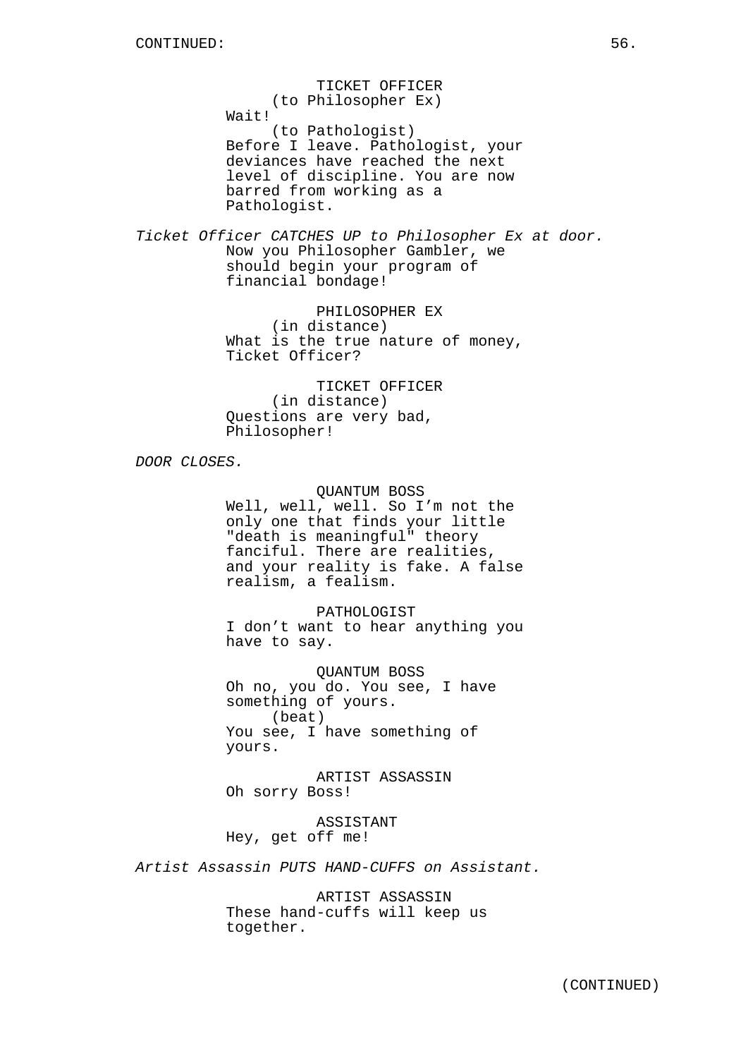TICKET OFFICER
(to Philosopher Ex)
Wait!
(to Pathologist)
Before I leave. Pathologist, your deviances have reached the next level of discipline. You are now barred from working as a Pathologist.

*Ticket Officer CATCHES UP to Philosopher Ex at door.*

Now you Philosopher Gambler, we should begin your program of financial bondage!

PHILOSOPHER EX
(in distance)
What is the true nature of money, Ticket Officer?

TICKET OFFICER
(in distance)
Questions are very bad, Philosopher!

*DOOR CLOSES.*

QUANTUM BOSS
Well, well, well. So I'm not the only one that finds your little "death is meaningful" theory fanciful. There are realities, and your reality is fake. A false realism, a fealism.

PATHOLOGIST
I don't want to hear anything you have to say.

QUANTUM BOSS
Oh no, you do. You see, I have something of yours.
(beat)
You see, I have something of yours.

ARTIST ASSASSIN
Oh sorry Boss!

ASSISTANT
Hey, get off me!

*Artist Assassin PUTS HAND-CUFFS on Assistant.*

ARTIST ASSASSIN
These hand-cuffs will keep us together.

(CONTINUED)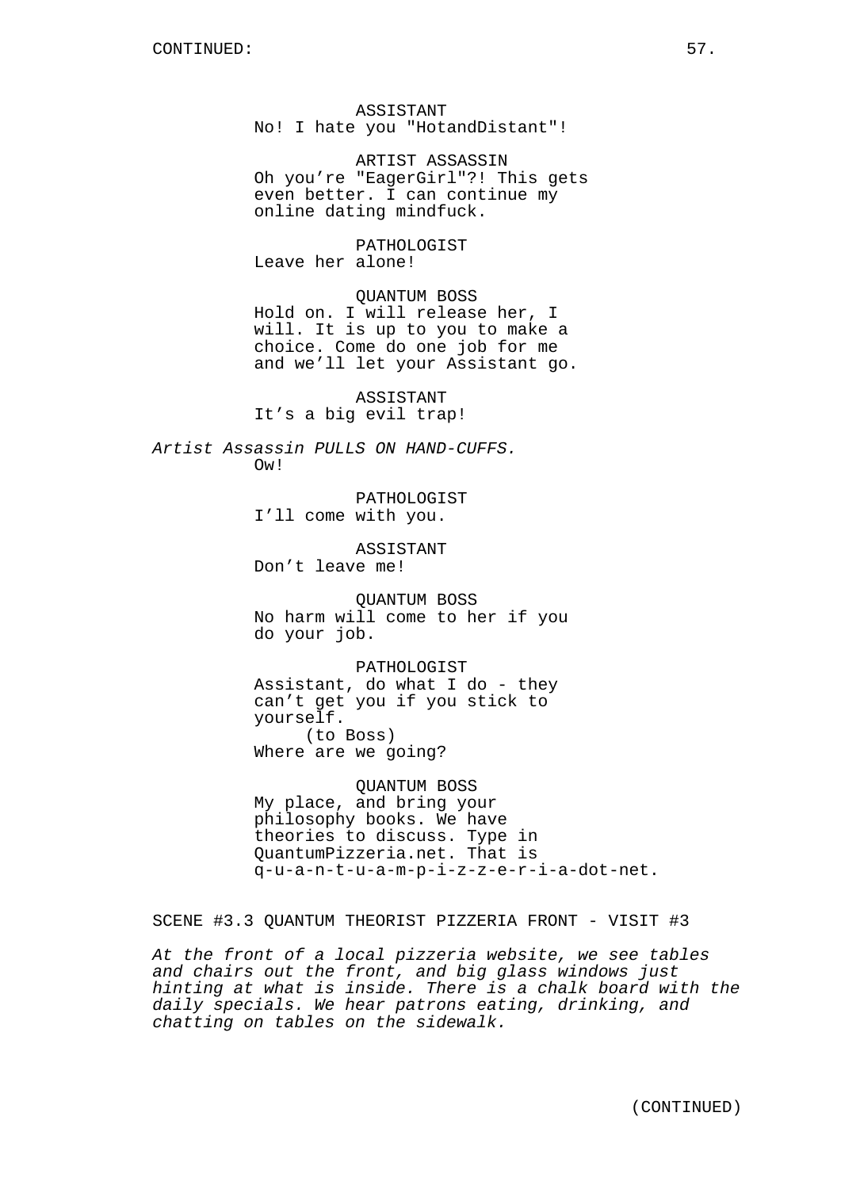ASSISTANT
No! I hate you "HotandDistant"!

ARTIST ASSASSIN
Oh you're "EagerGirl"?! This gets even better. I can continue my online dating mindfuck.

PATHOLOGIST
Leave her alone!

QUANTUM BOSS
Hold on. I will release her, I will. It is up to you to make a choice. Come do one job for me and we'll let your Assistant go.

ASSISTANT
It's a big evil trap!

*Artist Assassin PULLS ON HAND-CUFFS.*

Ow!

PATHOLOGIST
I'll come with you.

ASSISTANT
Don't leave me!

QUANTUM BOSS
No harm will come to her if you do your job.

PATHOLOGIST
Assistant, do what I do - they can't get you if you stick to yourself.
(to Boss)
Where are we going?

QUANTUM BOSS
My place, and bring your philosophy books. We have theories to discuss. Type in QuantumPizzeria.net. That is q-u-a-n-t-u-a-m-p-i-z-z-e-r-i-a-dot-net.

SCENE #3.3 QUANTUM THEORIST PIZZERIA FRONT - VISIT #3

*At the front of a local pizzeria website, we see tables and chairs out the front, and big glass windows just hinting at what is inside. There is a chalk board with the daily specials. We hear patrons eating, drinking, and chatting on tables on the sidewalk.*

(CONTINUED)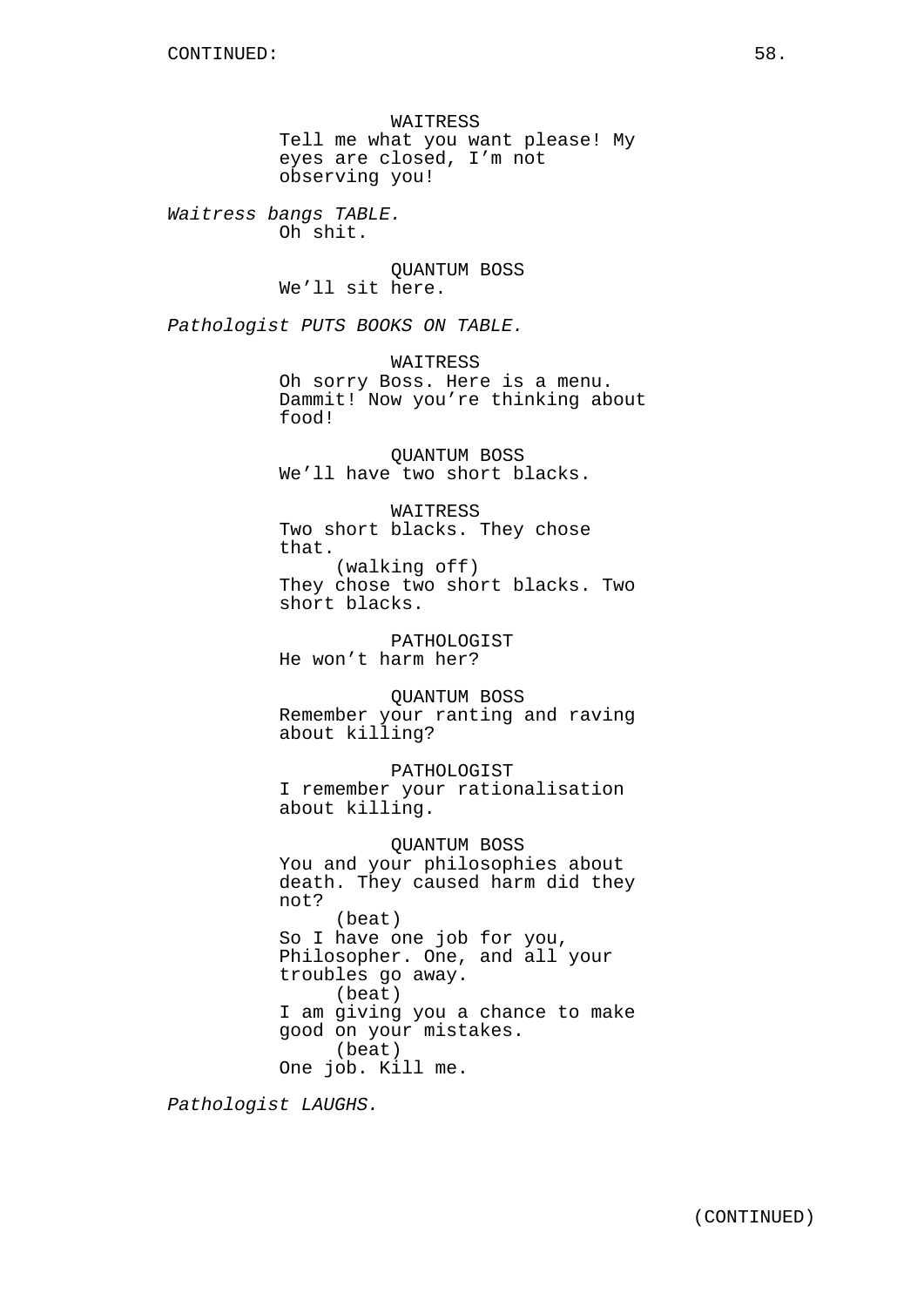CONTINUED:

WAITRESS
Tell me what you want please! My eyes are closed, I'm not observing you!

*Waitress bangs TABLE.*

Oh shit.

QUANTUM BOSS
We'll sit here.

*Pathologist PUTS BOOKS ON TABLE.*

WAITRESS
Oh sorry Boss. Here is a menu. Dammit! Now you're thinking about food!

QUANTUM BOSS
We'll have two short blacks.

WAITRESS
Two short blacks. They chose that.
(walking off)
They chose two short blacks. Two short blacks.

PATHOLOGIST
He won't harm her?

QUANTUM BOSS
Remember your ranting and raving about killing?

PATHOLOGIST
I remember your rationalisation about killing.

QUANTUM BOSS
You and your philosophies about death. They caused harm did they not?
(beat)
So I have one job for you, Philosopher. One, and all your troubles go away.
(beat)
I am giving you a chance to make good on your mistakes.
(beat)
One job. Kill me.

*Pathologist LAUGHS.*

(CONTINUED)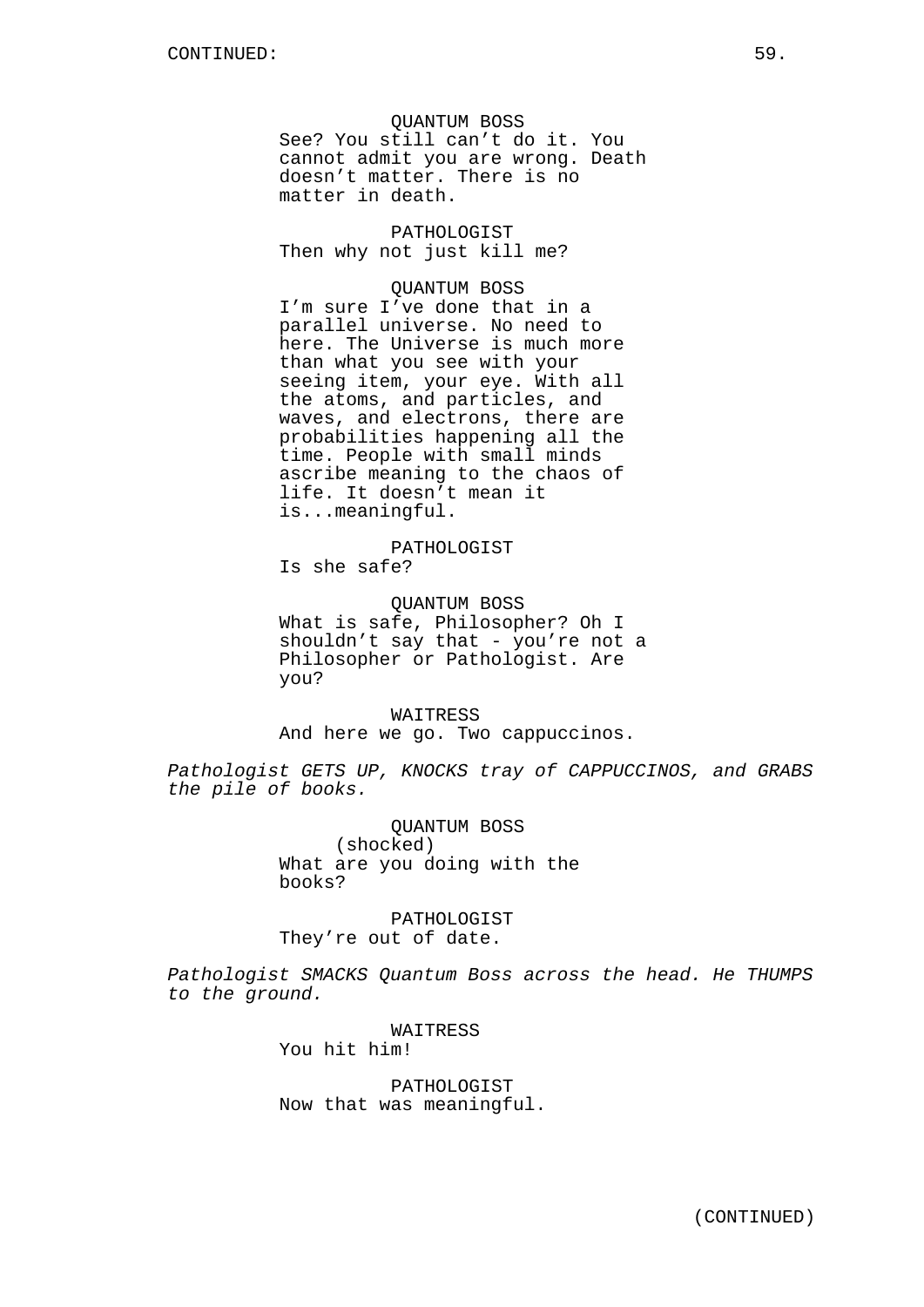QUANTUM BOSS
See? You still can't do it. You cannot admit you are wrong. Death doesn't matter. There is no matter in death.

PATHOLOGIST
Then why not just kill me?

QUANTUM BOSS
I'm sure I've done that in a parallel universe. No need to here. The Universe is much more than what you see with your seeing item, your eye. With all the atoms, and particles, and waves, and electrons, there are probabilities happening all the time. People with small minds ascribe meaning to the chaos of life. It doesn't mean it is...meaningful.

PATHOLOGIST
Is she safe?

QUANTUM BOSS
What is safe, Philosopher? Oh I shouldn't say that - you're not a Philosopher or Pathologist. Are you?

WAITRESS
And here we go. Two cappuccinos.

*Pathologist GETS UP, KNOCKS tray of CAPPUCCINOS, and GRABS the pile of books.*

QUANTUM BOSS
(shocked)
What are you doing with the books?

PATHOLOGIST
They're out of date.

*Pathologist SMACKS Quantum Boss across the head. He THUMPS to the ground.*

WAITRESS
You hit him!

PATHOLOGIST
Now that was meaningful.

(CONTINUED)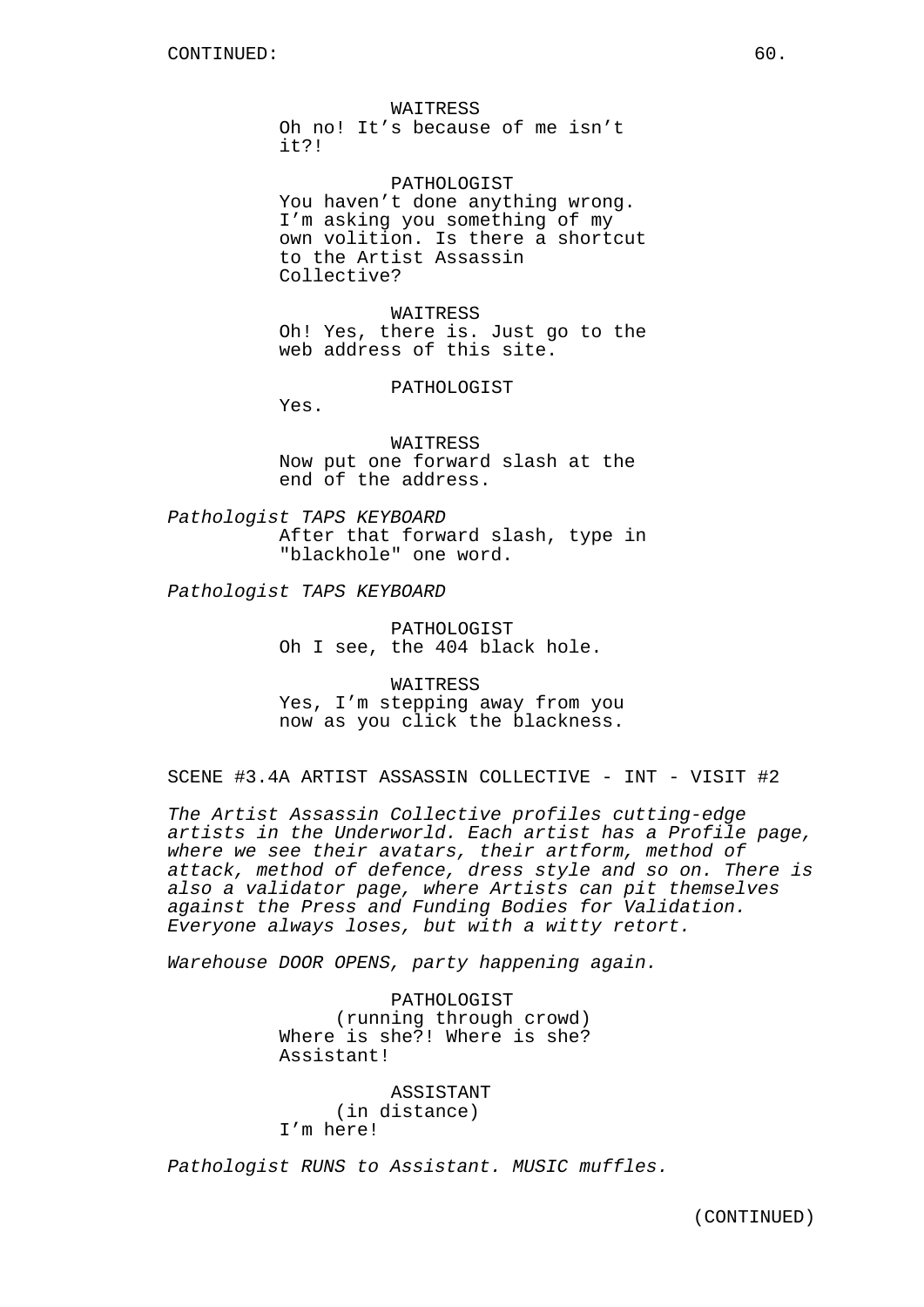WAITRESS
Oh no! It's because of me isn't it?!

PATHOLOGIST
You haven't done anything wrong. I'm asking you something of my own volition. Is there a shortcut to the Artist Assassin Collective?

WAITRESS
Oh! Yes, there is. Just go to the web address of this site.

PATHOLOGIST
Yes.

WAITRESS
Now put one forward slash at the end of the address.

*Pathologist TAPS KEYBOARD*

After that forward slash, type in "blackhole" one word.

*Pathologist TAPS KEYBOARD*

PATHOLOGIST
Oh I see, the 404 black hole.

WAITRESS
Yes, I'm stepping away from you now as you click the blackness.

SCENE #3.4A ARTIST ASSASSIN COLLECTIVE - INT - VISIT #2

*The Artist Assassin Collective profiles cutting-edge artists in the Underworld. Each artist has a Profile page, where we see their avatars, their artform, method of attack, method of defence, dress style and so on. There is also a validator page, where Artists can pit themselves against the Press and Funding Bodies for Validation. Everyone always loses, but with a witty retort.*

*Warehouse DOOR OPENS, party happening again.*

PATHOLOGIST
(running through crowd)
Where is she?! Where is she? Assistant!

ASSISTANT
(in distance)
I'm here!

*Pathologist RUNS to Assistant. MUSIC muffles.*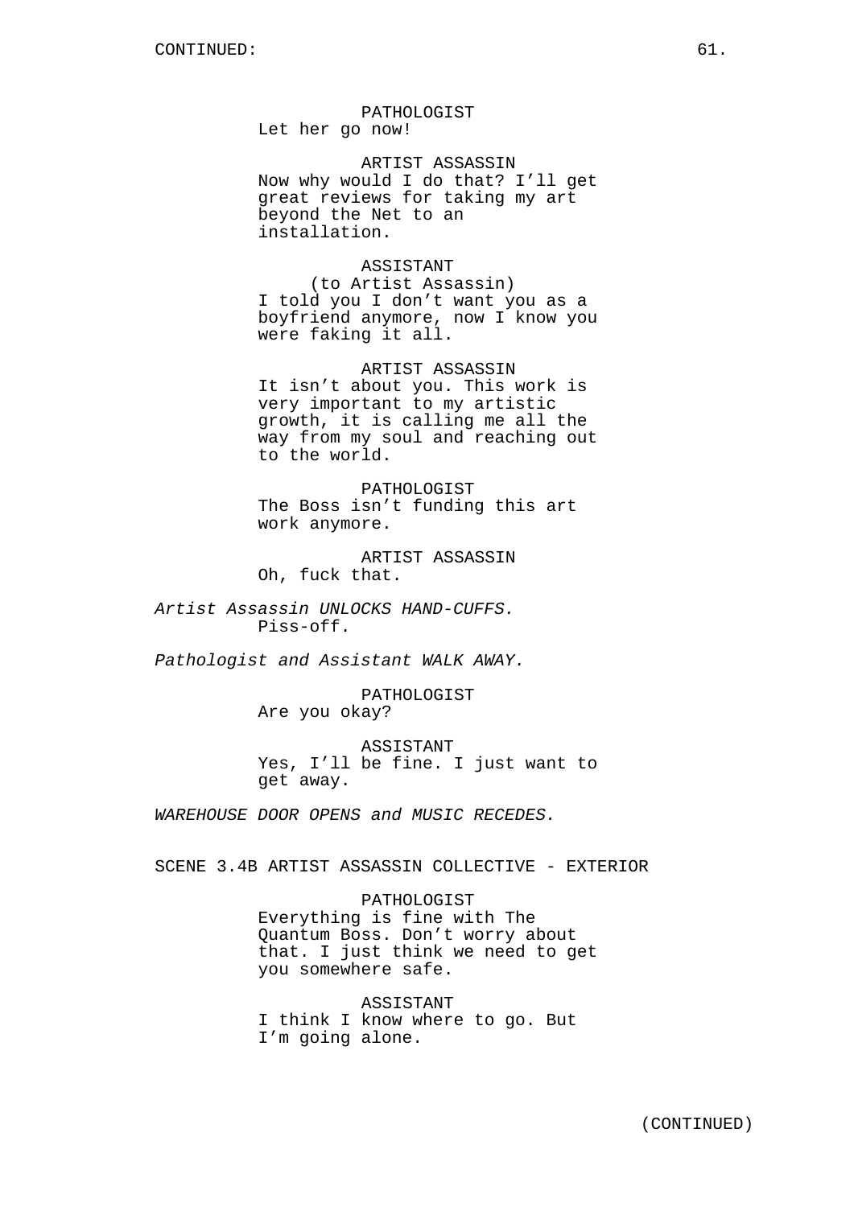CONTINUED:

PATHOLOGIST
Let her go now!

ARTIST ASSASSIN
Now why would I do that? I'll get great reviews for taking my art beyond the Net to an installation.

ASSISTANT
(to Artist Assassin)
I told you I don't want you as a boyfriend anymore, now I know you were faking it all.

ARTIST ASSASSIN
It isn't about you. This work is very important to my artistic growth, it is calling me all the way from my soul and reaching out to the world.

PATHOLOGIST
The Boss isn't funding this art work anymore.

ARTIST ASSASSIN
Oh, fuck that.

*Artist Assassin UNLOCKS HAND-CUFFS.*
Piss-off.

*Pathologist and Assistant WALK AWAY.*

PATHOLOGIST
Are you okay?

ASSISTANT
Yes, I'll be fine. I just want to get away.

*WAREHOUSE DOOR OPENS and MUSIC RECEDES.*

SCENE 3.4B ARTIST ASSASSIN COLLECTIVE - EXTERIOR

PATHOLOGIST
Everything is fine with The Quantum Boss. Don't worry about that. I just think we need to get you somewhere safe.

ASSISTANT
I think I know where to go. But I'm going alone.

(CONTINUED)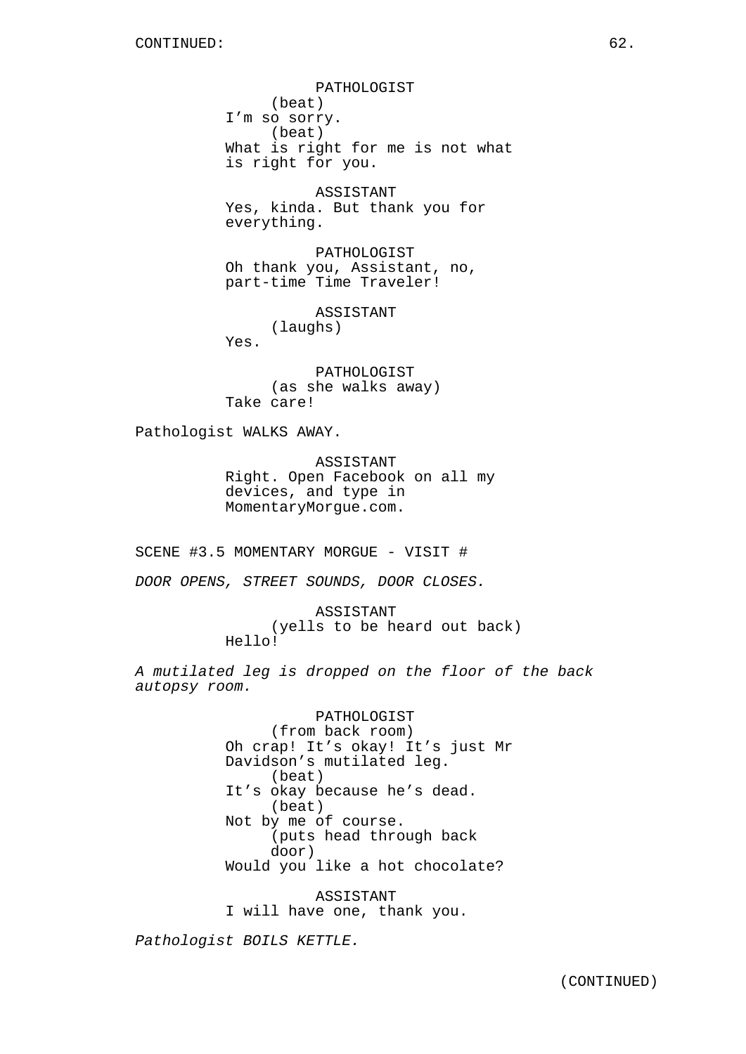CONTINUED:

PATHOLOGIST
(beat)
I'm so sorry.
(beat)
What is right for me is not what is right for you.

ASSISTANT
Yes, kinda. But thank you for everything.

PATHOLOGIST
Oh thank you, Assistant, no, part-time Time Traveler!

ASSISTANT
(laughs)
Yes.

PATHOLOGIST
(as she walks away)
Take care!

Pathologist WALKS AWAY.

ASSISTANT
Right. Open Facebook on all my devices, and type in MomentaryMorgue.com.

SCENE #3.5 MOMENTARY MORGUE - VISIT #

*DOOR OPENS, STREET SOUNDS, DOOR CLOSES.*

ASSISTANT
(yells to be heard out back)
Hello!

*A mutilated leg is dropped on the floor of the back autopsy room.*

PATHOLOGIST
(from back room)
Oh crap! It's okay! It's just Mr Davidson's mutilated leg.
(beat)
It's okay because he's dead.
(beat)
Not by me of course.
(puts head through back door)
Would you like a hot chocolate?

ASSISTANT
I will have one, thank you.

*Pathologist BOILS KETTLE.*

(CONTINUED)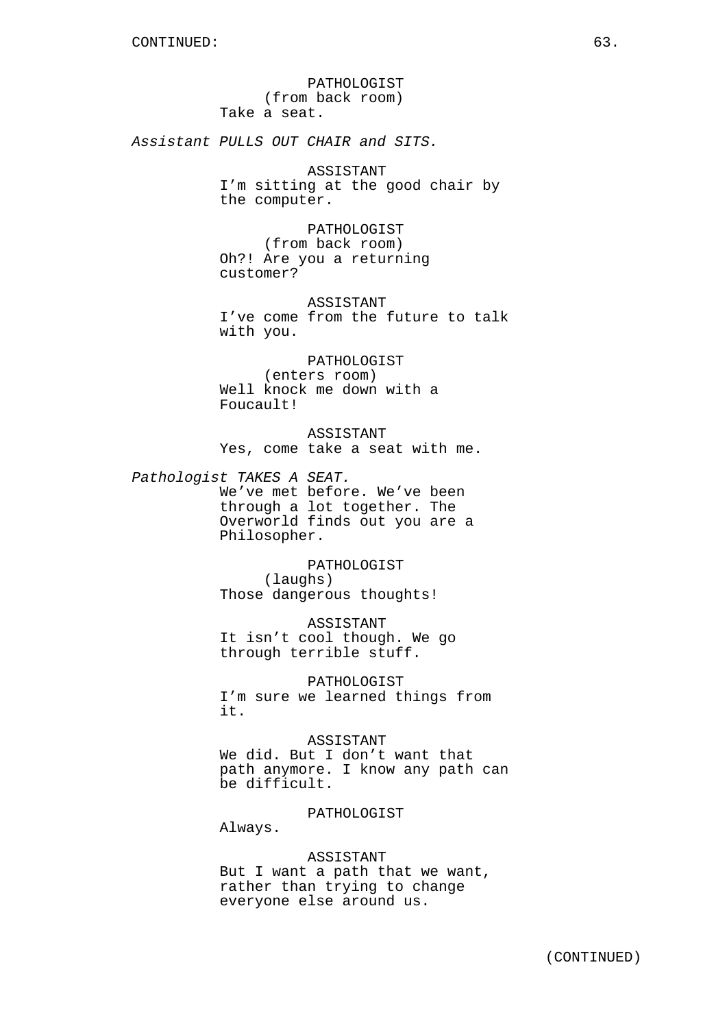CONTINUED:

PATHOLOGIST
(from back room)
Take a seat.

*Assistant PULLS OUT CHAIR and SITS.*

ASSISTANT
I'm sitting at the good chair by the computer.

PATHOLOGIST
(from back room)
Oh?! Are you a returning customer?

ASSISTANT
I've come from the future to talk with you.

PATHOLOGIST
(enters room)
Well knock me down with a Foucault!

ASSISTANT
Yes, come take a seat with me.

*Pathologist TAKES A SEAT.*

We've met before. We've been through a lot together. The Overworld finds out you are a Philosopher.

PATHOLOGIST
(laughs)
Those dangerous thoughts!

ASSISTANT
It isn't cool though. We go through terrible stuff.

PATHOLOGIST
I'm sure we learned things from it.

ASSISTANT
We did. But I don't want that path anymore. I know any path can be difficult.

PATHOLOGIST
Always.

ASSISTANT
But I want a path that we want, rather than trying to change everyone else around us.

(CONTINUED)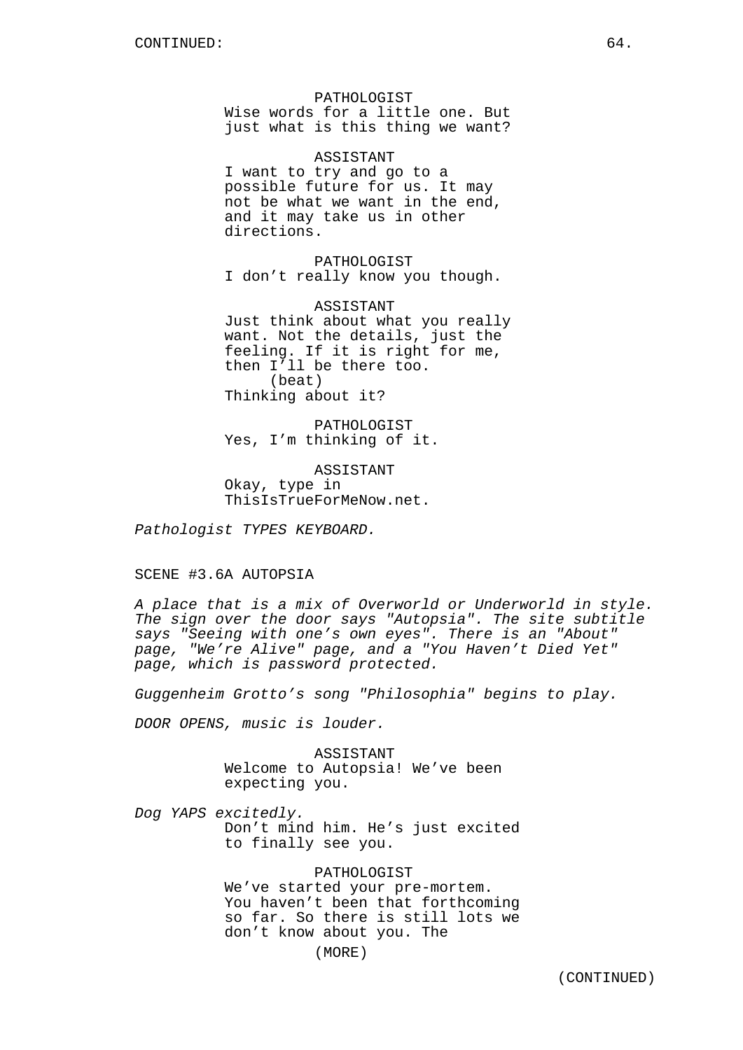PATHOLOGIST
Wise words for a little one. But just what is this thing we want?

ASSISTANT
I want to try and go to a possible future for us. It may not be what we want in the end, and it may take us in other directions.

PATHOLOGIST
I don't really know you though.

ASSISTANT
Just think about what you really want. Not the details, just the feeling. If it is right for me, then I'll be there too.
(beat)
Thinking about it?

PATHOLOGIST
Yes, I'm thinking of it.

ASSISTANT
Okay, type in ThisIsTrueForMeNow.net.

*Pathologist TYPES KEYBOARD.*

SCENE #3.6A AUTOPSIA

*A place that is a mix of Overworld or Underworld in style. The sign over the door says "Autopsia". The site subtitle says "Seeing with one's own eyes". There is an "About" page, "We're Alive" page, and a "You Haven't Died Yet" page, which is password protected.*

*Guggenheim Grotto's song "Philosophia" begins to play.*

*DOOR OPENS, music is louder.*

ASSISTANT
Welcome to Autopsia! We've been expecting you.

*Dog YAPS excitedly.*

Don't mind him. He's just excited to finally see you.

PATHOLOGIST
We've started your pre-mortem. You haven't been that forthcoming so far. So there is still lots we don't know about you. The
(MORE)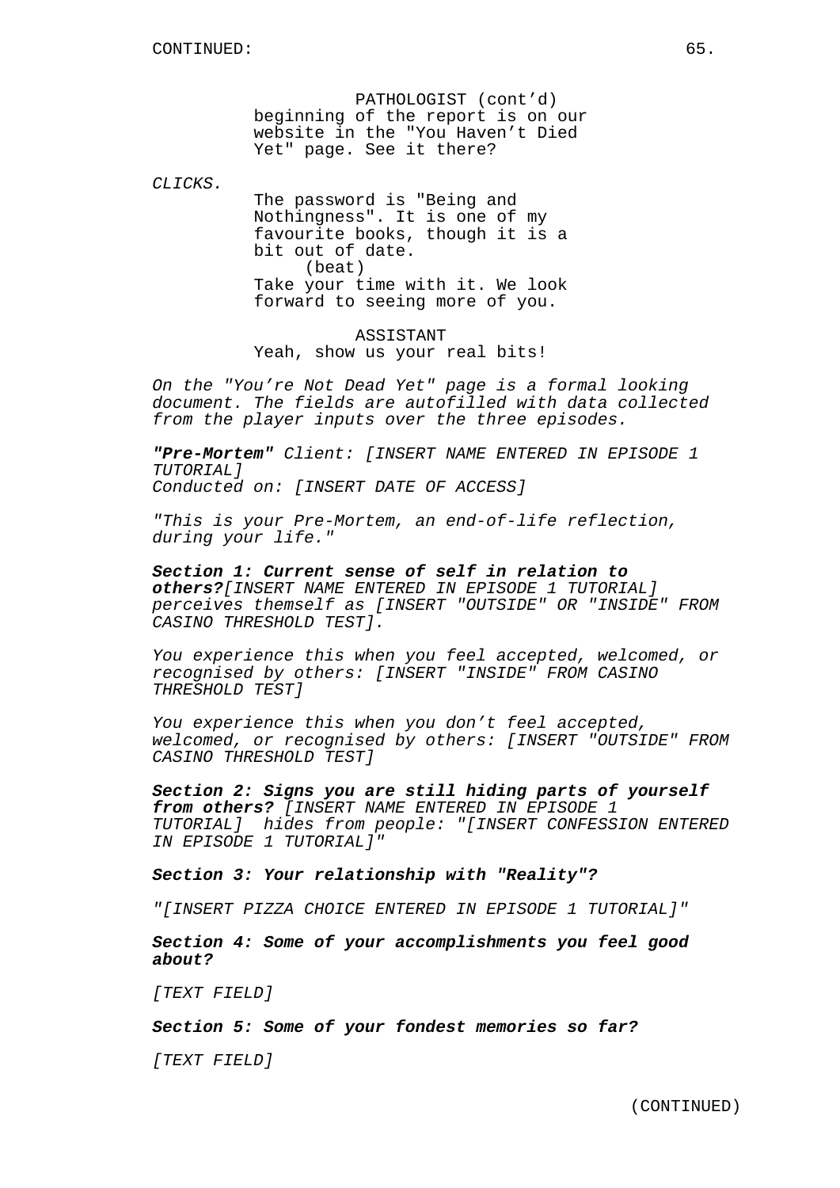CONTINUED:

PATHOLOGIST (cont'd)
beginning of the report is on our website in the "You Haven't Died Yet" page. See it there?

*CLICKS.*

The password is "Being and Nothingness". It is one of my favourite books, though it is a bit out of date.
(beat)
Take your time with it. We look forward to seeing more of you.

ASSISTANT
Yeah, show us your real bits!

*On the "You're Not Dead Yet" page is a formal looking document. The fields are autofilled with data collected from the player inputs over the three episodes.*

***"Pre-Mortem"*** *Client: [INSERT NAME ENTERED IN EPISODE 1 TUTORIAL]*
*Conducted on: [INSERT DATE OF ACCESS]*

*"This is your Pre-Mortem, an end-of-life reflection, during your life."*

***Section 1: Current sense of self in relation to others?****[INSERT NAME ENTERED IN EPISODE 1 TUTORIAL] perceives themself as [INSERT "OUTSIDE" OR "INSIDE" FROM CASINO THRESHOLD TEST].*

*You experience this when you feel accepted, welcomed, or recognised by others: [INSERT "INSIDE" FROM CASINO THRESHOLD TEST]*

*You experience this when you don't feel accepted, welcomed, or recognised by others: [INSERT "OUTSIDE" FROM CASINO THRESHOLD TEST]*

***Section 2: Signs you are still hiding parts of yourself from others?*** *[INSERT NAME ENTERED IN EPISODE 1 TUTORIAL] hides from people: "[INSERT CONFESSION ENTERED IN EPISODE 1 TUTORIAL]"*

***Section 3: Your relationship with "Reality"?***

*"[INSERT PIZZA CHOICE ENTERED IN EPISODE 1 TUTORIAL]"*

***Section 4: Some of your accomplishments you feel good about?***

*[TEXT FIELD]*

***Section 5: Some of your fondest memories so far?***

*[TEXT FIELD]*

(CONTINUED)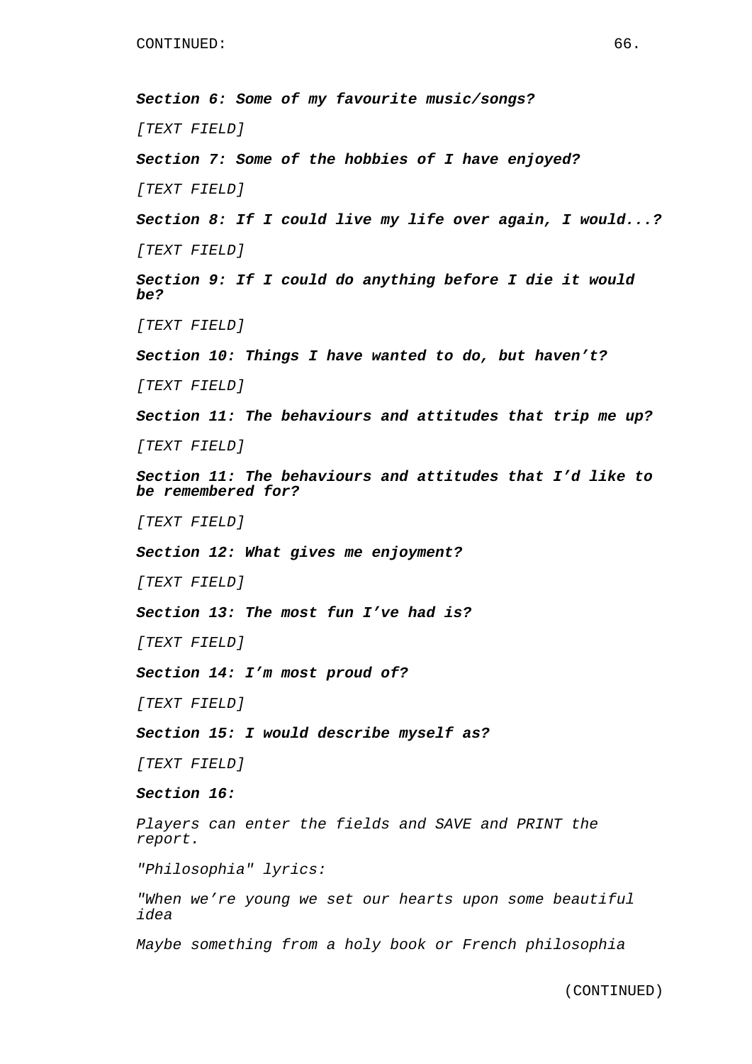***Section 6: Some of my favourite music/songs?***

*[TEXT FIELD]*

***Section 7: Some of the hobbies of I have enjoyed?***

*[TEXT FIELD]*

***Section 8: If I could live my life over again, I would...?***

*[TEXT FIELD]*

***Section 9: If I could do anything before I die it would be?***

*[TEXT FIELD]*

***Section 10: Things I have wanted to do, but haven't?***

*[TEXT FIELD]*

***Section 11: The behaviours and attitudes that trip me up?***

*[TEXT FIELD]*

***Section 11: The behaviours and attitudes that I'd like to be remembered for?***

*[TEXT FIELD]*

***Section 12: What gives me enjoyment?***

*[TEXT FIELD]*

***Section 13: The most fun I've had is?***

*[TEXT FIELD]*

***Section 14: I'm most proud of?***

*[TEXT FIELD]*

***Section 15: I would describe myself as?***

*[TEXT FIELD]*

***Section 16:***

*Players can enter the fields and SAVE and PRINT the report.*

*"Philosophia" lyrics:*

*"When we're young we set our hearts upon some beautiful idea*

*Maybe something from a holy book or French philosophia*

(CONTINUED)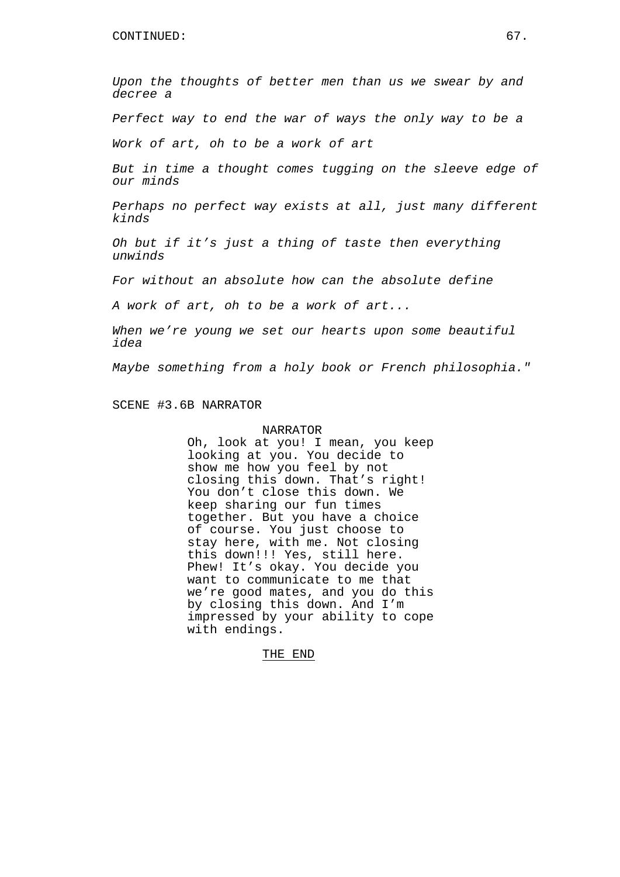*Upon the thoughts of better men than us we swear by and decree a*

*Perfect way to end the war of ways the only way to be a*

*Work of art, oh to be a work of art*

*But in time a thought comes tugging on the sleeve edge of our minds*

*Perhaps no perfect way exists at all, just many different kinds*

*Oh but if it's just a thing of taste then everything unwinds*

*For without an absolute how can the absolute define*

*A work of art, oh to be a work of art...*

*When we're young we set our hearts upon some beautiful idea*

*Maybe something from a holy book or French philosophia."*

SCENE #3.6B NARRATOR

NARRATOR

Oh, look at you! I mean, you keep looking at you. You decide to show me how you feel by not closing this down. That's right! You don't close this down. We keep sharing our fun times together. But you have a choice of course. You just choose to stay here, with me. Not closing this down!!! Yes, still here. Phew! It's okay. You decide you want to communicate to me that we're good mates, and you do this by closing this down. And I'm impressed by your ability to cope with endings.

THE END